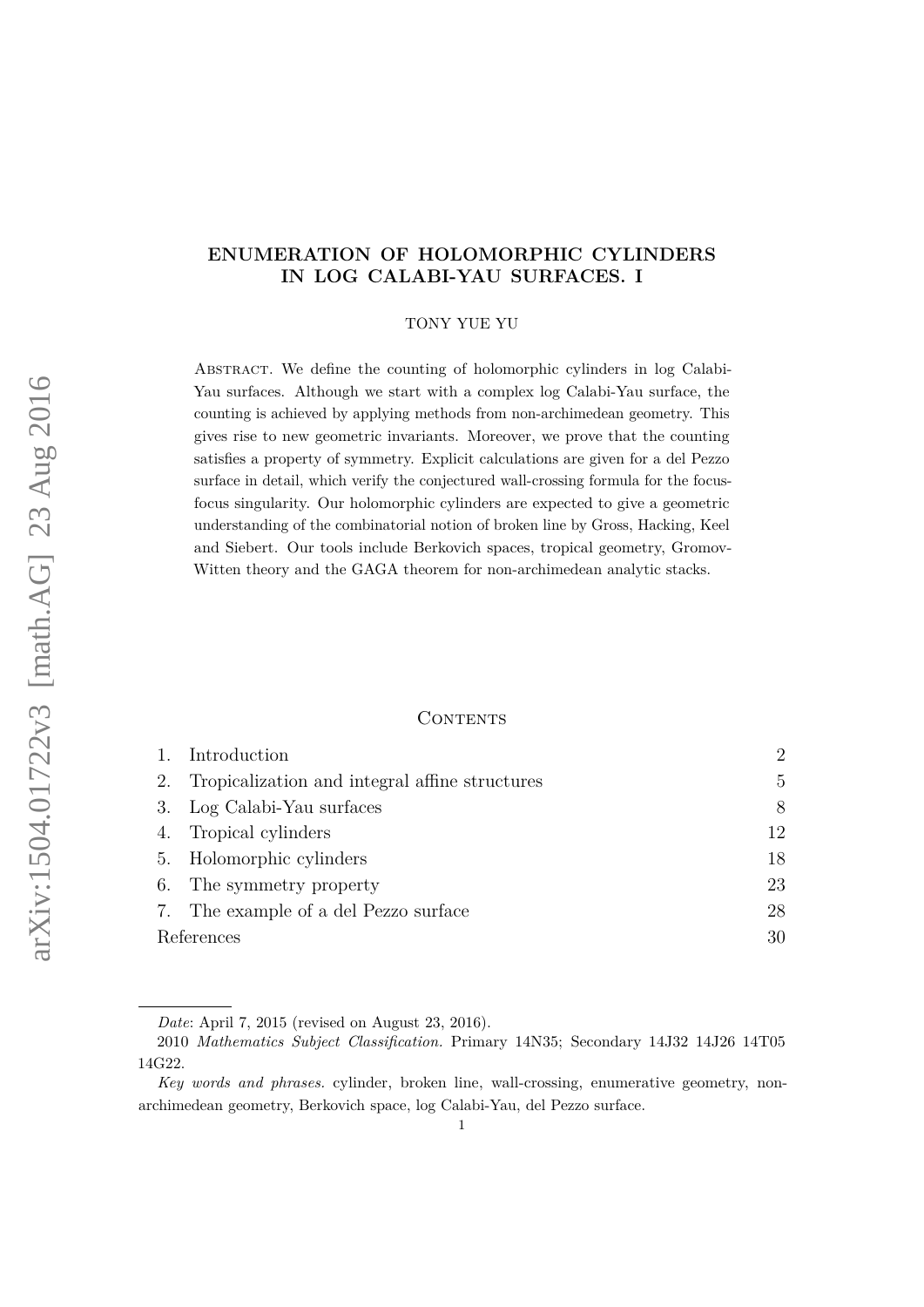# ENUMERATION OF HOLOMORPHIC CYLINDERS IN LOG CALABI-YAU SURFACES. I

TONY YUE YU

Abstract. We define the counting of holomorphic cylinders in log Calabi-Yau surfaces. Although we start with a complex log Calabi-Yau surface, the counting is achieved by applying methods from non-archimedean geometry. This gives rise to new geometric invariants. Moreover, we prove that the counting satisfies a property of symmetry. Explicit calculations are given for a del Pezzo surface in detail, which verify the conjectured wall-crossing formula for the focus-focus singularity. Our holomorphic cylinders are expected to give a geometric understanding of the combinatorial notion of broken line by Gross, Hacking, Keel and Siebert. Our tools include Berkovich spaces, tropical geometry, Gromov-Witten theory and the GAGA theorem for non-archimedean analytic stacks.

## Contents

| | |
|---|---|
| 1. Introduction | 2 |
| 2. Tropicalization and integral affine structures | 5 |
| 3. Log Calabi-Yau surfaces | 8 |
| 4. Tropical cylinders | 12 |
| 5. Holomorphic cylinders | 18 |
| 6. The symmetry property | 23 |
| 7. The example of a del Pezzo surface | 28 |
| References | 30 |

---

*Date*: April 7, 2015 (revised on August 23, 2016).

2010 *Mathematics Subject Classification.* Primary 14N35; Secondary 14J32 14J26 14T05 14G22.

*Key words and phrases.* cylinder, broken line, wall-crossing, enumerative geometry, non-archimedean geometry, Berkovich space, log Calabi-Yau, del Pezzo surface.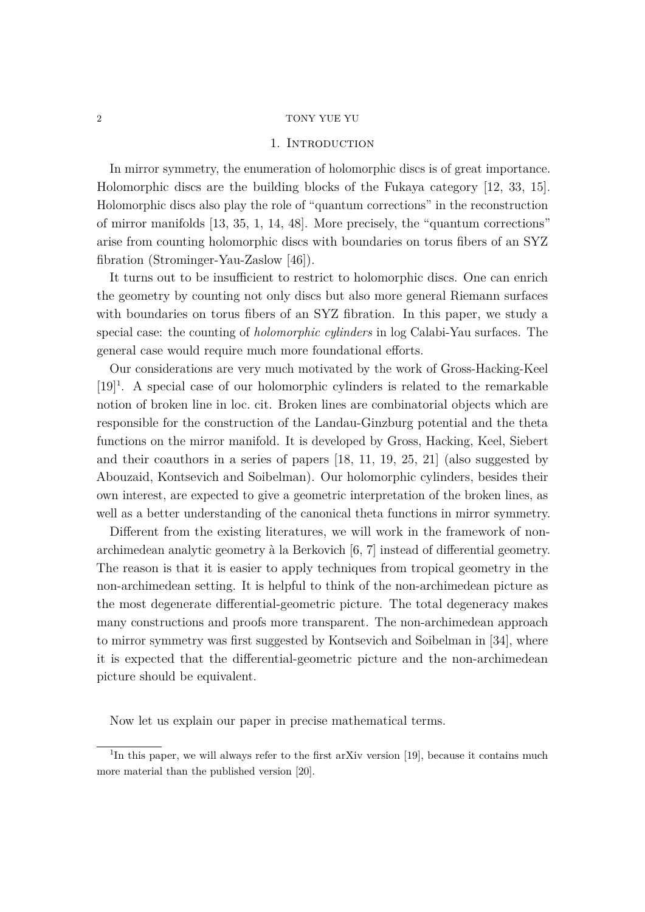## 1. Introduction

In mirror symmetry, the enumeration of holomorphic discs is of great importance. Holomorphic discs are the building blocks of the Fukaya category [12, 33, 15]. Holomorphic discs also play the role of "quantum corrections" in the reconstruction of mirror manifolds [13, 35, 1, 14, 48]. More precisely, the "quantum corrections" arise from counting holomorphic discs with boundaries on torus fibers of an SYZ fibration (Strominger-Yau-Zaslow [46]).

It turns out to be insufficient to restrict to holomorphic discs. One can enrich the geometry by counting not only discs but also more general Riemann surfaces with boundaries on torus fibers of an SYZ fibration. In this paper, we study a special case: the counting of *holomorphic cylinders* in log Calabi-Yau surfaces. The general case would require much more foundational efforts.

Our considerations are very much motivated by the work of Gross-Hacking-Keel [19][1]. A special case of our holomorphic cylinders is related to the remarkable notion of broken line in loc. cit. Broken lines are combinatorial objects which are responsible for the construction of the Landau-Ginzburg potential and the theta functions on the mirror manifold. It is developed by Gross, Hacking, Keel, Siebert and their coauthors in a series of papers [18, 11, 19, 25, 21] (also suggested by Abouzaid, Kontsevich and Soibelman). Our holomorphic cylinders, besides their own interest, are expected to give a geometric interpretation of the broken lines, as well as a better understanding of the canonical theta functions in mirror symmetry.

Different from the existing literatures, we will work in the framework of non-archimedean analytic geometry à la Berkovich [6, 7] instead of differential geometry. The reason is that it is easier to apply techniques from tropical geometry in the non-archimedean setting. It is helpful to think of the non-archimedean picture as the most degenerate differential-geometric picture. The total degeneracy makes many constructions and proofs more transparent. The non-archimedean approach to mirror symmetry was first suggested by Kontsevich and Soibelman in [34], where it is expected that the differential-geometric picture and the non-archimedean picture should be equivalent.

Now let us explain our paper in precise mathematical terms.

[1] In this paper, we will always refer to the first arXiv version [19], because it contains much more material than the published version [20].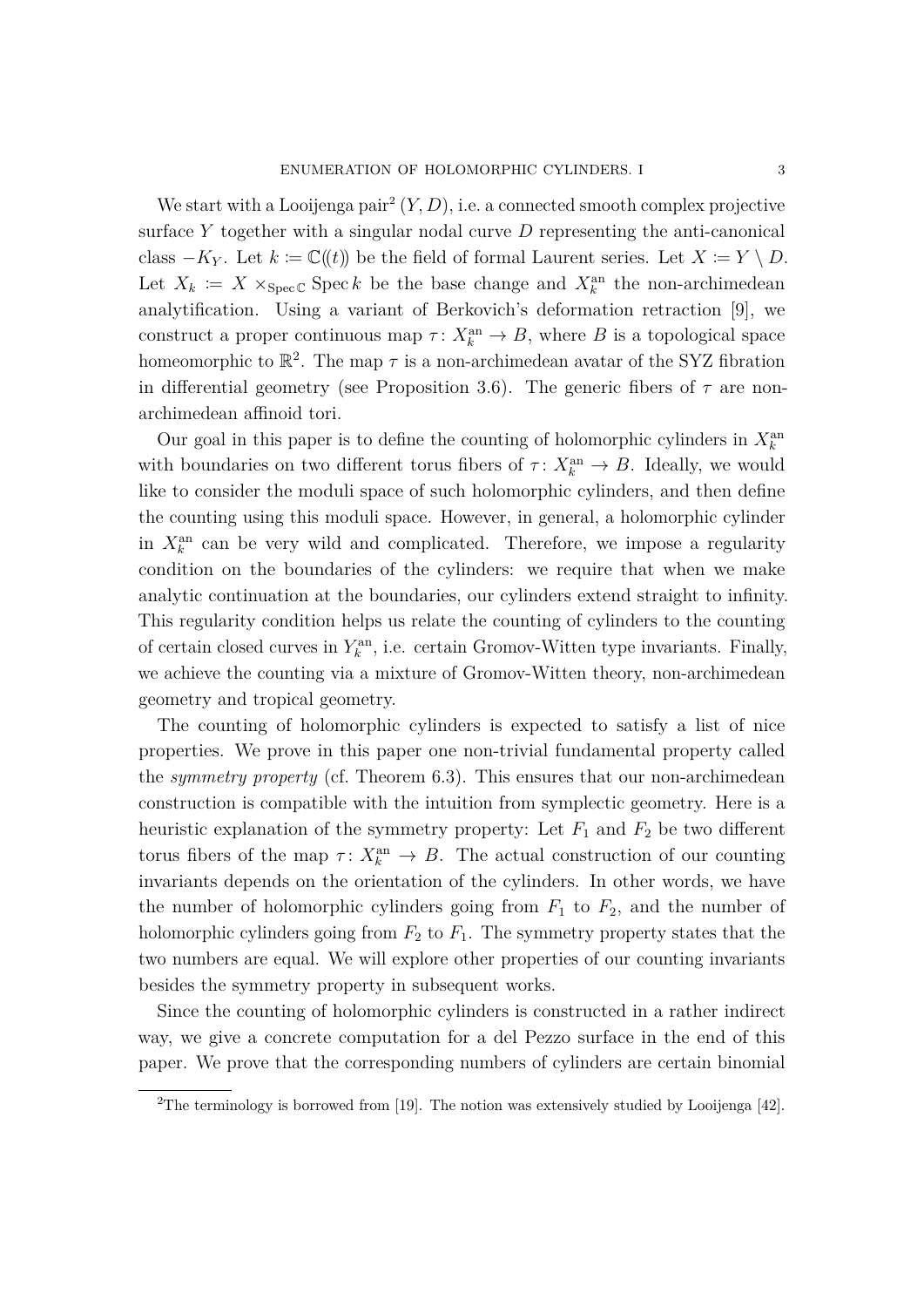We start with a Looijenga pair[2] $(Y, D)$, i.e. a connected smooth complex projective surface $Y$ together with a singular nodal curve $D$ representing the anti-canonical class $-K_Y$. Let $k \coloneqq \mathbb{C}(\!(t)\!)$ be the field of formal Laurent series. Let $X \coloneqq Y \setminus D$. Let $X_k \coloneqq X \times_{\operatorname{Spec}\mathbb{C}} \operatorname{Spec} k$ be the base change and $X_k^{\mathrm{an}}$ the non-archimedean analytification. Using a variant of Berkovich's deformation retraction [9], we construct a proper continuous map $\tau\colon X_k^{\mathrm{an}} \to B$, where $B$ is a topological space homeomorphic to $\mathbb{R}^2$. The map $\tau$ is a non-archimedean avatar of the SYZ fibration in differential geometry (see Proposition 3.6). The generic fibers of $\tau$ are non-archimedean affinoid tori.

Our goal in this paper is to define the counting of holomorphic cylinders in $X_k^{\mathrm{an}}$ with boundaries on two different torus fibers of $\tau\colon X_k^{\mathrm{an}} \to B$. Ideally, we would like to consider the moduli space of such holomorphic cylinders, and then define the counting using this moduli space. However, in general, a holomorphic cylinder in $X_k^{\mathrm{an}}$ can be very wild and complicated. Therefore, we impose a regularity condition on the boundaries of the cylinders: we require that when we make analytic continuation at the boundaries, our cylinders extend straight to infinity. This regularity condition helps us relate the counting of cylinders to the counting of certain closed curves in $Y_k^{\mathrm{an}}$, i.e. certain Gromov-Witten type invariants. Finally, we achieve the counting via a mixture of Gromov-Witten theory, non-archimedean geometry and tropical geometry.

The counting of holomorphic cylinders is expected to satisfy a list of nice properties. We prove in this paper one non-trivial fundamental property called the *symmetry property* (cf. Theorem 6.3). This ensures that our non-archimedean construction is compatible with the intuition from symplectic geometry. Here is a heuristic explanation of the symmetry property: Let $F_1$ and $F_2$ be two different torus fibers of the map $\tau\colon X_k^{\mathrm{an}} \to B$. The actual construction of our counting invariants depends on the orientation of the cylinders. In other words, we have the number of holomorphic cylinders going from $F_1$ to $F_2$, and the number of holomorphic cylinders going from $F_2$ to $F_1$. The symmetry property states that the two numbers are equal. We will explore other properties of our counting invariants besides the symmetry property in subsequent works.

Since the counting of holomorphic cylinders is constructed in a rather indirect way, we give a concrete computation for a del Pezzo surface in the end of this paper. We prove that the corresponding numbers of cylinders are certain binomial

[2]The terminology is borrowed from [19]. The notion was extensively studied by Looijenga [42].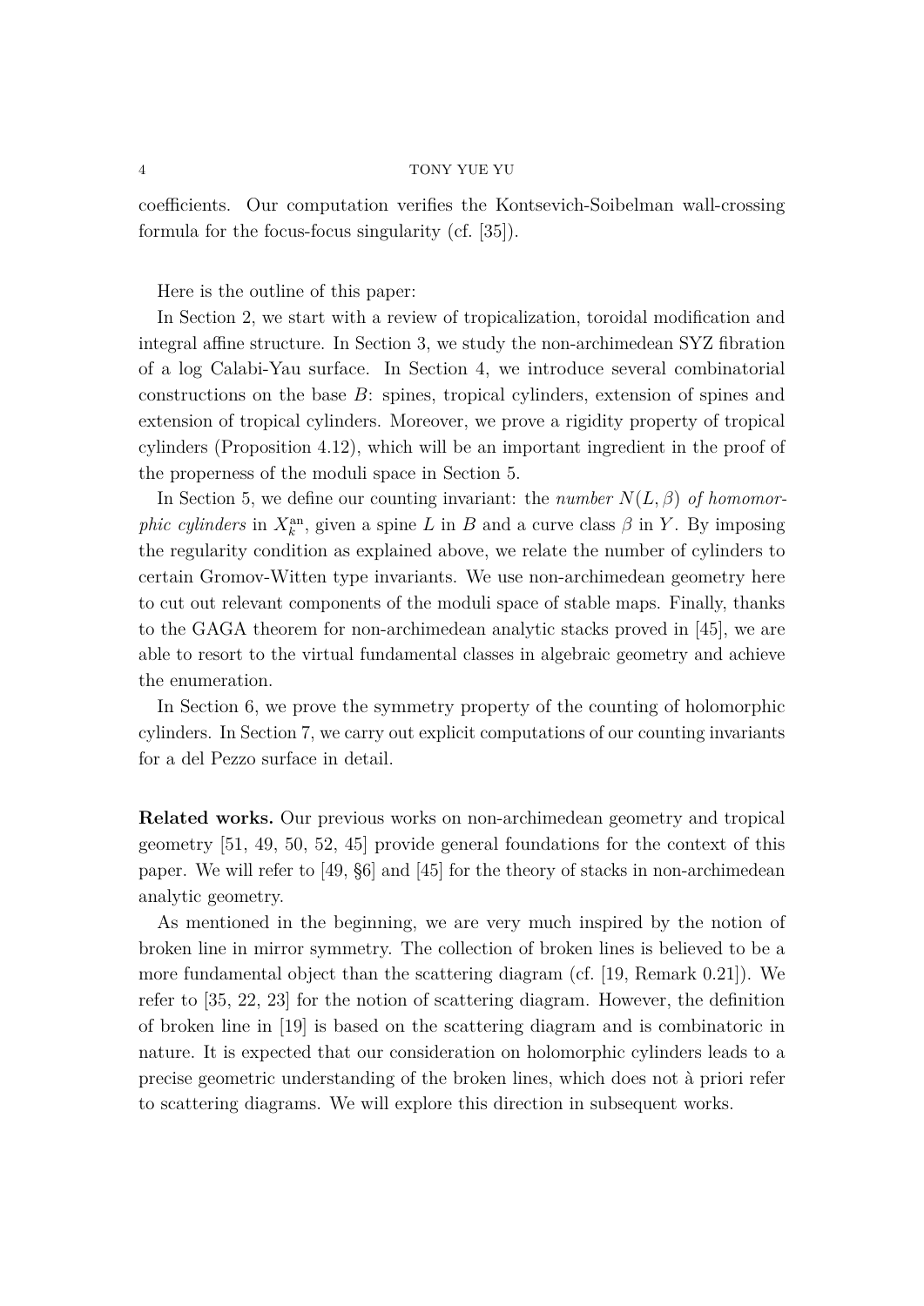coefficients. Our computation verifies the Kontsevich-Soibelman wall-crossing formula for the focus-focus singularity (cf. [35]).

Here is the outline of this paper:

In Section 2, we start with a review of tropicalization, toroidal modification and integral affine structure. In Section 3, we study the non-archimedean SYZ fibration of a log Calabi-Yau surface. In Section 4, we introduce several combinatorial constructions on the base $B$: spines, tropical cylinders, extension of spines and extension of tropical cylinders. Moreover, we prove a rigidity property of tropical cylinders (Proposition 4.12), which will be an important ingredient in the proof of the properness of the moduli space in Section 5.

In Section 5, we define our counting invariant: the *number* $N(L,\beta)$ *of homomorphic cylinders* in $X_k^{\mathrm{an}}$, given a spine $L$ in $B$ and a curve class $\beta$ in $Y$. By imposing the regularity condition as explained above, we relate the number of cylinders to certain Gromov-Witten type invariants. We use non-archimedean geometry here to cut out relevant components of the moduli space of stable maps. Finally, thanks to the GAGA theorem for non-archimedean analytic stacks proved in [45], we are able to resort to the virtual fundamental classes in algebraic geometry and achieve the enumeration.

In Section 6, we prove the symmetry property of the counting of holomorphic cylinders. In Section 7, we carry out explicit computations of our counting invariants for a del Pezzo surface in detail.

**Related works.** Our previous works on non-archimedean geometry and tropical geometry [51, 49, 50, 52, 45] provide general foundations for the context of this paper. We will refer to [49, §6] and [45] for the theory of stacks in non-archimedean analytic geometry.

As mentioned in the beginning, we are very much inspired by the notion of broken line in mirror symmetry. The collection of broken lines is believed to be a more fundamental object than the scattering diagram (cf. [19, Remark 0.21]). We refer to [35, 22, 23] for the notion of scattering diagram. However, the definition of broken line in [19] is based on the scattering diagram and is combinatoric in nature. It is expected that our consideration on holomorphic cylinders leads to a precise geometric understanding of the broken lines, which does not à priori refer to scattering diagrams. We will explore this direction in subsequent works.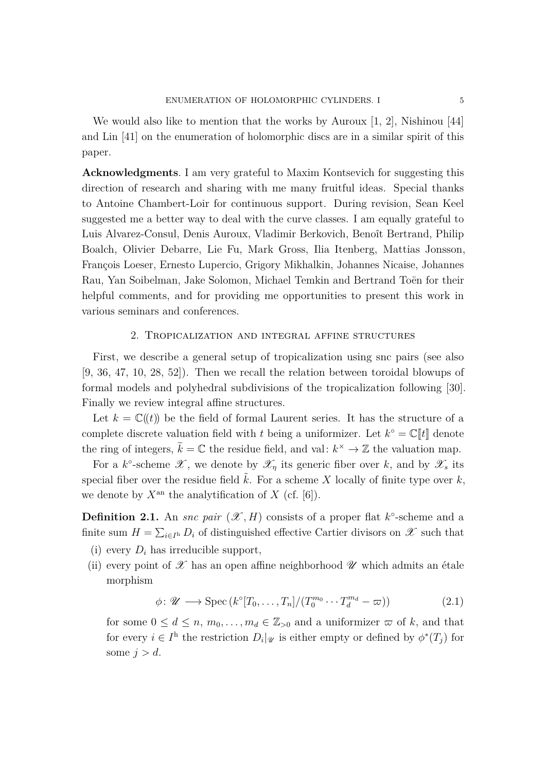We would also like to mention that the works by Auroux [1, 2], Nishinou [44] and Lin [41] on the enumeration of holomorphic discs are in a similar spirit of this paper.

**Acknowledgments**. I am very grateful to Maxim Kontsevich for suggesting this direction of research and sharing with me many fruitful ideas. Special thanks to Antoine Chambert-Loir for continuous support. During revision, Sean Keel suggested me a better way to deal with the curve classes. I am equally grateful to Luis Alvarez-Consul, Denis Auroux, Vladimir Berkovich, Benoît Bertrand, Philip Boalch, Olivier Debarre, Lie Fu, Mark Gross, Ilia Itenberg, Mattias Jonsson, François Loeser, Ernesto Lupercio, Grigory Mikhalkin, Johannes Nicaise, Johannes Rau, Yan Soibelman, Jake Solomon, Michael Temkin and Bertrand Toën for their helpful comments, and for providing me opportunities to present this work in various seminars and conferences.

## 2. Tropicalization and integral affine structures

First, we describe a general setup of tropicalization using snc pairs (see also [9, 36, 47, 10, 28, 52]). Then we recall the relation between toroidal blowups of formal models and polyhedral subdivisions of the tropicalization following [30]. Finally we review integral affine structures.

Let $k = \mathbb{C}(\!(t)\!)$ be the field of formal Laurent series. It has the structure of a complete discrete valuation field with $t$ being a uniformizer. Let $k^\circ = \mathbb{C}[\![t]\!]$ denote the ring of integers, $\widetilde{k} = \mathbb{C}$ the residue field, and $\operatorname{val}\colon k^\times \to \mathbb{Z}$ the valuation map.

For a $k^\circ$-scheme $\mathscr{X}$, we denote by $\mathscr{X}_\eta$ its generic fiber over $k$, and by $\mathscr{X}_s$ its special fiber over the residue field $\tilde{k}$. For a scheme $X$ locally of finite type over $k$, we denote by $X^{\mathrm{an}}$ the analytification of $X$ (cf. [6]).

**Definition 2.1.** An *snc pair* $(\mathscr{X}, H)$ consists of a proper flat $k^\circ$-scheme and a finite sum $H = \sum_{i\in I^{\mathrm{h}}} D_i$ of distinguished effective Cartier divisors on $\mathscr{X}$ such that

(i) every $D_i$ has irreducible support,

(ii) every point of $\mathscr{X}$ has an open affine neighborhood $\mathscr{U}$ which admits an étale morphism

$$\phi\colon \mathscr{U} \longrightarrow \operatorname{Spec}\left(k^\circ[T_0, \ldots, T_n]/(T_0^{m_0} \cdots T_d^{m_d} - \varpi)\right) \tag{2.1}$$

for some $0 \le d \le n$, $m_0, \ldots, m_d \in \mathbb{Z}_{>0}$ and a uniformizer $\varpi$ of $k$, and that for every $i \in I^{\mathrm{h}}$ the restriction $D_i|_{\mathscr{U}}$ is either empty or defined by $\phi^*(T_j)$ for some $j > d$.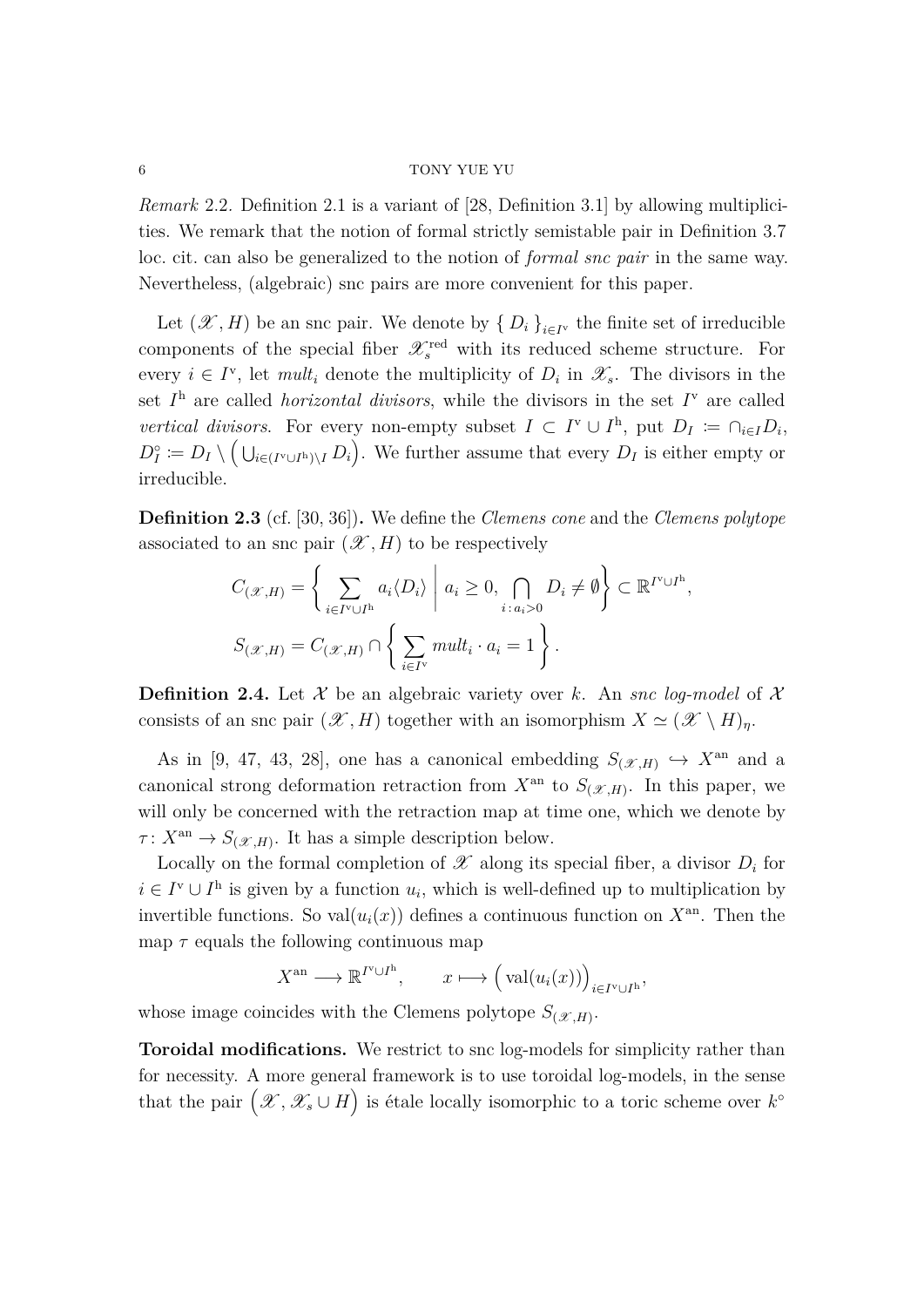*Remark* 2.2. Definition 2.1 is a variant of [28, Definition 3.1] by allowing multiplicities. We remark that the notion of formal strictly semistable pair in Definition 3.7 loc. cit. can also be generalized to the notion of *formal snc pair* in the same way. Nevertheless, (algebraic) snc pairs are more convenient for this paper.

Let $(\mathscr{X}, H)$ be an snc pair. We denote by $\{ D_i \}_{i\in I^{\mathrm{v}}}$ the finite set of irreducible components of the special fiber $\mathscr{X}_s^{\mathrm{red}}$ with its reduced scheme structure. For every $i \in I^{\mathrm{v}}$, let $mult_i$ denote the multiplicity of $D_i$ in $\mathscr{X}_s$. The divisors in the set $I^{\mathrm{h}}$ are called *horizontal divisors*, while the divisors in the set $I^{\mathrm{v}}$ are called *vertical divisors*. For every non-empty subset $I \subset I^{\mathrm{v}} \cup I^{\mathrm{h}}$, put $D_I \coloneqq \cap_{i\in I} D_i$, $D_I^\circ \coloneqq D_I \setminus \Big( \bigcup_{i\in (I^{\mathrm{v}}\cup I^{\mathrm{h}})\setminus I} D_i \Big)$. We further assume that every $D_I$ is either empty or irreducible.

**Definition 2.3** (cf. [30, 36])**.** We define the *Clemens cone* and the *Clemens polytope* associated to an snc pair $(\mathscr{X}, H)$ to be respectively

$$C_{(\mathscr{X},H)} = \left\{ \sum_{i\in I^{\mathrm{v}}\cup I^{\mathrm{h}}} a_i \langle D_i\rangle \;\middle|\; a_i \geq 0, \bigcap_{i\,:\,a_i>0} D_i \neq \emptyset \right\} \subset \mathbb{R}^{I^{\mathrm{v}}\cup I^{\mathrm{h}}},$$

$$S_{(\mathscr{X},H)} = C_{(\mathscr{X},H)} \cap \left\{ \sum_{i\in I^{\mathrm{v}}} mult_i \cdot a_i = 1 \right\}.$$

**Definition 2.4.** Let $\mathcal{X}$ be an algebraic variety over $k$. An *snc log-model* of $\mathcal{X}$ consists of an snc pair $(\mathscr{X}, H)$ together with an isomorphism $X \simeq (\mathscr{X} \setminus H)_\eta$.

As in [9, 47, 43, 28], one has a canonical embedding $S_{(\mathscr{X},H)} \hookrightarrow X^{\mathrm{an}}$ and a canonical strong deformation retraction from $X^{\mathrm{an}}$ to $S_{(\mathscr{X},H)}$. In this paper, we will only be concerned with the retraction map at time one, which we denote by $\tau\colon X^{\mathrm{an}} \to S_{(\mathscr{X},H)}$. It has a simple description below.

Locally on the formal completion of $\mathscr{X}$ along its special fiber, a divisor $D_i$ for $i \in I^{\mathrm{v}} \cup I^{\mathrm{h}}$ is given by a function $u_i$, which is well-defined up to multiplication by invertible functions. So $\mathrm{val}(u_i(x))$ defines a continuous function on $X^{\mathrm{an}}$. Then the map $\tau$ equals the following continuous map

$$X^{\mathrm{an}} \longrightarrow \mathbb{R}^{I^{\mathrm{v}}\cup I^{\mathrm{h}}}, \qquad x \longmapsto \Big(\mathrm{val}(u_i(x))\Big)_{i\in I^{\mathrm{v}}\cup I^{\mathrm{h}}},$$

whose image coincides with the Clemens polytope $S_{(\mathscr{X},H)}$.

**Toroidal modifications.** We restrict to snc log-models for simplicity rather than for necessity. A more general framework is to use toroidal log-models, in the sense that the pair $\Big(\mathscr{X}, \mathscr{X}_s \cup H\Big)$ is étale locally isomorphic to a toric scheme over $k^\circ$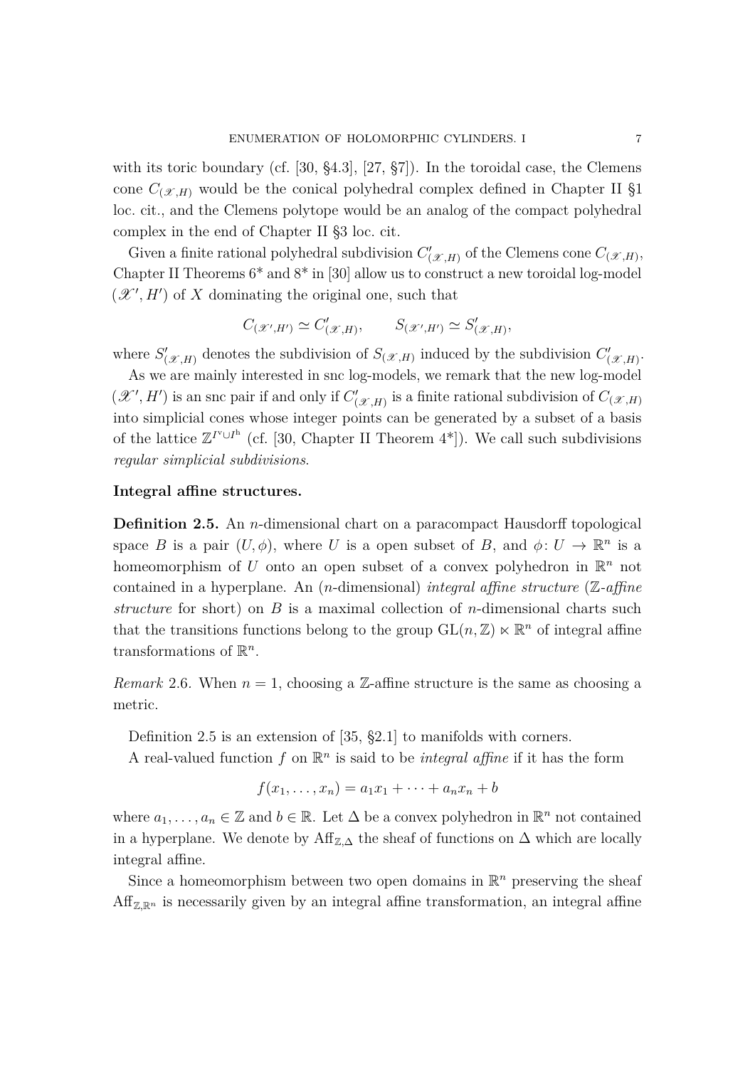with its toric boundary (cf. [30, §4.3], [27, §7]). In the toroidal case, the Clemens cone $C_{(\mathscr{X},H)}$ would be the conical polyhedral complex defined in Chapter II §1 loc. cit., and the Clemens polytope would be an analog of the compact polyhedral complex in the end of Chapter II §3 loc. cit.

Given a finite rational polyhedral subdivision $C'_{(\mathscr{X},H)}$ of the Clemens cone $C_{(\mathscr{X},H)}$, Chapter II Theorems 6* and 8* in [30] allow us to construct a new toroidal log-model $(\mathscr{X}', H')$ of $X$ dominating the original one, such that

$$C_{(\mathscr{X}',H')} \simeq C'_{(\mathscr{X},H)}, \qquad S_{(\mathscr{X}',H')} \simeq S'_{(\mathscr{X},H)},$$

where $S'_{(\mathscr{X},H)}$ denotes the subdivision of $S_{(\mathscr{X},H)}$ induced by the subdivision $C'_{(\mathscr{X},H)}$.

As we are mainly interested in snc log-models, we remark that the new log-model $(\mathscr{X}', H')$ is an snc pair if and only if $C'_{(\mathscr{X},H)}$ is a finite rational subdivision of $C_{(\mathscr{X},H)}$ into simplicial cones whose integer points can be generated by a subset of a basis of the lattice $\mathbb{Z}^{I^{\mathrm{v}} \cup I^{\mathrm{h}}}$ (cf. [30, Chapter II Theorem 4*]). We call such subdivisions *regular simplicial subdivisions*.

**Integral affine structures.**

**Definition 2.5.** An $n$-dimensional chart on a paracompact Hausdorff topological space $B$ is a pair $(U, \phi)$, where $U$ is a open subset of $B$, and $\phi \colon U \to \mathbb{R}^n$ is a homeomorphism of $U$ onto an open subset of a convex polyhedron in $\mathbb{R}^n$ not contained in a hyperplane. An ($n$-dimensional) *integral affine structure* ($\mathbb{Z}$*-affine structure* for short) on $B$ is a maximal collection of $n$-dimensional charts such that the transitions functions belong to the group $\mathrm{GL}(n, \mathbb{Z}) \ltimes \mathbb{R}^n$ of integral affine transformations of $\mathbb{R}^n$.

*Remark* 2.6. When $n = 1$, choosing a $\mathbb{Z}$-affine structure is the same as choosing a metric.

Definition 2.5 is an extension of [35, §2.1] to manifolds with corners.

A real-valued function $f$ on $\mathbb{R}^n$ is said to be *integral affine* if it has the form

$$f(x_1, \dots, x_n) = a_1 x_1 + \dots + a_n x_n + b$$

where $a_1, \dots, a_n \in \mathbb{Z}$ and $b \in \mathbb{R}$. Let $\Delta$ be a convex polyhedron in $\mathbb{R}^n$ not contained in a hyperplane. We denote by $\mathrm{Aff}_{\mathbb{Z},\Delta}$ the sheaf of functions on $\Delta$ which are locally integral affine.

Since a homeomorphism between two open domains in $\mathbb{R}^n$ preserving the sheaf $\mathrm{Aff}_{\mathbb{Z},\mathbb{R}^n}$ is necessarily given by an integral affine transformation, an integral affine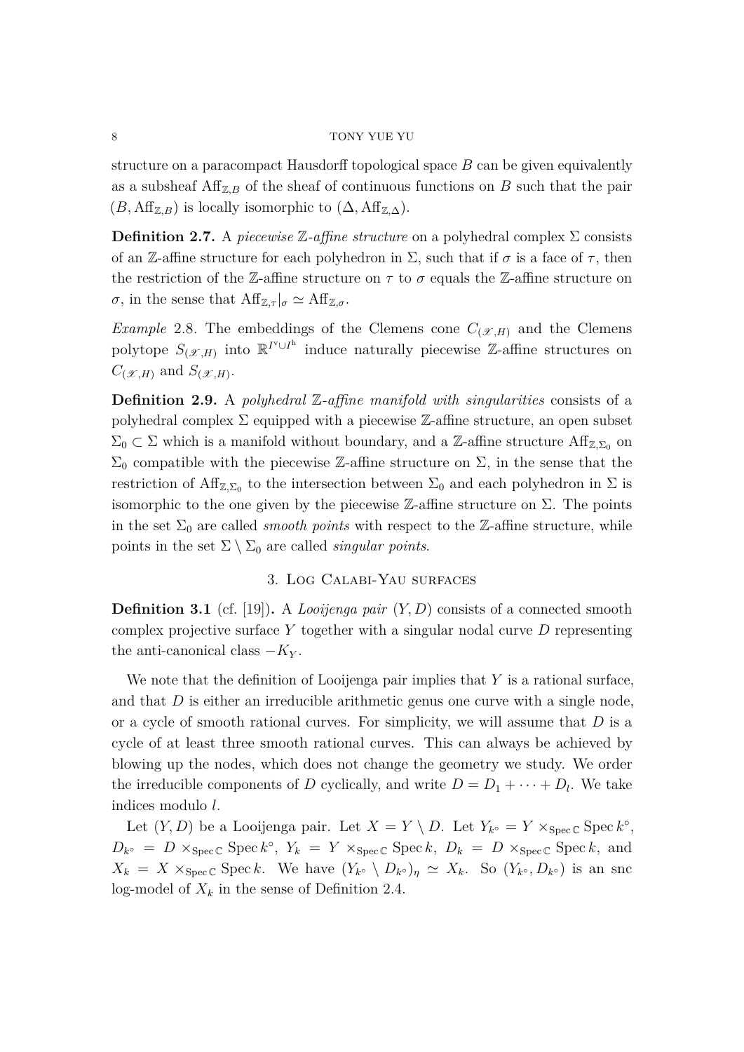structure on a paracompact Hausdorff topological space $B$ can be given equivalently as a subsheaf $\mathrm{Aff}_{\mathbb{Z},B}$ of the sheaf of continuous functions on $B$ such that the pair $(B, \mathrm{Aff}_{\mathbb{Z},B})$ is locally isomorphic to $(\Delta, \mathrm{Aff}_{\mathbb{Z},\Delta})$.

**Definition 2.7.** A *piecewise $\mathbb{Z}$-affine structure* on a polyhedral complex $\Sigma$ consists of an $\mathbb{Z}$-affine structure for each polyhedron in $\Sigma$, such that if $\sigma$ is a face of $\tau$, then the restriction of the $\mathbb{Z}$-affine structure on $\tau$ to $\sigma$ equals the $\mathbb{Z}$-affine structure on $\sigma$, in the sense that $\mathrm{Aff}_{\mathbb{Z},\tau}|_\sigma \simeq \mathrm{Aff}_{\mathbb{Z},\sigma}$.

*Example* 2.8. The embeddings of the Clemens cone $C_{(\mathscr{X},H)}$ and the Clemens polytope $S_{(\mathscr{X},H)}$ into $\mathbb{R}^{I^{\mathrm{v}} \cup I^{\mathrm{h}}}$ induce naturally piecewise $\mathbb{Z}$-affine structures on $C_{(\mathscr{X},H)}$ and $S_{(\mathscr{X},H)}$.

**Definition 2.9.** A *polyhedral $\mathbb{Z}$-affine manifold with singularities* consists of a polyhedral complex $\Sigma$ equipped with a piecewise $\mathbb{Z}$-affine structure, an open subset $\Sigma_0 \subset \Sigma$ which is a manifold without boundary, and a $\mathbb{Z}$-affine structure $\mathrm{Aff}_{\mathbb{Z},\Sigma_0}$ on $\Sigma_0$ compatible with the piecewise $\mathbb{Z}$-affine structure on $\Sigma$, in the sense that the restriction of $\mathrm{Aff}_{\mathbb{Z},\Sigma_0}$ to the intersection between $\Sigma_0$ and each polyhedron in $\Sigma$ is isomorphic to the one given by the piecewise $\mathbb{Z}$-affine structure on $\Sigma$. The points in the set $\Sigma_0$ are called *smooth points* with respect to the $\mathbb{Z}$-affine structure, while points in the set $\Sigma \setminus \Sigma_0$ are called *singular points*.

## 3. Log Calabi-Yau surfaces

**Definition 3.1** (cf. [19])**.** A *Looijenga pair* $(Y, D)$ consists of a connected smooth complex projective surface $Y$ together with a singular nodal curve $D$ representing the anti-canonical class $-K_Y$.

We note that the definition of Looijenga pair implies that $Y$ is a rational surface, and that $D$ is either an irreducible arithmetic genus one curve with a single node, or a cycle of smooth rational curves. For simplicity, we will assume that $D$ is a cycle of at least three smooth rational curves. This can always be achieved by blowing up the nodes, which does not change the geometry we study. We order the irreducible components of $D$ cyclically, and write $D = D_1 + \cdots + D_l$. We take indices modulo $l$.

Let $(Y, D)$ be a Looijenga pair. Let $X = Y \setminus D$. Let $Y_{k^\circ} = Y \times_{\operatorname{Spec} \mathbb{C}} \operatorname{Spec} k^\circ$, $D_{k^\circ} = D \times_{\operatorname{Spec} \mathbb{C}} \operatorname{Spec} k^\circ$, $Y_k = Y \times_{\operatorname{Spec} \mathbb{C}} \operatorname{Spec} k$, $D_k = D \times_{\operatorname{Spec} \mathbb{C}} \operatorname{Spec} k$, and $X_k = X \times_{\operatorname{Spec} \mathbb{C}} \operatorname{Spec} k$. We have $(Y_{k^\circ} \setminus D_{k^\circ})_\eta \simeq X_k$. So $(Y_{k^\circ}, D_{k^\circ})$ is an snc log-model of $X_k$ in the sense of Definition 2.4.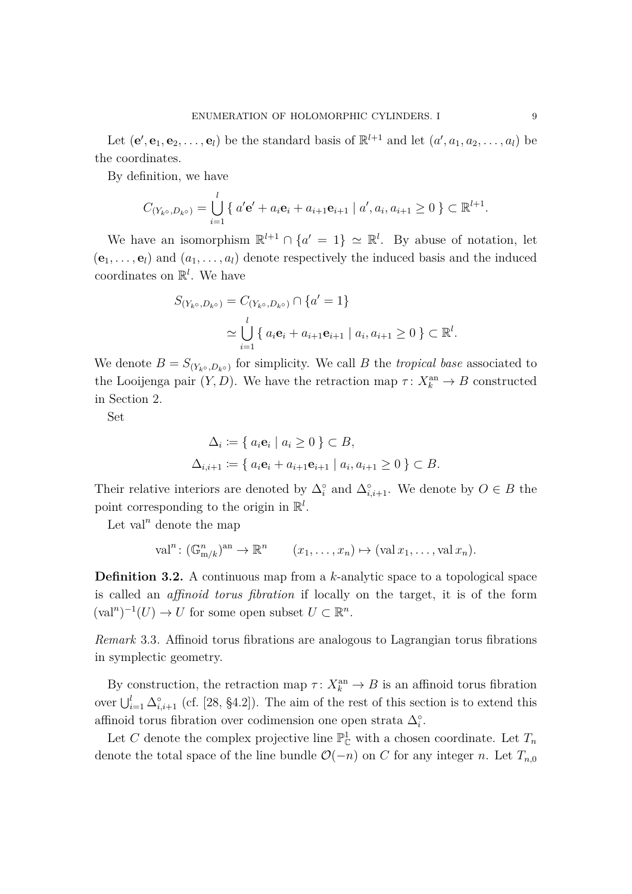Let $(\mathbf{e}', \mathbf{e}_1, \mathbf{e}_2, \dots, \mathbf{e}_l)$ be the standard basis of $\mathbb{R}^{l+1}$ and let $(a', a_1, a_2, \dots, a_l)$ be the coordinates.

By definition, we have

$$C_{(Y_{k^\circ}, D_{k^\circ})} = \bigcup_{i=1}^{l} \{\, a'\mathbf{e}' + a_i\mathbf{e}_i + a_{i+1}\mathbf{e}_{i+1} \mid a', a_i, a_{i+1} \geq 0 \,\} \subset \mathbb{R}^{l+1}.$$

We have an isomorphism $\mathbb{R}^{l+1} \cap \{a' = 1\} \simeq \mathbb{R}^l$. By abuse of notation, let $(\mathbf{e}_1, \dots, \mathbf{e}_l)$ and $(a_1, \dots, a_l)$ denote respectively the induced basis and the induced coordinates on $\mathbb{R}^l$. We have

$$\begin{aligned} S_{(Y_{k^\circ}, D_{k^\circ})} &= C_{(Y_{k^\circ}, D_{k^\circ})} \cap \{a' = 1\} \\ &\simeq \bigcup_{i=1}^{l} \{\, a_i\mathbf{e}_i + a_{i+1}\mathbf{e}_{i+1} \mid a_i, a_{i+1} \geq 0 \,\} \subset \mathbb{R}^l. \end{aligned}$$

We denote $B = S_{(Y_{k^\circ}, D_{k^\circ})}$ for simplicity. We call $B$ the *tropical base* associated to the Looijenga pair $(Y, D)$. We have the retraction map $\tau \colon X_k^{\mathrm{an}} \to B$ constructed in Section 2.

Set

$$\begin{aligned} \Delta_i &:= \{\, a_i\mathbf{e}_i \mid a_i \geq 0 \,\} \subset B, \\ \Delta_{i,i+1} &:= \{\, a_i\mathbf{e}_i + a_{i+1}\mathbf{e}_{i+1} \mid a_i, a_{i+1} \geq 0 \,\} \subset B. \end{aligned}$$

Their relative interiors are denoted by $\Delta_i^\circ$ and $\Delta_{i,i+1}^\circ$. We denote by $O \in B$ the point corresponding to the origin in $\mathbb{R}^l$.

Let $\mathrm{val}^n$ denote the map

$$\mathrm{val}^n \colon (\mathbb{G}_{\mathrm{m}/k}^n)^{\mathrm{an}} \to \mathbb{R}^n \qquad (x_1, \dots, x_n) \mapsto (\mathrm{val}\, x_1, \dots, \mathrm{val}\, x_n).$$

**Definition 3.2.** A continuous map from a $k$-analytic space to a topological space is called an *affinoid torus fibration* if locally on the target, it is of the form $(\mathrm{val}^n)^{-1}(U) \to U$ for some open subset $U \subset \mathbb{R}^n$.

*Remark* 3.3. Affinoid torus fibrations are analogous to Lagrangian torus fibrations in symplectic geometry.

By construction, the retraction map $\tau \colon X_k^{\mathrm{an}} \to B$ is an affinoid torus fibration over $\bigcup_{i=1}^{l} \Delta_{i,i+1}^\circ$ (cf. [28, §4.2]). The aim of the rest of this section is to extend this affinoid torus fibration over codimension one open strata $\Delta_i^\circ$.

Let $C$ denote the complex projective line $\mathbb{P}^1_{\mathbb{C}}$ with a chosen coordinate. Let $T_n$ denote the total space of the line bundle $\mathcal{O}(-n)$ on $C$ for any integer $n$. Let $T_{n,0}$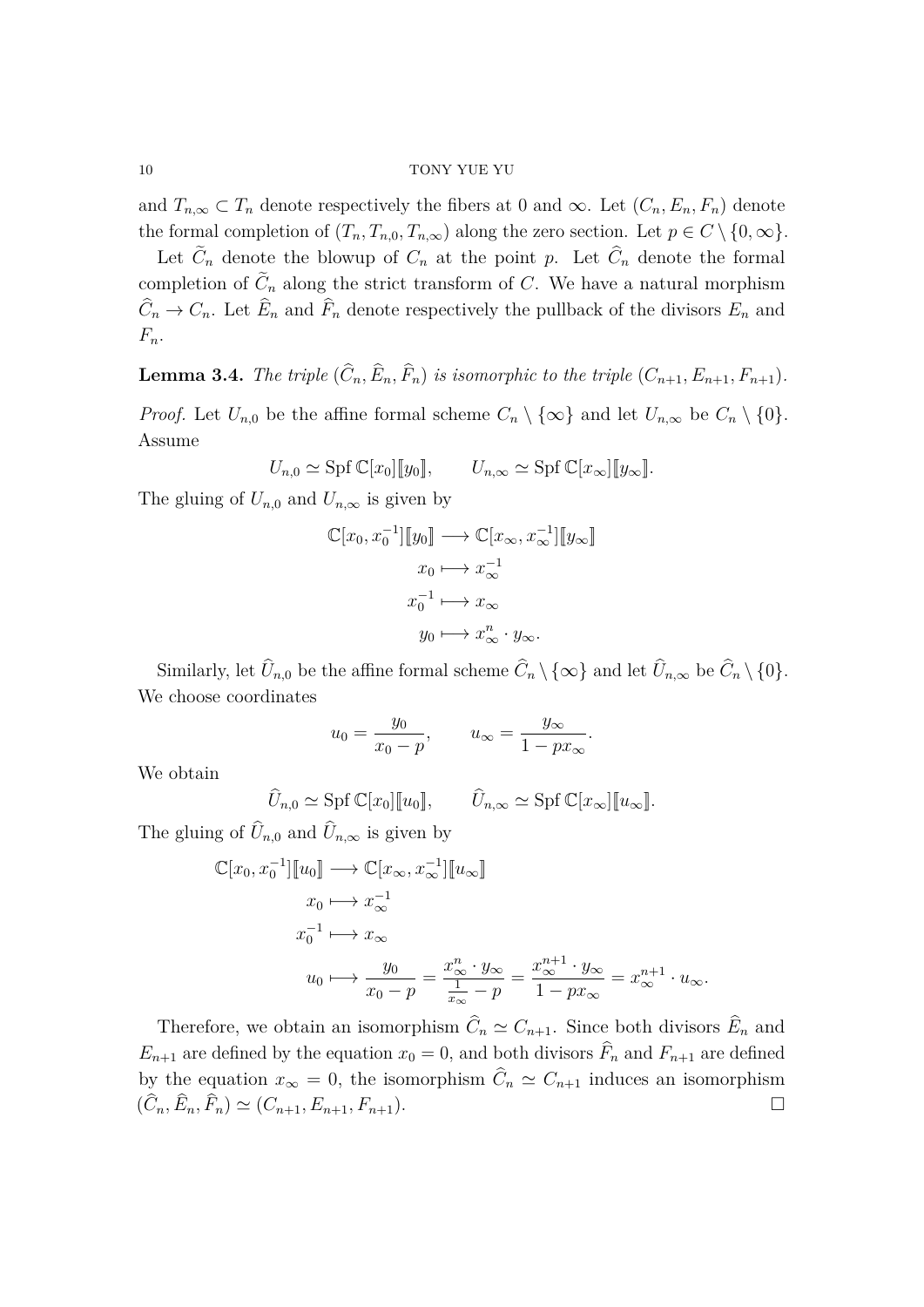and $T_{n,\infty} \subset T_n$ denote respectively the fibers at 0 and $\infty$. Let $(C_n, E_n, F_n)$ denote the formal completion of $(T_n, T_{n,0}, T_{n,\infty})$ along the zero section. Let $p \in C \setminus \{0, \infty\}$.

Let $\widetilde{C}_n$ denote the blowup of $C_n$ at the point $p$. Let $\widehat{C}_n$ denote the formal completion of $\widetilde{C}_n$ along the strict transform of $C$. We have a natural morphism $\widehat{C}_n \to C_n$. Let $\widehat{E}_n$ and $\widehat{F}_n$ denote respectively the pullback of the divisors $E_n$ and $F_n$.

**Lemma 3.4.** *The triple $(\widehat{C}_n, \widehat{E}_n, \widehat{F}_n)$ is isomorphic to the triple $(C_{n+1}, E_{n+1}, F_{n+1})$.*

*Proof.* Let $U_{n,0}$ be the affine formal scheme $C_n \setminus \{\infty\}$ and let $U_{n,\infty}$ be $C_n \setminus \{0\}$. Assume

$$U_{n,0} \simeq \operatorname{Spf} \mathbb{C}[x_0][\![y_0]\!], \qquad U_{n,\infty} \simeq \operatorname{Spf} \mathbb{C}[x_\infty][\![y_\infty]\!].$$

The gluing of $U_{n,0}$ and $U_{n,\infty}$ is given by

$$\begin{aligned}
\mathbb{C}[x_0, x_0^{-1}][\![y_0]\!] &\longrightarrow \mathbb{C}[x_\infty, x_\infty^{-1}][\![y_\infty]\!] \\
x_0 &\longmapsto x_\infty^{-1} \\
x_0^{-1} &\longmapsto x_\infty \\
y_0 &\longmapsto x_\infty^n \cdot y_\infty.
\end{aligned}$$

Similarly, let $\widehat{U}_{n,0}$ be the affine formal scheme $\widehat{C}_n \setminus \{\infty\}$ and let $\widehat{U}_{n,\infty}$ be $\widehat{C}_n \setminus \{0\}$. We choose coordinates

$$u_0 = \frac{y_0}{x_0 - p}, \qquad u_\infty = \frac{y_\infty}{1 - p x_\infty}.$$

We obtain

$$\widehat{U}_{n,0} \simeq \operatorname{Spf} \mathbb{C}[x_0][\![u_0]\!], \qquad \widehat{U}_{n,\infty} \simeq \operatorname{Spf} \mathbb{C}[x_\infty][\![u_\infty]\!].$$

The gluing of $\widehat{U}_{n,0}$ and $\widehat{U}_{n,\infty}$ is given by

$$\begin{aligned}
\mathbb{C}[x_0, x_0^{-1}][\![u_0]\!] &\longrightarrow \mathbb{C}[x_\infty, x_\infty^{-1}][\![u_\infty]\!] \\
x_0 &\longmapsto x_\infty^{-1} \\
x_0^{-1} &\longmapsto x_\infty \\
u_0 &\longmapsto \frac{y_0}{x_0 - p} = \frac{x_\infty^n \cdot y_\infty}{\frac{1}{x_\infty} - p} = \frac{x_\infty^{n+1} \cdot y_\infty}{1 - p x_\infty} = x_\infty^{n+1} \cdot u_\infty.
\end{aligned}$$

Therefore, we obtain an isomorphism $\widehat{C}_n \simeq C_{n+1}$. Since both divisors $\widehat{E}_n$ and $E_{n+1}$ are defined by the equation $x_0 = 0$, and both divisors $\widehat{F}_n$ and $F_{n+1}$ are defined by the equation $x_\infty = 0$, the isomorphism $\widehat{C}_n \simeq C_{n+1}$ induces an isomorphism $(\widehat{C}_n, \widehat{E}_n, \widehat{F}_n) \simeq (C_{n+1}, E_{n+1}, F_{n+1})$. □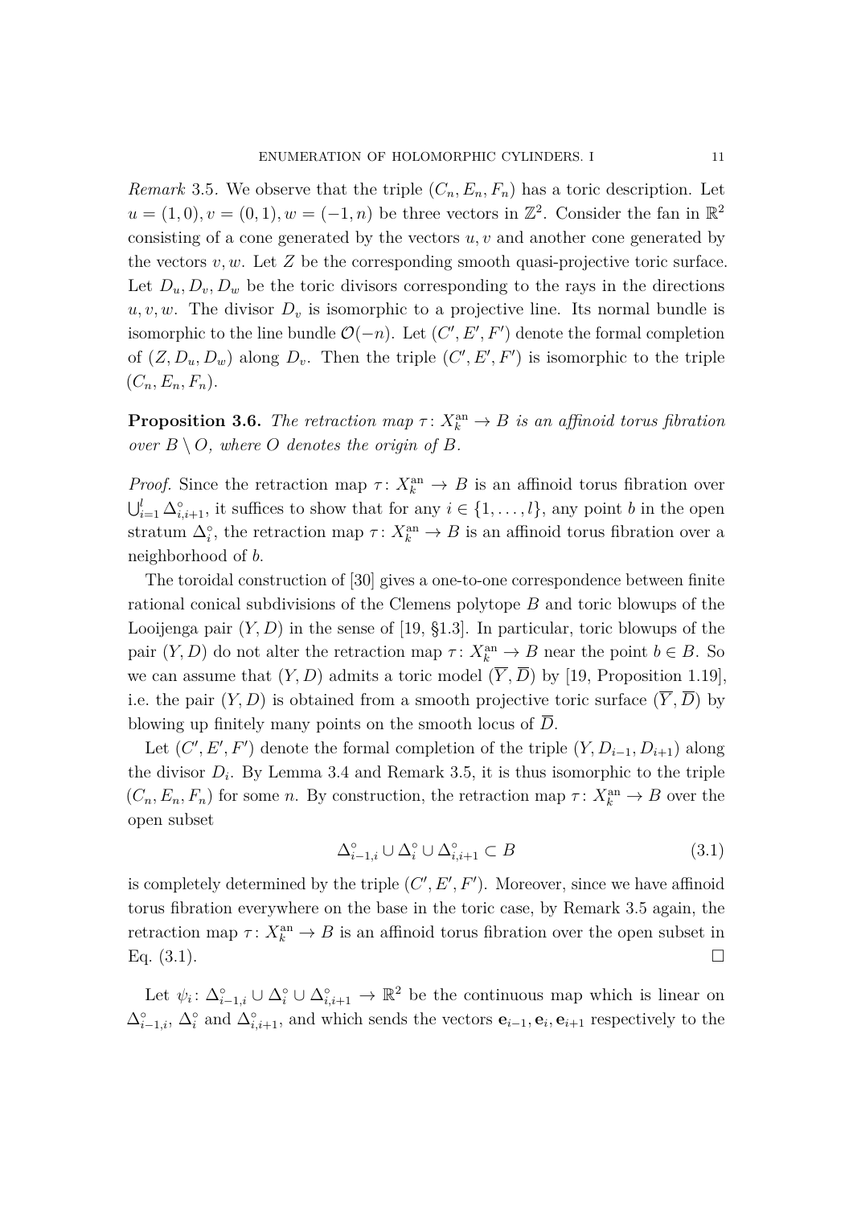*Remark* 3.5. We observe that the triple $(C_n, E_n, F_n)$ has a toric description. Let $u = (1,0), v = (0,1), w = (-1,n)$ be three vectors in $\mathbb{Z}^2$. Consider the fan in $\mathbb{R}^2$ consisting of a cone generated by the vectors $u, v$ and another cone generated by the vectors $v, w$. Let $Z$ be the corresponding smooth quasi-projective toric surface. Let $D_u, D_v, D_w$ be the toric divisors corresponding to the rays in the directions $u, v, w$. The divisor $D_v$ is isomorphic to a projective line. Its normal bundle is isomorphic to the line bundle $\mathcal{O}(-n)$. Let $(C', E', F')$ denote the formal completion of $(Z, D_u, D_w)$ along $D_v$. Then the triple $(C', E', F')$ is isomorphic to the triple $(C_n, E_n, F_n)$.

**Proposition 3.6.** *The retraction map $\tau\colon X_k^{\mathrm{an}} \to B$ is an affinoid torus fibration over $B \setminus O$, where $O$ denotes the origin of $B$.*

*Proof.* Since the retraction map $\tau\colon X_k^{\mathrm{an}} \to B$ is an affinoid torus fibration over $\bigcup_{i=1}^{l} \Delta^\circ_{i,i+1}$, it suffices to show that for any $i \in \{1, \dots, l\}$, any point $b$ in the open stratum $\Delta^\circ_i$, the retraction map $\tau\colon X_k^{\mathrm{an}} \to B$ is an affinoid torus fibration over a neighborhood of $b$.

The toroidal construction of [30] gives a one-to-one correspondence between finite rational conical subdivisions of the Clemens polytope $B$ and toric blowups of the Looijenga pair $(Y, D)$ in the sense of [19, §1.3]. In particular, toric blowups of the pair $(Y, D)$ do not alter the retraction map $\tau\colon X_k^{\mathrm{an}} \to B$ near the point $b \in B$. So we can assume that $(Y, D)$ admits a toric model $(\overline{Y}, \overline{D})$ by [19, Proposition 1.19], i.e. the pair $(Y, D)$ is obtained from a smooth projective toric surface $(\overline{Y}, \overline{D})$ by blowing up finitely many points on the smooth locus of $\overline{D}$.

Let $(C', E', F')$ denote the formal completion of the triple $(Y, D_{i-1}, D_{i+1})$ along the divisor $D_i$. By Lemma 3.4 and Remark 3.5, it is thus isomorphic to the triple $(C_n, E_n, F_n)$ for some $n$. By construction, the retraction map $\tau\colon X_k^{\mathrm{an}} \to B$ over the open subset

$$\Delta^\circ_{i-1,i} \cup \Delta^\circ_i \cup \Delta^\circ_{i,i+1} \subset B \tag{3.1}$$

is completely determined by the triple $(C', E', F')$. Moreover, since we have affinoid torus fibration everywhere on the base in the toric case, by Remark 3.5 again, the retraction map $\tau\colon X_k^{\mathrm{an}} \to B$ is an affinoid torus fibration over the open subset in Eq. (3.1). $\square$

Let $\psi_i\colon \Delta^\circ_{i-1,i} \cup \Delta^\circ_i \cup \Delta^\circ_{i,i+1} \to \mathbb{R}^2$ be the continuous map which is linear on $\Delta^\circ_{i-1,i}$, $\Delta^\circ_i$ and $\Delta^\circ_{i,i+1}$, and which sends the vectors $\mathbf{e}_{i-1}, \mathbf{e}_i, \mathbf{e}_{i+1}$ respectively to the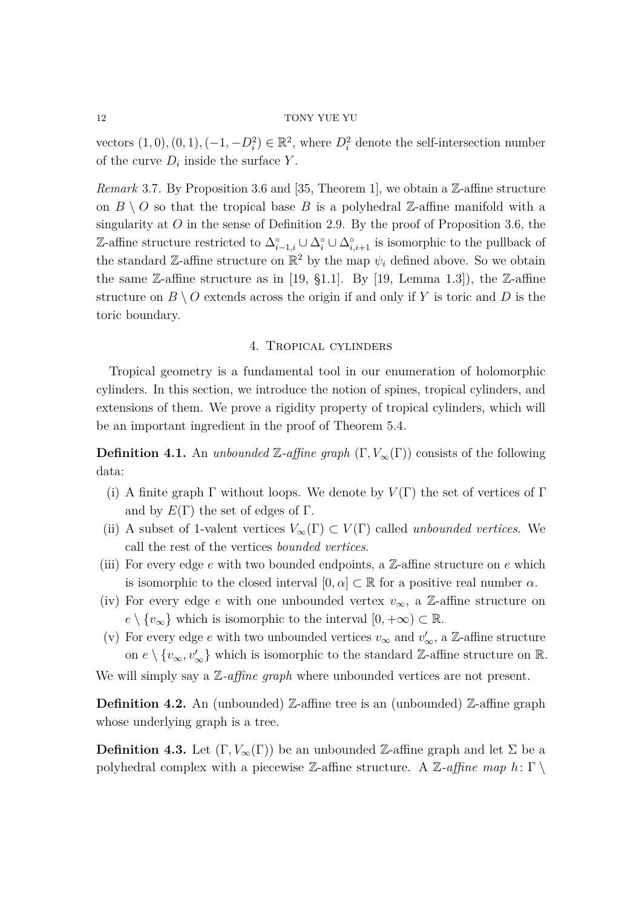vectors $(1,0), (0,1), (-1, -D_i^2) \in \mathbb{R}^2$, where $D_i^2$ denote the self-intersection number of the curve $D_i$ inside the surface $Y$.

*Remark* 3.7. By Proposition 3.6 and [35, Theorem 1], we obtain a $\mathbb{Z}$-affine structure on $B \setminus O$ so that the tropical base $B$ is a polyhedral $\mathbb{Z}$-affine manifold with a singularity at $O$ in the sense of Definition 2.9. By the proof of Proposition 3.6, the $\mathbb{Z}$-affine structure restricted to $\Delta^\circ_{i-1,i} \cup \Delta^\circ_i \cup \Delta^\circ_{i,i+1}$ is isomorphic to the pullback of the standard $\mathbb{Z}$-affine structure on $\mathbb{R}^2$ by the map $\psi_i$ defined above. So we obtain the same $\mathbb{Z}$-affine structure as in [19, §1.1]. By [19, Lemma 1.3]), the $\mathbb{Z}$-affine structure on $B \setminus O$ extends across the origin if and only if $Y$ is toric and $D$ is the toric boundary.

## 4. Tropical cylinders

Tropical geometry is a fundamental tool in our enumeration of holomorphic cylinders. In this section, we introduce the notion of spines, tropical cylinders, and extensions of them. We prove a rigidity property of tropical cylinders, which will be an important ingredient in the proof of Theorem 5.4.

**Definition 4.1.** An *unbounded $\mathbb{Z}$-affine graph* $(\Gamma, V_\infty(\Gamma))$ consists of the following data:

(i) A finite graph $\Gamma$ without loops. We denote by $V(\Gamma)$ the set of vertices of $\Gamma$ and by $E(\Gamma)$ the set of edges of $\Gamma$.

(ii) A subset of 1-valent vertices $V_\infty(\Gamma) \subset V(\Gamma)$ called *unbounded vertices*. We call the rest of the vertices *bounded vertices*.

(iii) For every edge $e$ with two bounded endpoints, a $\mathbb{Z}$-affine structure on $e$ which is isomorphic to the closed interval $[0, \alpha] \subset \mathbb{R}$ for a positive real number $\alpha$.

(iv) For every edge $e$ with one unbounded vertex $v_\infty$, a $\mathbb{Z}$-affine structure on $e \setminus \{v_\infty\}$ which is isomorphic to the interval $[0, +\infty) \subset \mathbb{R}$.

(v) For every edge $e$ with two unbounded vertices $v_\infty$ and $v'_\infty$, a $\mathbb{Z}$-affine structure on $e \setminus \{v_\infty, v'_\infty\}$ which is isomorphic to the standard $\mathbb{Z}$-affine structure on $\mathbb{R}$.

We will simply say a *$\mathbb{Z}$-affine graph* where unbounded vertices are not present.

**Definition 4.2.** An (unbounded) $\mathbb{Z}$-affine tree is an (unbounded) $\mathbb{Z}$-affine graph whose underlying graph is a tree.

**Definition 4.3.** Let $(\Gamma, V_\infty(\Gamma))$ be an unbounded $\mathbb{Z}$-affine graph and let $\Sigma$ be a polyhedral complex with a piecewise $\mathbb{Z}$-affine structure. A *$\mathbb{Z}$-affine map* $h\colon \Gamma \setminus$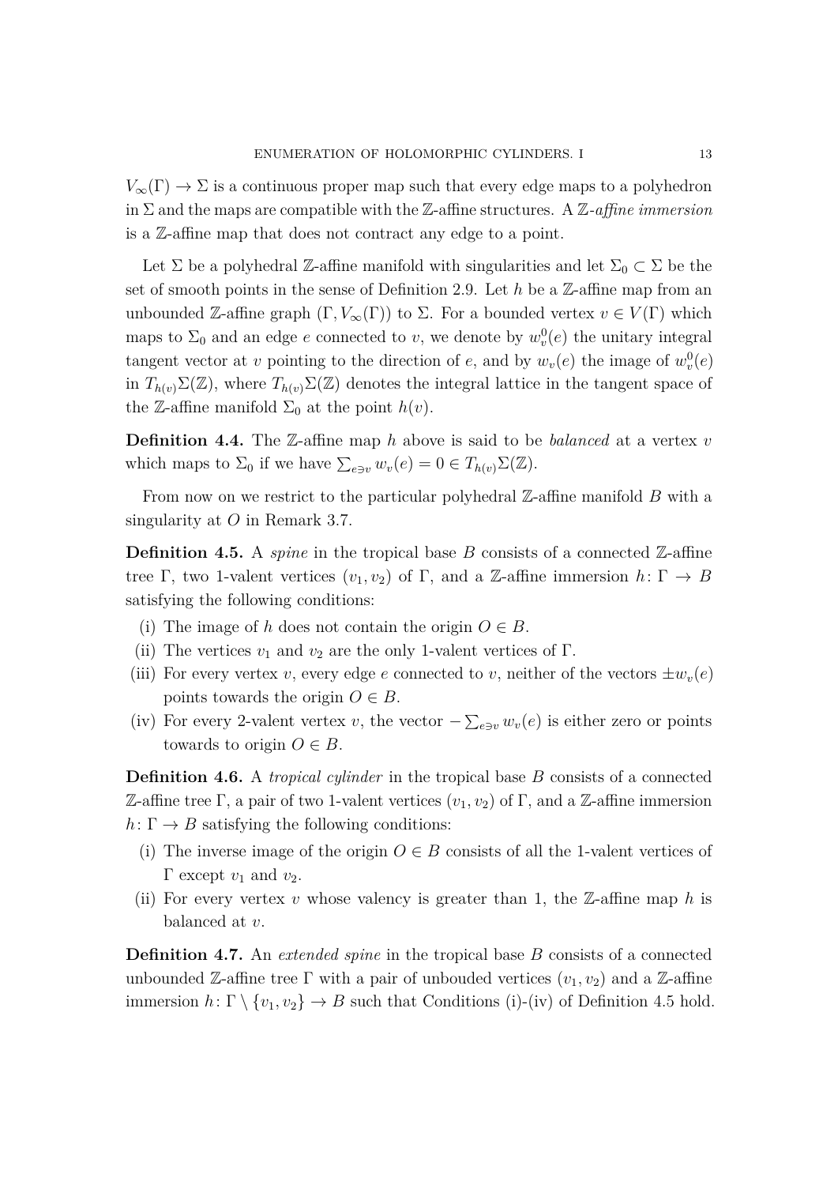$V_\infty(\Gamma) \to \Sigma$ is a continuous proper map such that every edge maps to a polyhedron in $\Sigma$ and the maps are compatible with the $\mathbb{Z}$-affine structures. A *$\mathbb{Z}$-affine immersion* is a $\mathbb{Z}$-affine map that does not contract any edge to a point.

Let $\Sigma$ be a polyhedral $\mathbb{Z}$-affine manifold with singularities and let $\Sigma_0 \subset \Sigma$ be the set of smooth points in the sense of Definition 2.9. Let $h$ be a $\mathbb{Z}$-affine map from an unbounded $\mathbb{Z}$-affine graph $(\Gamma, V_\infty(\Gamma))$ to $\Sigma$. For a bounded vertex $v \in V(\Gamma)$ which maps to $\Sigma_0$ and an edge $e$ connected to $v$, we denote by $w_v^0(e)$ the unitary integral tangent vector at $v$ pointing to the direction of $e$, and by $w_v(e)$ the image of $w_v^0(e)$ in $T_{h(v)}\Sigma(\mathbb{Z})$, where $T_{h(v)}\Sigma(\mathbb{Z})$ denotes the integral lattice in the tangent space of the $\mathbb{Z}$-affine manifold $\Sigma_0$ at the point $h(v)$.

**Definition 4.4.** The $\mathbb{Z}$-affine map $h$ above is said to be *balanced* at a vertex $v$ which maps to $\Sigma_0$ if we have $\sum_{e \ni v} w_v(e) = 0 \in T_{h(v)}\Sigma(\mathbb{Z})$.

From now on we restrict to the particular polyhedral $\mathbb{Z}$-affine manifold $B$ with a singularity at $O$ in Remark 3.7.

**Definition 4.5.** A *spine* in the tropical base $B$ consists of a connected $\mathbb{Z}$-affine tree $\Gamma$, two 1-valent vertices $(v_1, v_2)$ of $\Gamma$, and a $\mathbb{Z}$-affine immersion $h \colon \Gamma \to B$ satisfying the following conditions:

(i) The image of $h$ does not contain the origin $O \in B$.
(ii) The vertices $v_1$ and $v_2$ are the only 1-valent vertices of $\Gamma$.
(iii) For every vertex $v$, every edge $e$ connected to $v$, neither of the vectors $\pm w_v(e)$ points towards the origin $O \in B$.
(iv) For every 2-valent vertex $v$, the vector $-\sum_{e \ni v} w_v(e)$ is either zero or points towards to origin $O \in B$.

**Definition 4.6.** A *tropical cylinder* in the tropical base $B$ consists of a connected $\mathbb{Z}$-affine tree $\Gamma$, a pair of two 1-valent vertices $(v_1, v_2)$ of $\Gamma$, and a $\mathbb{Z}$-affine immersion $h \colon \Gamma \to B$ satisfying the following conditions:

(i) The inverse image of the origin $O \in B$ consists of all the 1-valent vertices of $\Gamma$ except $v_1$ and $v_2$.
(ii) For every vertex $v$ whose valency is greater than 1, the $\mathbb{Z}$-affine map $h$ is balanced at $v$.

**Definition 4.7.** An *extended spine* in the tropical base $B$ consists of a connected unbounded $\mathbb{Z}$-affine tree $\Gamma$ with a pair of unbouded vertices $(v_1, v_2)$ and a $\mathbb{Z}$-affine immersion $h \colon \Gamma \setminus \{v_1, v_2\} \to B$ such that Conditions (i)-(iv) of Definition 4.5 hold.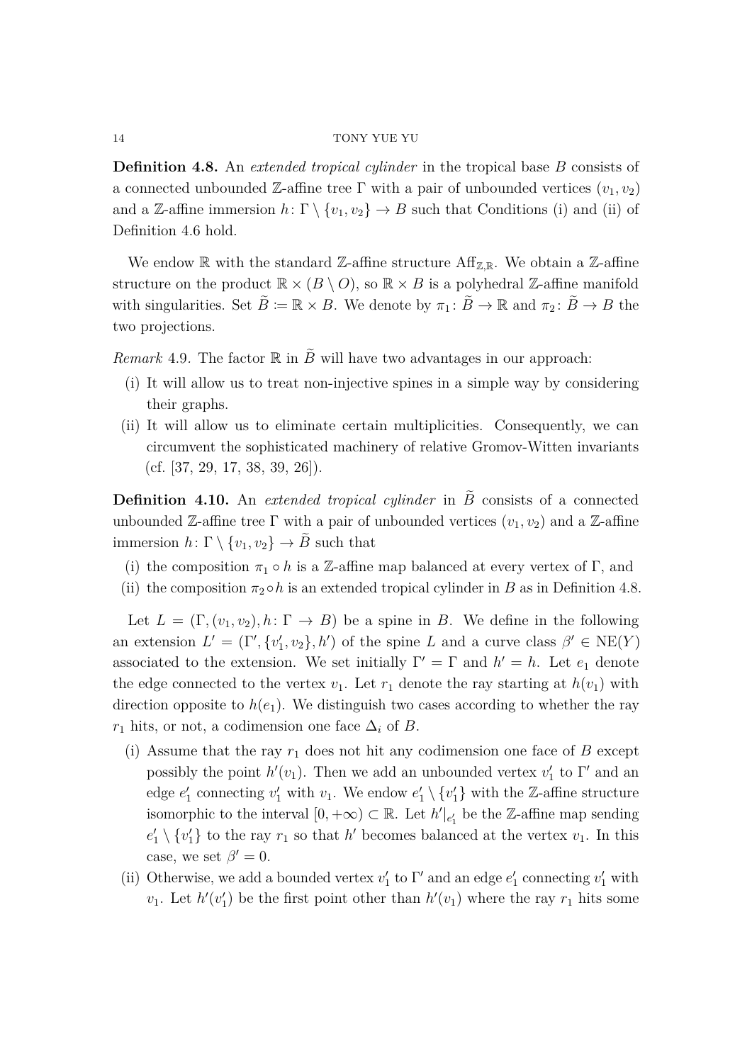**Definition 4.8.** An *extended tropical cylinder* in the tropical base $B$ consists of a connected unbounded $\mathbb{Z}$-affine tree $\Gamma$ with a pair of unbounded vertices $(v_1, v_2)$ and a $\mathbb{Z}$-affine immersion $h\colon \Gamma \setminus \{v_1, v_2\} \to B$ such that Conditions (i) and (ii) of Definition 4.6 hold.

We endow $\mathbb{R}$ with the standard $\mathbb{Z}$-affine structure $\mathrm{Aff}_{\mathbb{Z},\mathbb{R}}$. We obtain a $\mathbb{Z}$-affine structure on the product $\mathbb{R} \times (B \setminus O)$, so $\mathbb{R} \times B$ is a polyhedral $\mathbb{Z}$-affine manifold with singularities. Set $\widetilde{B} \coloneqq \mathbb{R} \times B$. We denote by $\pi_1 \colon \widetilde{B} \to \mathbb{R}$ and $\pi_2 \colon \widetilde{B} \to B$ the two projections.

*Remark* 4.9. The factor $\mathbb{R}$ in $\widetilde{B}$ will have two advantages in our approach:

(i) It will allow us to treat non-injective spines in a simple way by considering their graphs.
(ii) It will allow us to eliminate certain multiplicities. Consequently, we can circumvent the sophisticated machinery of relative Gromov-Witten invariants (cf. [37, 29, 17, 38, 39, 26]).

**Definition 4.10.** An *extended tropical cylinder* in $\widetilde{B}$ consists of a connected unbounded $\mathbb{Z}$-affine tree $\Gamma$ with a pair of unbounded vertices $(v_1, v_2)$ and a $\mathbb{Z}$-affine immersion $h\colon \Gamma \setminus \{v_1, v_2\} \to \widetilde{B}$ such that

(i) the composition $\pi_1 \circ h$ is a $\mathbb{Z}$-affine map balanced at every vertex of $\Gamma$, and
(ii) the composition $\pi_2 \circ h$ is an extended tropical cylinder in $B$ as in Definition 4.8.

Let $L = (\Gamma, (v_1, v_2), h\colon \Gamma \to B)$ be a spine in $B$. We define in the following an extension $L' = (\Gamma', \{v_1', v_2\}, h')$ of the spine $L$ and a curve class $\beta' \in \mathrm{NE}(Y)$ associated to the extension. We set initially $\Gamma' = \Gamma$ and $h' = h$. Let $e_1$ denote the edge connected to the vertex $v_1$. Let $r_1$ denote the ray starting at $h(v_1)$ with direction opposite to $h(e_1)$. We distinguish two cases according to whether the ray $r_1$ hits, or not, a codimension one face $\Delta_i$ of $B$.

(i) Assume that the ray $r_1$ does not hit any codimension one face of $B$ except possibly the point $h'(v_1)$. Then we add an unbounded vertex $v_1'$ to $\Gamma'$ and an edge $e_1'$ connecting $v_1'$ with $v_1$. We endow $e_1' \setminus \{v_1'\}$ with the $\mathbb{Z}$-affine structure isomorphic to the interval $[0, +\infty) \subset \mathbb{R}$. Let $h'|_{e_1'}$ be the $\mathbb{Z}$-affine map sending $e_1' \setminus \{v_1'\}$ to the ray $r_1$ so that $h'$ becomes balanced at the vertex $v_1$. In this case, we set $\beta' = 0$.
(ii) Otherwise, we add a bounded vertex $v_1'$ to $\Gamma'$ and an edge $e_1'$ connecting $v_1'$ with $v_1$. Let $h'(v_1')$ be the first point other than $h'(v_1)$ where the ray $r_1$ hits some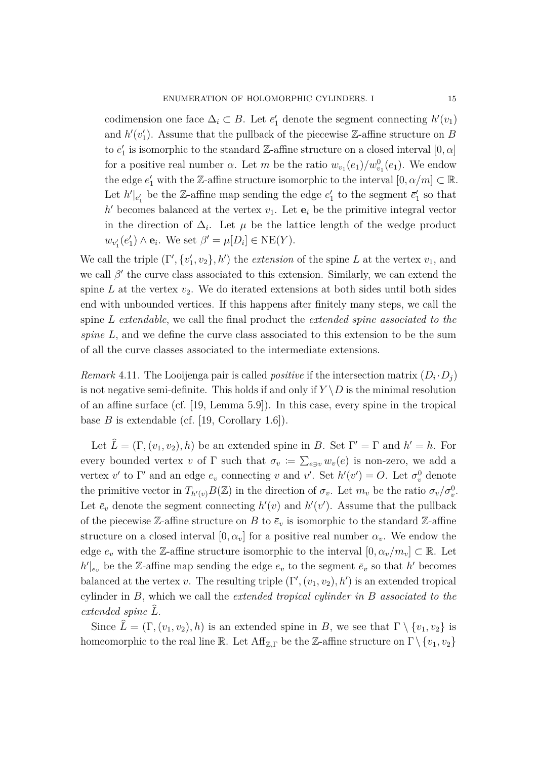codimension one face $\Delta_i \subset B$. Let $\bar{e}'_1$ denote the segment connecting $h'(v_1)$ and $h'(v'_1)$. Assume that the pullback of the piecewise $\mathbb{Z}$-affine structure on $B$ to $\bar{e}'_1$ is isomorphic to the standard $\mathbb{Z}$-affine structure on a closed interval $[0, \alpha]$ for a positive real number $\alpha$. Let $m$ be the ratio $w_{v_1}(e_1)/w^0_{v_1}(e_1)$. We endow the edge $e'_1$ with the $\mathbb{Z}$-affine structure isomorphic to the interval $[0, \alpha/m] \subset \mathbb{R}$. Let $h'|_{e'_1}$ be the $\mathbb{Z}$-affine map sending the edge $e'_1$ to the segment $\bar{e}'_1$ so that $h'$ becomes balanced at the vertex $v_1$. Let $\mathbf{e}_i$ be the primitive integral vector in the direction of $\Delta_i$. Let $\mu$ be the lattice length of the wedge product $w_{v'_1}(e'_1) \wedge \mathbf{e}_i$. We set $\beta' = \mu[D_i] \in \mathrm{NE}(Y)$.

We call the triple $(\Gamma', \{v'_1, v_2\}, h')$ the *extension* of the spine $L$ at the vertex $v_1$, and we call $\beta'$ the curve class associated to this extension. Similarly, we can extend the spine $L$ at the vertex $v_2$. We do iterated extensions at both sides until both sides end with unbounded vertices. If this happens after finitely many steps, we call the spine $L$ *extendable*, we call the final product the *extended spine associated to the spine* $L$, and we define the curve class associated to this extension to be the sum of all the curve classes associated to the intermediate extensions.

*Remark* 4.11. The Looijenga pair is called *positive* if the intersection matrix $(D_i \cdot D_j)$ is not negative semi-definite. This holds if and only if $Y \setminus D$ is the minimal resolution of an affine surface (cf. [19, Lemma 5.9]). In this case, every spine in the tropical base $B$ is extendable (cf. [19, Corollary 1.6]).

Let $\widehat{L} = (\Gamma, (v_1, v_2), h)$ be an extended spine in $B$. Set $\Gamma' = \Gamma$ and $h' = h$. For every bounded vertex $v$ of $\Gamma$ such that $\sigma_v \coloneqq \sum_{e \ni v} w_v(e)$ is non-zero, we add a vertex $v'$ to $\Gamma'$ and an edge $e_v$ connecting $v$ and $v'$. Set $h'(v') = O$. Let $\sigma^0_v$ denote the primitive vector in $T_{h'(v)}B(\mathbb{Z})$ in the direction of $\sigma_v$. Let $m_v$ be the ratio $\sigma_v/\sigma^0_v$. Let $\bar{e}_v$ denote the segment connecting $h'(v)$ and $h'(v')$. Assume that the pullback of the piecewise $\mathbb{Z}$-affine structure on $B$ to $\bar{e}_v$ is isomorphic to the standard $\mathbb{Z}$-affine structure on a closed interval $[0, \alpha_v]$ for a positive real number $\alpha_v$. We endow the edge $e_v$ with the $\mathbb{Z}$-affine structure isomorphic to the interval $[0, \alpha_v/m_v] \subset \mathbb{R}$. Let $h'|_{e_v}$ be the $\mathbb{Z}$-affine map sending the edge $e_v$ to the segment $\bar{e}_v$ so that $h'$ becomes balanced at the vertex $v$. The resulting triple $(\Gamma', (v_1, v_2), h')$ is an extended tropical cylinder in $B$, which we call the *extended tropical cylinder in $B$ associated to the extended spine* $\widehat{L}$.

Since $\widehat{L} = (\Gamma, (v_1, v_2), h)$ is an extended spine in $B$, we see that $\Gamma \setminus \{v_1, v_2\}$ is homeomorphic to the real line $\mathbb{R}$. Let $\mathrm{Aff}_{\mathbb{Z},\Gamma}$ be the $\mathbb{Z}$-affine structure on $\Gamma \setminus \{v_1, v_2\}$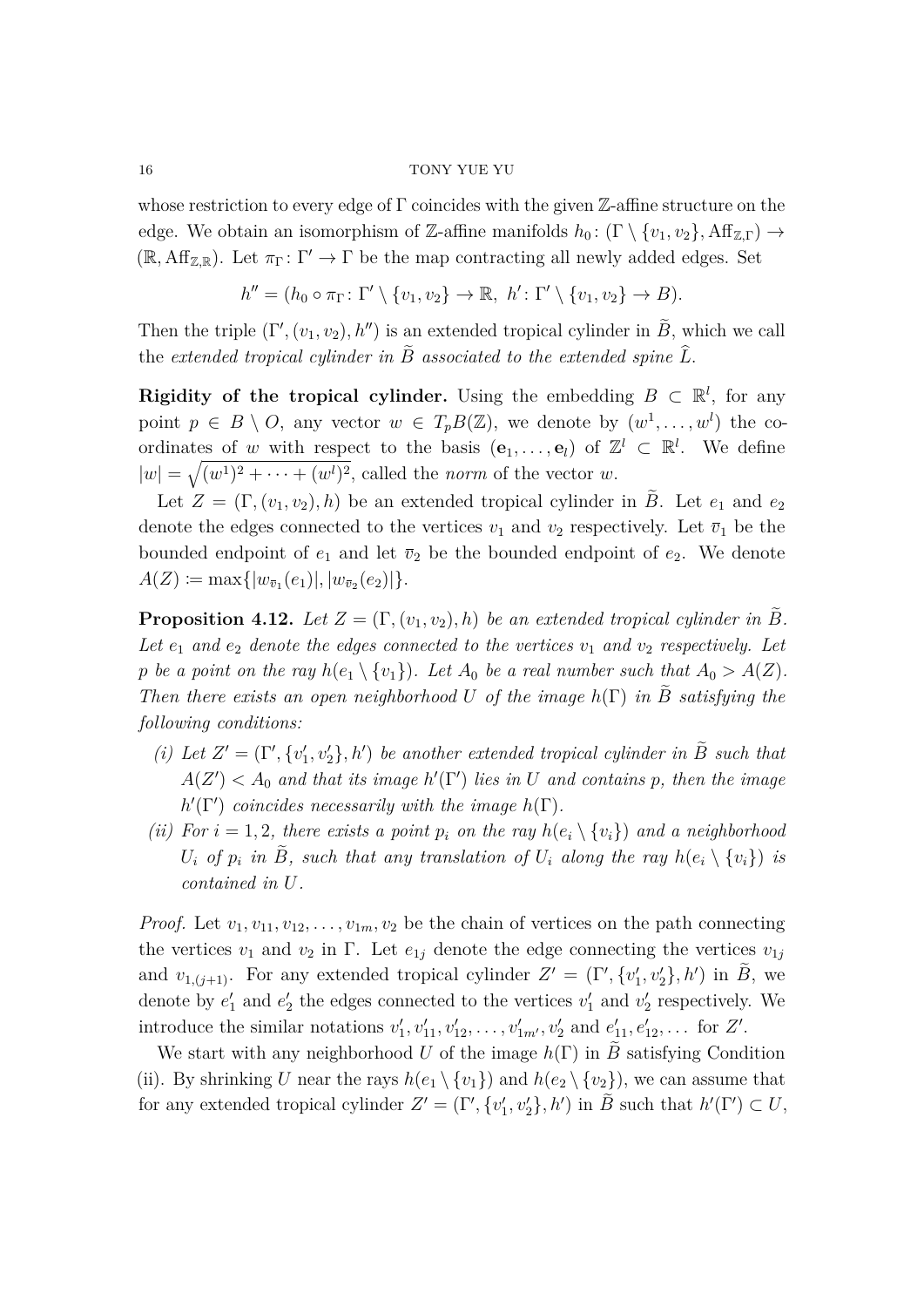whose restriction to every edge of $\Gamma$ coincides with the given $\mathbb{Z}$-affine structure on the edge. We obtain an isomorphism of $\mathbb{Z}$-affine manifolds $h_0\colon (\Gamma\setminus\{v_1,v_2\},\mathrm{Aff}_{\mathbb{Z},\Gamma})\to(\mathbb{R},\mathrm{Aff}_{\mathbb{Z},\mathbb{R}})$. Let $\pi_\Gamma\colon\Gamma'\to\Gamma$ be the map contracting all newly added edges. Set

$$h''=(h_0\circ\pi_\Gamma\colon \Gamma'\setminus\{v_1,v_2\}\to\mathbb{R},\ h'\colon\Gamma'\setminus\{v_1,v_2\}\to B).$$

Then the triple $(\Gamma',(v_1,v_2),h'')$ is an extended tropical cylinder in $\widetilde{B}$, which we call the *extended tropical cylinder in $\widetilde{B}$ associated to the extended spine $\widehat{L}$.*

**Rigidity of the tropical cylinder.** Using the embedding $B\subset\mathbb{R}^l$, for any point $p\in B\setminus O$, any vector $w\in T_pB(\mathbb{Z})$, we denote by $(w^1,\dots,w^l)$ the coordinates of $w$ with respect to the basis $(\mathbf{e}_1,\dots,\mathbf{e}_l)$ of $\mathbb{Z}^l\subset\mathbb{R}^l$. We define $|w|=\sqrt{(w^1)^2+\cdots+(w^l)^2}$, called the *norm* of the vector $w$.

Let $Z=(\Gamma,(v_1,v_2),h)$ be an extended tropical cylinder in $\widetilde{B}$. Let $e_1$ and $e_2$ denote the edges connected to the vertices $v_1$ and $v_2$ respectively. Let $\overline{v}_1$ be the bounded endpoint of $e_1$ and let $\overline{v}_2$ be the bounded endpoint of $e_2$. We denote $A(Z):=\max\{|w_{\overline{v}_1}(e_1)|,|w_{\overline{v}_2}(e_2)|\}$.

**Proposition 4.12.** *Let $Z=(\Gamma,(v_1,v_2),h)$ be an extended tropical cylinder in $\widetilde{B}$. Let $e_1$ and $e_2$ denote the edges connected to the vertices $v_1$ and $v_2$ respectively. Let $p$ be a point on the ray $h(e_1\setminus\{v_1\})$. Let $A_0$ be a real number such that $A_0>A(Z)$. Then there exists an open neighborhood $U$ of the image $h(\Gamma)$ in $\widetilde{B}$ satisfying the following conditions:*

*(i) Let $Z'=(\Gamma',\{v_1',v_2'\},h')$ be another extended tropical cylinder in $\widetilde{B}$ such that $A(Z')<A_0$ and that its image $h'(\Gamma')$ lies in $U$ and contains $p$, then the image $h'(\Gamma')$ coincides necessarily with the image $h(\Gamma)$.*

*(ii) For $i=1,2$, there exists a point $p_i$ on the ray $h(e_i\setminus\{v_i\})$ and a neighborhood $U_i$ of $p_i$ in $\widetilde{B}$, such that any translation of $U_i$ along the ray $h(e_i\setminus\{v_i\})$ is contained in $U$.*

*Proof.* Let $v_1,v_{11},v_{12},\dots,v_{1m},v_2$ be the chain of vertices on the path connecting the vertices $v_1$ and $v_2$ in $\Gamma$. Let $e_{1j}$ denote the edge connecting the vertices $v_{1j}$ and $v_{1,(j+1)}$. For any extended tropical cylinder $Z'=(\Gamma',\{v_1',v_2'\},h')$ in $\widetilde{B}$, we denote by $e_1'$ and $e_2'$ the edges connected to the vertices $v_1'$ and $v_2'$ respectively. We introduce the similar notations $v_1',v_{11}',v_{12}',\dots,v_{1m'}',v_2'$ and $e_{11}',e_{12}',\dots$ for $Z'$.

We start with any neighborhood $U$ of the image $h(\Gamma)$ in $\widetilde{B}$ satisfying Condition (ii). By shrinking $U$ near the rays $h(e_1\setminus\{v_1\})$ and $h(e_2\setminus\{v_2\})$, we can assume that for any extended tropical cylinder $Z'=(\Gamma',\{v_1',v_2'\},h')$ in $\widetilde{B}$ such that $h'(\Gamma')\subset U$,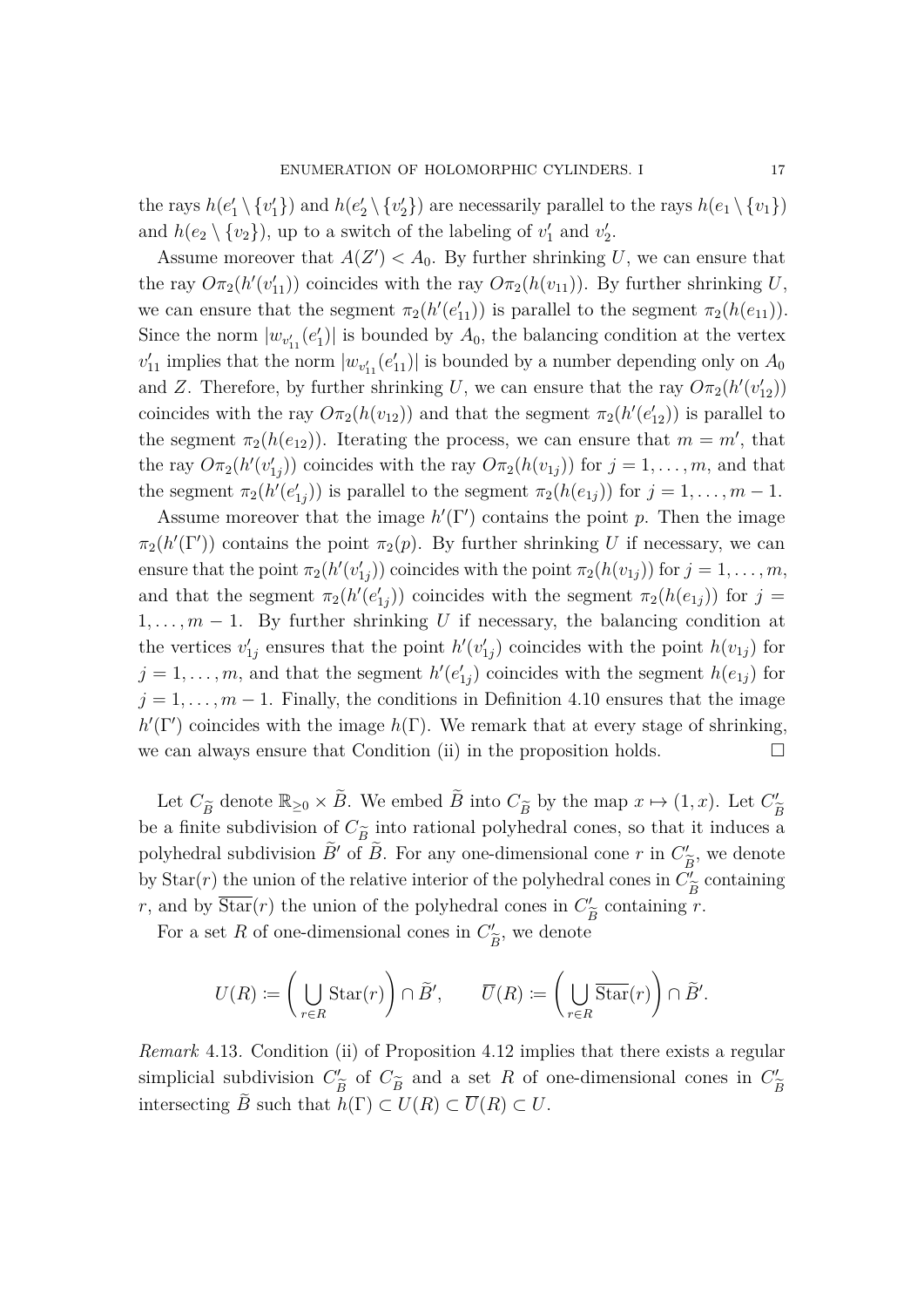the rays $h(e'_1 \setminus \{v'_1\})$ and $h(e'_2 \setminus \{v'_2\})$ are necessarily parallel to the rays $h(e_1 \setminus \{v_1\})$ and $h(e_2 \setminus \{v_2\})$, up to a switch of the labeling of $v'_1$ and $v'_2$.

Assume moreover that $A(Z') < A_0$. By further shrinking $U$, we can ensure that the ray $O\pi_2(h'(v'_{11}))$ coincides with the ray $O\pi_2(h(v_{11}))$. By further shrinking $U$, we can ensure that the segment $\pi_2(h'(e'_{11}))$ is parallel to the segment $\pi_2(h(e_{11}))$. Since the norm $|w_{v'_{11}}(e'_1)|$ is bounded by $A_0$, the balancing condition at the vertex $v'_{11}$ implies that the norm $|w_{v'_{11}}(e'_{11})|$ is bounded by a number depending only on $A_0$ and $Z$. Therefore, by further shrinking $U$, we can ensure that the ray $O\pi_2(h'(v'_{12}))$ coincides with the ray $O\pi_2(h(v_{12}))$ and that the segment $\pi_2(h'(e'_{12}))$ is parallel to the segment $\pi_2(h(e_{12}))$. Iterating the process, we can ensure that $m = m'$, that the ray $O\pi_2(h'(v'_{1j}))$ coincides with the ray $O\pi_2(h(v_{1j}))$ for $j = 1, \dots, m$, and that the segment $\pi_2(h'(e'_{1j}))$ is parallel to the segment $\pi_2(h(e_{1j}))$ for $j = 1, \dots, m-1$.

Assume moreover that the image $h'(\Gamma')$ contains the point $p$. Then the image $\pi_2(h'(\Gamma'))$ contains the point $\pi_2(p)$. By further shrinking $U$ if necessary, we can ensure that the point $\pi_2(h'(v'_{1j}))$ coincides with the point $\pi_2(h(v_{1j}))$ for $j = 1, \dots, m$, and that the segment $\pi_2(h'(e'_{1j}))$ coincides with the segment $\pi_2(h(e_{1j}))$ for $j = 1, \dots, m-1$. By further shrinking $U$ if necessary, the balancing condition at the vertices $v'_{1j}$ ensures that the point $h'(v'_{1j})$ coincides with the point $h(v_{1j})$ for $j = 1, \dots, m$, and that the segment $h'(e'_{1j})$ coincides with the segment $h(e_{1j})$ for $j = 1, \dots, m-1$. Finally, the conditions in Definition 4.10 ensures that the image $h'(\Gamma')$ coincides with the image $h(\Gamma)$. We remark that at every stage of shrinking, we can always ensure that Condition (ii) in the proposition holds. $\square$

Let $C_{\widetilde{B}}$ denote $\mathbb{R}_{\geq 0} \times \widetilde{B}$. We embed $\widetilde{B}$ into $C_{\widetilde{B}}$ by the map $x \mapsto (1, x)$. Let $C'_{\widetilde{B}}$ be a finite subdivision of $C_{\widetilde{B}}$ into rational polyhedral cones, so that it induces a polyhedral subdivision $\widetilde{B}'$ of $\widetilde{B}$. For any one-dimensional cone $r$ in $C'_{\widetilde{B}}$, we denote by $\operatorname{Star}(r)$ the union of the relative interior of the polyhedral cones in $C'_{\widetilde{B}}$ containing $r$, and by $\overline{\operatorname{Star}}(r)$ the union of the polyhedral cones in $C'_{\widetilde{B}}$ containing $r$.

For a set $R$ of one-dimensional cones in $C'_{\widetilde{B}}$, we denote

$$U(R) := \left( \bigcup_{r \in R} \operatorname{Star}(r) \right) \cap \widetilde{B}', \qquad \overline{U}(R) := \left( \bigcup_{r \in R} \overline{\operatorname{Star}}(r) \right) \cap \widetilde{B}'.$$

*Remark* 4.13. Condition (ii) of Proposition 4.12 implies that there exists a regular simplicial subdivision $C'_{\widetilde{B}}$ of $C_{\widetilde{B}}$ and a set $R$ of one-dimensional cones in $C'_{\widetilde{B}}$ intersecting $\widetilde{B}$ such that $h(\Gamma) \subset U(R) \subset \overline{U}(R) \subset U$.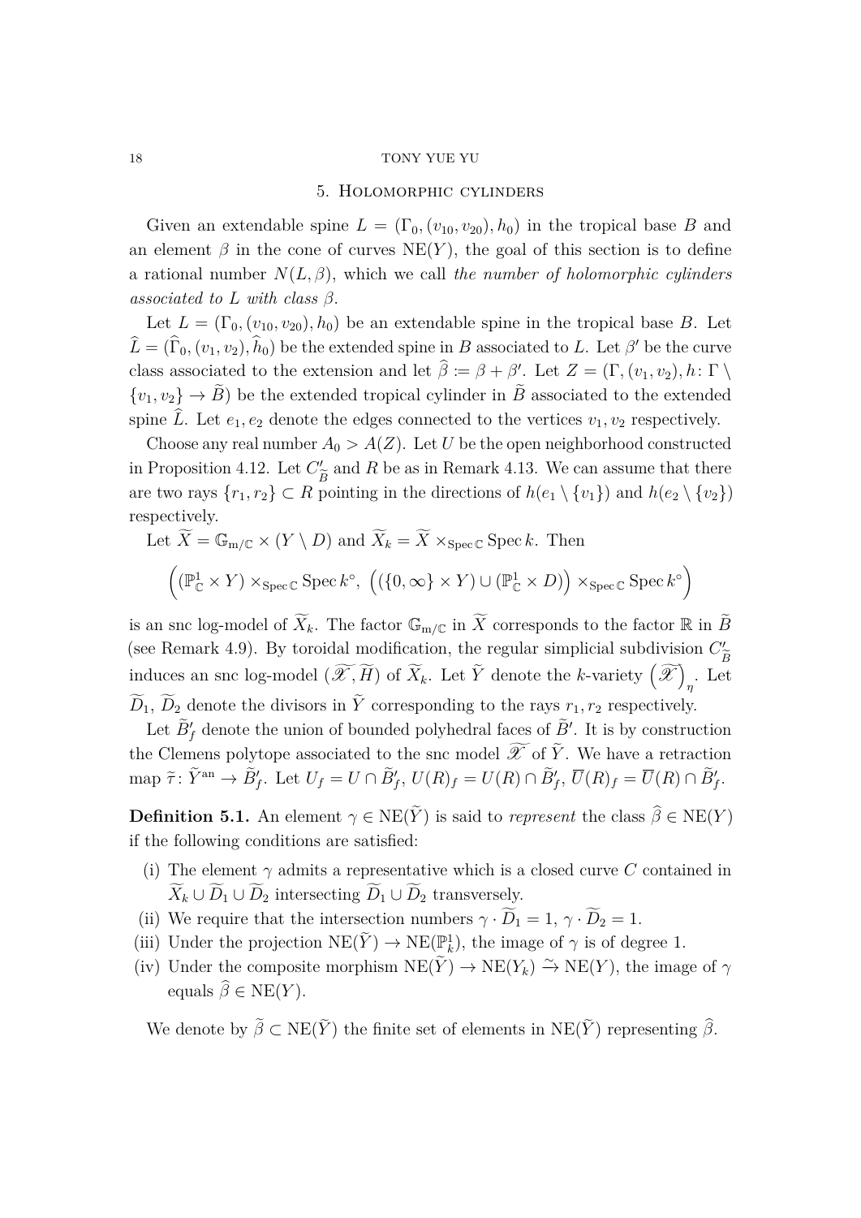## 5. Holomorphic cylinders

Given an extendable spine $L = (\Gamma_0, (v_{10}, v_{20}), h_0)$ in the tropical base $B$ and an element $\beta$ in the cone of curves $\mathrm{NE}(Y)$, the goal of this section is to define a rational number $N(L, \beta)$, which we call *the number of holomorphic cylinders associated to $L$ with class $\beta$*.

Let $L = (\Gamma_0, (v_{10}, v_{20}), h_0)$ be an extendable spine in the tropical base $B$. Let $\widehat{L} = (\widehat{\Gamma}_0, (v_1, v_2), \widehat{h}_0)$ be the extended spine in $B$ associated to $L$. Let $\beta'$ be the curve class associated to the extension and let $\widehat{\beta} := \beta + \beta'$. Let $Z = (\Gamma, (v_1, v_2), h\colon \Gamma \setminus \{v_1, v_2\} \to \widetilde{B})$ be the extended tropical cylinder in $\widetilde{B}$ associated to the extended spine $\widehat{L}$. Let $e_1, e_2$ denote the edges connected to the vertices $v_1, v_2$ respectively.

Choose any real number $A_0 > A(Z)$. Let $U$ be the open neighborhood constructed in Proposition 4.12. Let $C'_{\widetilde{B}}$ and $R$ be as in Remark 4.13. We can assume that there are two rays $\{r_1, r_2\} \subset R$ pointing in the directions of $h(e_1 \setminus \{v_1\})$ and $h(e_2 \setminus \{v_2\})$ respectively.

Let $\widetilde{X} = \mathbb{G}_{\mathrm{m}/\mathbb{C}} \times (Y \setminus D)$ and $\widetilde{X}_k = \widetilde{X} \times_{\operatorname{Spec}\mathbb{C}} \operatorname{Spec} k$. Then

$$\Big((\mathbb{P}^1_{\mathbb{C}} \times Y) \times_{\operatorname{Spec}\mathbb{C}} \operatorname{Spec} k^\circ,\ \big((\{0,\infty\} \times Y) \cup (\mathbb{P}^1_{\mathbb{C}} \times D)\big) \times_{\operatorname{Spec}\mathbb{C}} \operatorname{Spec} k^\circ\Big)$$

is an snc log-model of $\widetilde{X}_k$. The factor $\mathbb{G}_{\mathrm{m}/\mathbb{C}}$ in $\widetilde{X}$ corresponds to the factor $\mathbb{R}$ in $\widetilde{B}$ (see Remark 4.9). By toroidal modification, the regular simplicial subdivision $C'_{\widetilde{B}}$ induces an snc log-model $(\widetilde{\mathscr{X}}, \widetilde{H})$ of $\widetilde{X}_k$. Let $\widetilde{Y}$ denote the $k$-variety $\big(\widetilde{\mathscr{X}}\big)_\eta$. Let $\widetilde{D}_1$, $\widetilde{D}_2$ denote the divisors in $\widetilde{Y}$ corresponding to the rays $r_1, r_2$ respectively.

Let $\widetilde{B}'_f$ denote the union of bounded polyhedral faces of $\widetilde{B}'$. It is by construction the Clemens polytope associated to the snc model $\widetilde{\mathscr{X}}$ of $\widetilde{Y}$. We have a retraction map $\widetilde{\tau}\colon \widetilde{Y}^{\mathrm{an}} \to \widetilde{B}'_f$. Let $U_f = U \cap \widetilde{B}'_f$, $U(R)_f = U(R) \cap \widetilde{B}'_f$, $\overline{U}(R)_f = \overline{U}(R) \cap \widetilde{B}'_f$.

**Definition 5.1.** An element $\gamma \in \mathrm{NE}(\widetilde{Y})$ is said to *represent* the class $\widehat{\beta} \in \mathrm{NE}(Y)$ if the following conditions are satisfied:

(i) The element $\gamma$ admits a representative which is a closed curve $C$ contained in $\widetilde{X}_k \cup \widetilde{D}_1 \cup \widetilde{D}_2$ intersecting $\widetilde{D}_1 \cup \widetilde{D}_2$ transversely.

(ii) We require that the intersection numbers $\gamma \cdot \widetilde{D}_1 = 1$, $\gamma \cdot \widetilde{D}_2 = 1$.

(iii) Under the projection $\mathrm{NE}(\widetilde{Y}) \to \mathrm{NE}(\mathbb{P}^1_k)$, the image of $\gamma$ is of degree 1.

(iv) Under the composite morphism $\mathrm{NE}(\widetilde{Y}) \to \mathrm{NE}(Y_k) \xrightarrow{\sim} \mathrm{NE}(Y)$, the image of $\gamma$ equals $\widehat{\beta} \in \mathrm{NE}(Y)$.

We denote by $\widetilde{\beta} \subset \mathrm{NE}(\widetilde{Y})$ the finite set of elements in $\mathrm{NE}(\widetilde{Y})$ representing $\widehat{\beta}$.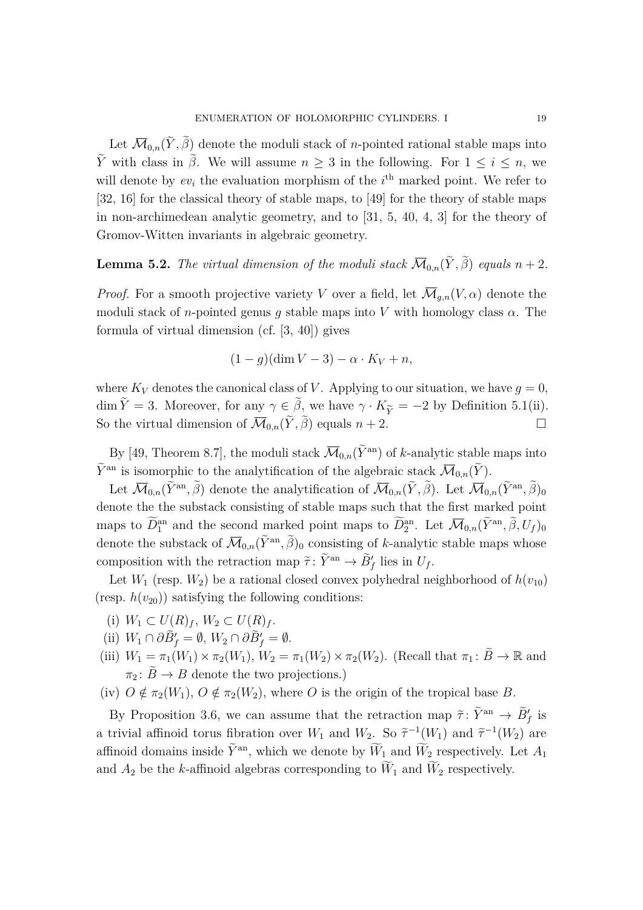Let $\overline{\mathcal{M}}_{0,n}(\widetilde{Y}, \widetilde{\beta})$ denote the moduli stack of $n$-pointed rational stable maps into $\widetilde{Y}$ with class in $\widetilde{\beta}$. We will assume $n \geq 3$ in the following. For $1 \leq i \leq n$, we will denote by $ev_i$ the evaluation morphism of the $i^{\text{th}}$ marked point. We refer to [32, 16] for the classical theory of stable maps, to [49] for the theory of stable maps in non-archimedean analytic geometry, and to [31, 5, 40, 4, 3] for the theory of Gromov-Witten invariants in algebraic geometry.

**Lemma 5.2.** *The virtual dimension of the moduli stack $\overline{\mathcal{M}}_{0,n}(\widetilde{Y}, \widetilde{\beta})$ equals $n + 2$.*

*Proof.* For a smooth projective variety $V$ over a field, let $\overline{\mathcal{M}}_{g,n}(V, \alpha)$ denote the moduli stack of $n$-pointed genus $g$ stable maps into $V$ with homology class $\alpha$. The formula of virtual dimension (cf. [3, 40]) gives

$$(1 - g)(\dim V - 3) - \alpha \cdot K_V + n,$$

where $K_V$ denotes the canonical class of $V$. Applying to our situation, we have $g = 0$, $\dim \widetilde{Y} = 3$. Moreover, for any $\gamma \in \widetilde{\beta}$, we have $\gamma \cdot K_{\widetilde{Y}} = -2$ by Definition 5.1(ii). So the virtual dimension of $\overline{\mathcal{M}}_{0,n}(\widetilde{Y}, \widetilde{\beta})$ equals $n + 2$. $\square$

By [49, Theorem 8.7], the moduli stack $\overline{\mathcal{M}}_{0,n}(\widetilde{Y}^{\text{an}})$ of $k$-analytic stable maps into $\widetilde{Y}^{\text{an}}$ is isomorphic to the analytification of the algebraic stack $\overline{\mathcal{M}}_{0,n}(\widetilde{Y})$.

Let $\overline{\mathcal{M}}_{0,n}(\widetilde{Y}^{\text{an}}, \widetilde{\beta})$ denote the analytification of $\overline{\mathcal{M}}_{0,n}(\widetilde{Y}, \widetilde{\beta})$. Let $\overline{\mathcal{M}}_{0,n}(\widetilde{Y}^{\text{an}}, \widetilde{\beta})_0$ denote the the substack consisting of stable maps such that the first marked point maps to $\widetilde{D}_1^{\text{an}}$ and the second marked point maps to $\widetilde{D}_2^{\text{an}}$. Let $\overline{\mathcal{M}}_{0,n}(\widetilde{Y}^{\text{an}}, \widetilde{\beta}, U_f)_0$ denote the substack of $\overline{\mathcal{M}}_{0,n}(\widetilde{Y}^{\text{an}}, \widetilde{\beta})_0$ consisting of $k$-analytic stable maps whose composition with the retraction map $\widetilde{\tau} \colon \widetilde{Y}^{\text{an}} \to \widetilde{B}'_f$ lies in $U_f$.

Let $W_1$ (resp. $W_2$) be a rational closed convex polyhedral neighborhood of $h(v_{10})$ (resp. $h(v_{20})$) satisfying the following conditions:

(i) $W_1 \subset U(R)_f$, $W_2 \subset U(R)_f$.
(ii) $W_1 \cap \partial \widetilde{B}'_f = \emptyset$, $W_2 \cap \partial \widetilde{B}'_f = \emptyset$.
(iii) $W_1 = \pi_1(W_1) \times \pi_2(W_1)$, $W_2 = \pi_1(W_2) \times \pi_2(W_2)$. (Recall that $\pi_1 \colon \widetilde{B} \to \mathbb{R}$ and $\pi_2 \colon \widetilde{B} \to B$ denote the two projections.)
(iv) $O \notin \pi_2(W_1)$, $O \notin \pi_2(W_2)$, where $O$ is the origin of the tropical base $B$.

By Proposition 3.6, we can assume that the retraction map $\widetilde{\tau} \colon \widetilde{Y}^{\text{an}} \to \widetilde{B}'_f$ is a trivial affinoid torus fibration over $W_1$ and $W_2$. So $\widetilde{\tau}^{-1}(W_1)$ and $\widetilde{\tau}^{-1}(W_2)$ are affinoid domains inside $\widetilde{Y}^{\text{an}}$, which we denote by $\widetilde{W}_1$ and $\widetilde{W}_2$ respectively. Let $A_1$ and $A_2$ be the $k$-affinoid algebras corresponding to $\widetilde{W}_1$ and $\widetilde{W}_2$ respectively.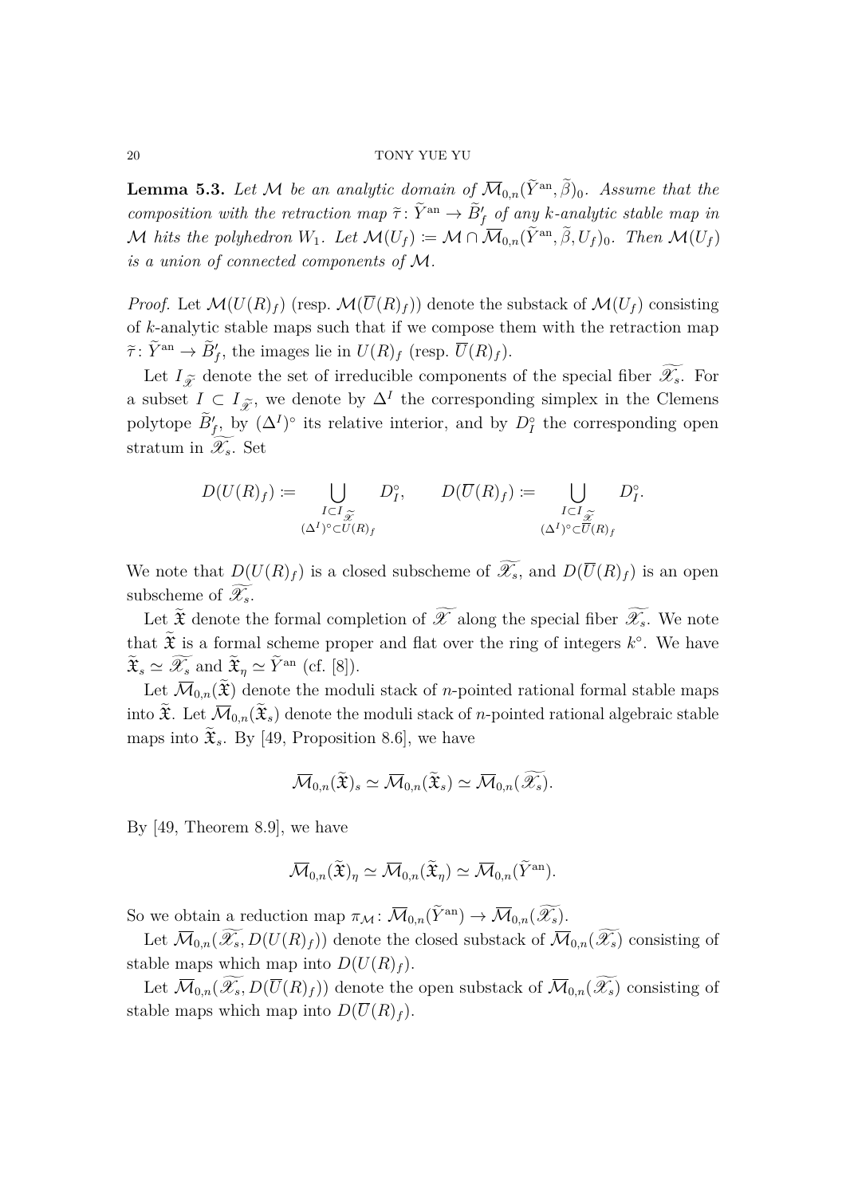**Lemma 5.3.** *Let $\mathcal{M}$ be an analytic domain of $\overline{\mathcal{M}}_{0,n}(\widetilde{Y}^{\mathrm{an}}, \widetilde{\beta})_0$. Assume that the composition with the retraction map $\widetilde{\tau}\colon \widetilde{Y}^{\mathrm{an}} \to \widetilde{B}'_f$ of any $k$-analytic stable map in $\mathcal{M}$ hits the polyhedron $W_1$. Let $\mathcal{M}(U_f) \coloneqq \mathcal{M} \cap \overline{\mathcal{M}}_{0,n}(\widetilde{Y}^{\mathrm{an}}, \widetilde{\beta}, U_f)_0$. Then $\mathcal{M}(U_f)$ is a union of connected components of $\mathcal{M}$.*

*Proof.* Let $\mathcal{M}(U(R)_f)$ (resp. $\mathcal{M}(\overline{U}(R)_f)$) denote the substack of $\mathcal{M}(U_f)$ consisting of $k$-analytic stable maps such that if we compose them with the retraction map $\widetilde{\tau}\colon \widetilde{Y}^{\mathrm{an}} \to \widetilde{B}'_f$, the images lie in $U(R)_f$ (resp. $\overline{U}(R)_f$).

Let $I_{\widetilde{\mathscr{X}}}$ denote the set of irreducible components of the special fiber $\widetilde{\mathscr{X}_s}$. For a subset $I \subset I_{\widetilde{\mathscr{X}}}$, we denote by $\Delta^I$ the corresponding simplex in the Clemens polytope $\widetilde{B}'_f$, by $(\Delta^I)^\circ$ its relative interior, and by $D_I^\circ$ the corresponding open stratum in $\widetilde{\mathscr{X}_s}$. Set

$$D(U(R)_f) \coloneqq \bigcup_{\substack{I \subset I_{\widetilde{\mathscr{X}}} \\ (\Delta^I)^\circ \subset U(R)_f}} D_I^\circ, \qquad D(\overline{U}(R)_f) \coloneqq \bigcup_{\substack{I \subset I_{\widetilde{\mathscr{X}}} \\ (\Delta^I)^\circ \subset \overline{U}(R)_f}} D_I^\circ.$$

We note that $D(U(R)_f)$ is a closed subscheme of $\widetilde{\mathscr{X}_s}$, and $D(\overline{U}(R)_f)$ is an open subscheme of $\widetilde{\mathscr{X}_s}$.

Let $\widetilde{\mathfrak{X}}$ denote the formal completion of $\widetilde{\mathscr{X}}$ along the special fiber $\widetilde{\mathscr{X}_s}$. We note that $\widetilde{\mathfrak{X}}$ is a formal scheme proper and flat over the ring of integers $k^\circ$. We have $\widetilde{\mathfrak{X}}_s \simeq \widetilde{\mathscr{X}_s}$ and $\widetilde{\mathfrak{X}}_\eta \simeq \widetilde{Y}^{\mathrm{an}}$ (cf. [8]).

Let $\overline{\mathcal{M}}_{0,n}(\widetilde{\mathfrak{X}})$ denote the moduli stack of $n$-pointed rational formal stable maps into $\widetilde{\mathfrak{X}}$. Let $\overline{\mathcal{M}}_{0,n}(\widetilde{\mathfrak{X}}_s)$ denote the moduli stack of $n$-pointed rational algebraic stable maps into $\widetilde{\mathfrak{X}}_s$. By [49, Proposition 8.6], we have

$$\overline{\mathcal{M}}_{0,n}(\widetilde{\mathfrak{X}})_s \simeq \overline{\mathcal{M}}_{0,n}(\widetilde{\mathfrak{X}}_s) \simeq \overline{\mathcal{M}}_{0,n}(\widetilde{\mathscr{X}_s}).$$

By [49, Theorem 8.9], we have

$$\overline{\mathcal{M}}_{0,n}(\widetilde{\mathfrak{X}})_\eta \simeq \overline{\mathcal{M}}_{0,n}(\widetilde{\mathfrak{X}}_\eta) \simeq \overline{\mathcal{M}}_{0,n}(\widetilde{Y}^{\mathrm{an}}).$$

So we obtain a reduction map $\pi_{\mathcal{M}}\colon \overline{\mathcal{M}}_{0,n}(\widetilde{Y}^{\mathrm{an}}) \to \overline{\mathcal{M}}_{0,n}(\widetilde{\mathscr{X}_s})$.

Let $\overline{\mathcal{M}}_{0,n}(\widetilde{\mathscr{X}_s}, D(U(R)_f))$ denote the closed substack of $\overline{\mathcal{M}}_{0,n}(\widetilde{\mathscr{X}_s})$ consisting of stable maps which map into $D(U(R)_f)$.

Let $\overline{\mathcal{M}}_{0,n}(\widetilde{\mathscr{X}_s}, D(\overline{U}(R)_f))$ denote the open substack of $\overline{\mathcal{M}}_{0,n}(\widetilde{\mathscr{X}_s})$ consisting of stable maps which map into $D(\overline{U}(R)_f)$.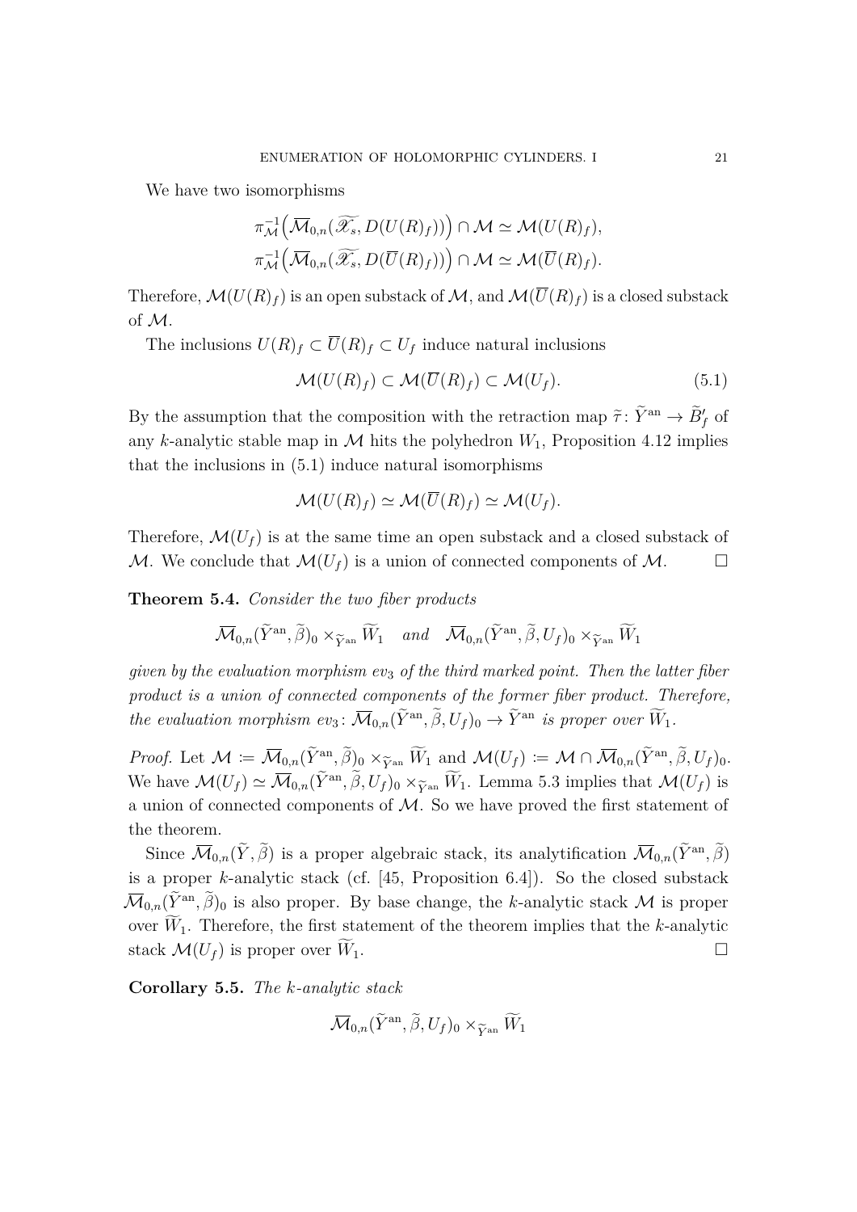We have two isomorphisms

$$\pi_{\mathcal{M}}^{-1}\Big(\overline{\mathcal{M}}_{0,n}(\widetilde{\mathscr{X}_s}, D(U(R)_f))\Big) \cap \mathcal{M} \simeq \mathcal{M}(U(R)_f),$$
$$\pi_{\mathcal{M}}^{-1}\Big(\overline{\mathcal{M}}_{0,n}(\widetilde{\mathscr{X}_s}, D(\overline{U}(R)_f))\Big) \cap \mathcal{M} \simeq \mathcal{M}(\overline{U}(R)_f).$$

Therefore, $\mathcal{M}(U(R)_f)$ is an open substack of $\mathcal{M}$, and $\mathcal{M}(\overline{U}(R)_f)$ is a closed substack of $\mathcal{M}$.

The inclusions $U(R)_f \subset \overline{U}(R)_f \subset U_f$ induce natural inclusions

$$\mathcal{M}(U(R)_f) \subset \mathcal{M}(\overline{U}(R)_f) \subset \mathcal{M}(U_f). \tag{5.1}$$

By the assumption that the composition with the retraction map $\widetilde{\tau}\colon \widetilde{Y}^{\mathrm{an}} \to \widetilde{B}'_f$ of any $k$-analytic stable map in $\mathcal{M}$ hits the polyhedron $W_1$, Proposition 4.12 implies that the inclusions in (5.1) induce natural isomorphisms

$$\mathcal{M}(U(R)_f) \simeq \mathcal{M}(\overline{U}(R)_f) \simeq \mathcal{M}(U_f).$$

Therefore, $\mathcal{M}(U_f)$ is at the same time an open substack and a closed substack of $\mathcal{M}$. We conclude that $\mathcal{M}(U_f)$ is a union of connected components of $\mathcal{M}$. $\square$

**Theorem 5.4.** *Consider the two fiber products*

$$\overline{\mathcal{M}}_{0,n}(\widetilde{Y}^{\mathrm{an}}, \widetilde{\beta})_0 \times_{\widetilde{Y}^{\mathrm{an}}} \widetilde{W}_1 \quad \textit{and} \quad \overline{\mathcal{M}}_{0,n}(\widetilde{Y}^{\mathrm{an}}, \widetilde{\beta}, U_f)_0 \times_{\widetilde{Y}^{\mathrm{an}}} \widetilde{W}_1$$

*given by the evaluation morphism $ev_3$ of the third marked point. Then the latter fiber product is a union of connected components of the former fiber product. Therefore, the evaluation morphism $ev_3\colon \overline{\mathcal{M}}_{0,n}(\widetilde{Y}^{\mathrm{an}}, \widetilde{\beta}, U_f)_0 \to \widetilde{Y}^{\mathrm{an}}$ is proper over $\widetilde{W}_1$.*

*Proof.* Let $\mathcal{M} := \overline{\mathcal{M}}_{0,n}(\widetilde{Y}^{\mathrm{an}}, \widetilde{\beta})_0 \times_{\widetilde{Y}^{\mathrm{an}}} \widetilde{W}_1$ and $\mathcal{M}(U_f) := \mathcal{M} \cap \overline{\mathcal{M}}_{0,n}(\widetilde{Y}^{\mathrm{an}}, \widetilde{\beta}, U_f)_0$. We have $\mathcal{M}(U_f) \simeq \overline{\mathcal{M}}_{0,n}(\widetilde{Y}^{\mathrm{an}}, \widetilde{\beta}, U_f)_0 \times_{\widetilde{Y}^{\mathrm{an}}} \widetilde{W}_1$. Lemma 5.3 implies that $\mathcal{M}(U_f)$ is a union of connected components of $\mathcal{M}$. So we have proved the first statement of the theorem.

Since $\overline{\mathcal{M}}_{0,n}(\widetilde{Y}, \widetilde{\beta})$ is a proper algebraic stack, its analytification $\overline{\mathcal{M}}_{0,n}(\widetilde{Y}^{\mathrm{an}}, \widetilde{\beta})$ is a proper $k$-analytic stack (cf. [45, Proposition 6.4]). So the closed substack $\overline{\mathcal{M}}_{0,n}(\widetilde{Y}^{\mathrm{an}}, \widetilde{\beta})_0$ is also proper. By base change, the $k$-analytic stack $\mathcal{M}$ is proper over $\widetilde{W}_1$. Therefore, the first statement of the theorem implies that the $k$-analytic stack $\mathcal{M}(U_f)$ is proper over $\widetilde{W}_1$. $\square$

**Corollary 5.5.** *The $k$-analytic stack*

$$\overline{\mathcal{M}}_{0,n}(\widetilde{Y}^{\mathrm{an}}, \widetilde{\beta}, U_f)_0 \times_{\widetilde{Y}^{\mathrm{an}}} \widetilde{W}_1$$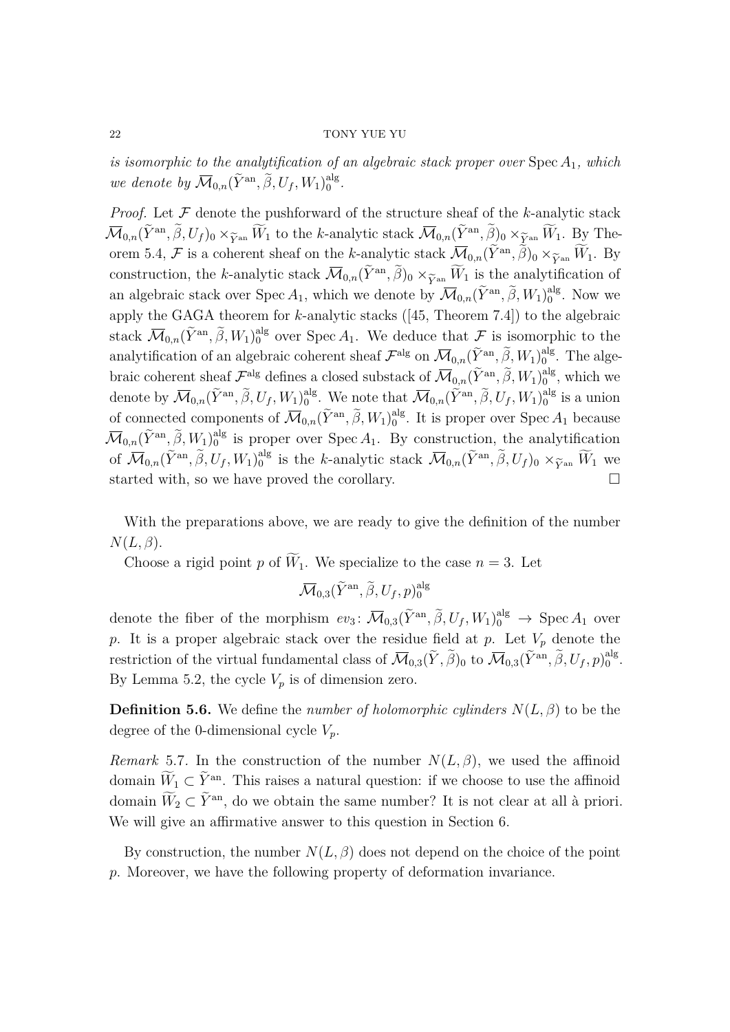*is isomorphic to the analytification of an algebraic stack proper over* $\operatorname{Spec} A_1$*, which we denote by* $\overline{\mathcal{M}}_{0,n}(\widetilde{Y}^{\mathrm{an}}, \widetilde{\beta}, U_f, W_1)_0^{\mathrm{alg}}$.

*Proof.* Let $\mathcal{F}$ denote the pushforward of the structure sheaf of the $k$-analytic stack $\overline{\mathcal{M}}_{0,n}(\widetilde{Y}^{\mathrm{an}}, \widetilde{\beta}, U_f)_0 \times_{\widetilde{Y}^{\mathrm{an}}} \widetilde{W}_1$ to the $k$-analytic stack $\overline{\mathcal{M}}_{0,n}(\widetilde{Y}^{\mathrm{an}}, \widetilde{\beta})_0 \times_{\widetilde{Y}^{\mathrm{an}}} \widetilde{W}_1$. By Theorem 5.4, $\mathcal{F}$ is a coherent sheaf on the $k$-analytic stack $\overline{\mathcal{M}}_{0,n}(\widetilde{Y}^{\mathrm{an}}, \widetilde{\beta})_0 \times_{\widetilde{Y}^{\mathrm{an}}} \widetilde{W}_1$. By construction, the $k$-analytic stack $\overline{\mathcal{M}}_{0,n}(\widetilde{Y}^{\mathrm{an}}, \widetilde{\beta})_0 \times_{\widetilde{Y}^{\mathrm{an}}} \widetilde{W}_1$ is the analytification of an algebraic stack over $\operatorname{Spec} A_1$, which we denote by $\overline{\mathcal{M}}_{0,n}(\widetilde{Y}^{\mathrm{an}}, \widetilde{\beta}, W_1)_0^{\mathrm{alg}}$. Now we apply the GAGA theorem for $k$-analytic stacks ([45, Theorem 7.4]) to the algebraic stack $\overline{\mathcal{M}}_{0,n}(\widetilde{Y}^{\mathrm{an}}, \widetilde{\beta}, W_1)_0^{\mathrm{alg}}$ over $\operatorname{Spec} A_1$. We deduce that $\mathcal{F}$ is isomorphic to the analytification of an algebraic coherent sheaf $\mathcal{F}^{\mathrm{alg}}$ on $\overline{\mathcal{M}}_{0,n}(\widetilde{Y}^{\mathrm{an}}, \widetilde{\beta}, W_1)_0^{\mathrm{alg}}$. The algebraic coherent sheaf $\mathcal{F}^{\mathrm{alg}}$ defines a closed substack of $\overline{\mathcal{M}}_{0,n}(\widetilde{Y}^{\mathrm{an}}, \widetilde{\beta}, W_1)_0^{\mathrm{alg}}$, which we denote by $\overline{\mathcal{M}}_{0,n}(\widetilde{Y}^{\mathrm{an}}, \widetilde{\beta}, U_f, W_1)_0^{\mathrm{alg}}$. We note that $\overline{\mathcal{M}}_{0,n}(\widetilde{Y}^{\mathrm{an}}, \widetilde{\beta}, U_f, W_1)_0^{\mathrm{alg}}$ is a union of connected components of $\overline{\mathcal{M}}_{0,n}(\widetilde{Y}^{\mathrm{an}}, \widetilde{\beta}, W_1)_0^{\mathrm{alg}}$. It is proper over $\operatorname{Spec} A_1$ because $\overline{\mathcal{M}}_{0,n}(\widetilde{Y}^{\mathrm{an}}, \widetilde{\beta}, W_1)_0^{\mathrm{alg}}$ is proper over $\operatorname{Spec} A_1$. By construction, the analytification of $\overline{\mathcal{M}}_{0,n}(\widetilde{Y}^{\mathrm{an}}, \widetilde{\beta}, U_f, W_1)_0^{\mathrm{alg}}$ is the $k$-analytic stack $\overline{\mathcal{M}}_{0,n}(\widetilde{Y}^{\mathrm{an}}, \widetilde{\beta}, U_f)_0 \times_{\widetilde{Y}^{\mathrm{an}}} \widetilde{W}_1$ we started with, so we have proved the corollary. $\square$

With the preparations above, we are ready to give the definition of the number $N(L, \beta)$.

Choose a rigid point $p$ of $\widetilde{W}_1$. We specialize to the case $n = 3$. Let

$$\overline{\mathcal{M}}_{0,3}(\widetilde{Y}^{\mathrm{an}}, \widetilde{\beta}, U_f, p)_0^{\mathrm{alg}}$$

denote the fiber of the morphism $ev_3 \colon \overline{\mathcal{M}}_{0,3}(\widetilde{Y}^{\mathrm{an}}, \widetilde{\beta}, U_f, W_1)_0^{\mathrm{alg}} \to \operatorname{Spec} A_1$ over $p$. It is a proper algebraic stack over the residue field at $p$. Let $V_p$ denote the restriction of the virtual fundamental class of $\overline{\mathcal{M}}_{0,3}(\widetilde{Y}, \widetilde{\beta})_0$ to $\overline{\mathcal{M}}_{0,3}(\widetilde{Y}^{\mathrm{an}}, \widetilde{\beta}, U_f, p)_0^{\mathrm{alg}}$. By Lemma 5.2, the cycle $V_p$ is of dimension zero.

**Definition 5.6.** We define the *number of holomorphic cylinders* $N(L, \beta)$ to be the degree of the 0-dimensional cycle $V_p$.

*Remark* 5.7. In the construction of the number $N(L, \beta)$, we used the affinoid domain $\widetilde{W}_1 \subset \widetilde{Y}^{\mathrm{an}}$. This raises a natural question: if we choose to use the affinoid domain $\widetilde{W}_2 \subset \widetilde{Y}^{\mathrm{an}}$, do we obtain the same number? It is not clear at all à priori. We will give an affirmative answer to this question in Section 6.

By construction, the number $N(L, \beta)$ does not depend on the choice of the point $p$. Moreover, we have the following property of deformation invariance.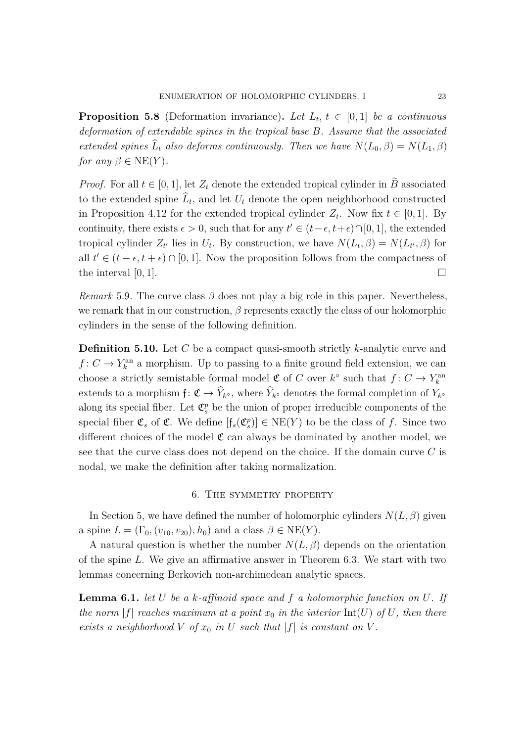**Proposition 5.8** (Deformation invariance)**.** *Let $L_t$, $t \in [0,1]$ be a continuous deformation of extendable spines in the tropical base $B$. Assume that the associated extended spines $\widehat{L}_t$ also deforms continuously. Then we have $N(L_0, \beta) = N(L_1, \beta)$ for any $\beta \in \mathrm{NE}(Y)$.*

*Proof.* For all $t \in [0,1]$, let $Z_t$ denote the extended tropical cylinder in $\widetilde{B}$ associated to the extended spine $\widehat{L}_t$, and let $U_t$ denote the open neighborhood constructed in Proposition 4.12 for the extended tropical cylinder $Z_t$. Now fix $t \in [0,1]$. By continuity, there exists $\epsilon > 0$, such that for any $t' \in (t-\epsilon, t+\epsilon) \cap [0,1]$, the extended tropical cylinder $Z_{t'}$ lies in $U_t$. By construction, we have $N(L_t, \beta) = N(L_{t'}, \beta)$ for all $t' \in (t-\epsilon, t+\epsilon) \cap [0,1]$. Now the proposition follows from the compactness of the interval $[0,1]$. $\square$

*Remark* 5.9. The curve class $\beta$ does not play a big role in this paper. Nevertheless, we remark that in our construction, $\beta$ represents exactly the class of our holomorphic cylinders in the sense of the following definition.

**Definition 5.10.** Let $C$ be a compact quasi-smooth strictly $k$-analytic curve and $f\colon C \to Y_k^{\mathrm{an}}$ a morphism. Up to passing to a finite ground field extension, we can choose a strictly semistable formal model $\mathfrak{C}$ of $C$ over $k^\circ$ such that $f\colon C \to Y_k^{\mathrm{an}}$ extends to a morphism $\mathfrak{f}\colon \mathfrak{C} \to \widehat{Y}_{k^\circ}$, where $\widehat{Y}_{k^\circ}$ denotes the formal completion of $Y_{k^\circ}$ along its special fiber. Let $\mathfrak{C}_s^p$ be the union of proper irreducible components of the special fiber $\mathfrak{C}_s$ of $\mathfrak{C}$. We define $[\mathfrak{f}_s(\mathfrak{C}_s^p)] \in \mathrm{NE}(Y)$ to be the class of $f$. Since two different choices of the model $\mathfrak{C}$ can always be dominated by another model, we see that the curve class does not depend on the choice. If the domain curve $C$ is nodal, we make the definition after taking normalization.

## 6. The symmetry property

In Section 5, we have defined the number of holomorphic cylinders $N(L, \beta)$ given a spine $L = (\Gamma_0, (v_{10}, v_{20}), h_0)$ and a class $\beta \in \mathrm{NE}(Y)$.

A natural question is whether the number $N(L, \beta)$ depends on the orientation of the spine $L$. We give an affirmative answer in Theorem 6.3. We start with two lemmas concerning Berkovich non-archimedean analytic spaces.

**Lemma 6.1.** *let $U$ be a $k$-affinoid space and $f$ a holomorphic function on $U$. If the norm $|f|$ reaches maximum at a point $x_0$ in the interior $\mathrm{Int}(U)$ of $U$, then there exists a neighborhood $V$ of $x_0$ in $U$ such that $|f|$ is constant on $V$.*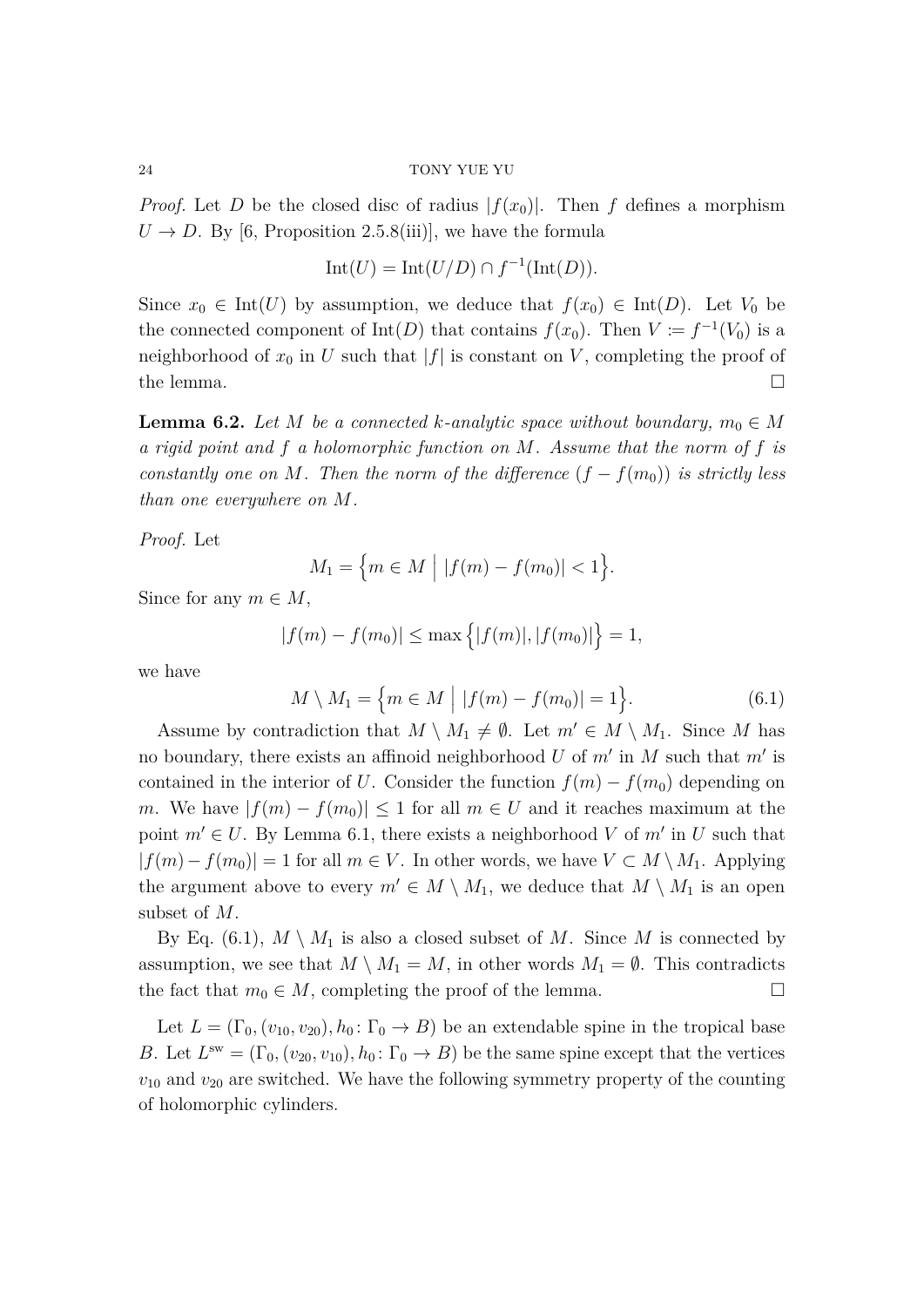*Proof.* Let $D$ be the closed disc of radius $|f(x_0)|$. Then $f$ defines a morphism $U \to D$. By [6, Proposition 2.5.8(iii)], we have the formula

$$\mathrm{Int}(U) = \mathrm{Int}(U/D) \cap f^{-1}(\mathrm{Int}(D)).$$

Since $x_0 \in \mathrm{Int}(U)$ by assumption, we deduce that $f(x_0) \in \mathrm{Int}(D)$. Let $V_0$ be the connected component of $\mathrm{Int}(D)$ that contains $f(x_0)$. Then $V \coloneqq f^{-1}(V_0)$ is a neighborhood of $x_0$ in $U$ such that $|f|$ is constant on $V$, completing the proof of the lemma. $\square$

**Lemma 6.2.** *Let $M$ be a connected $k$-analytic space without boundary, $m_0 \in M$ a rigid point and $f$ a holomorphic function on $M$. Assume that the norm of $f$ is constantly one on $M$. Then the norm of the difference $(f - f(m_0))$ is strictly less than one everywhere on $M$.*

*Proof.* Let

$$M_1 = \Big\{ m \in M \;\Big|\; |f(m) - f(m_0)| < 1 \Big\}.$$

Since for any $m \in M$,

$$|f(m) - f(m_0)| \leq \max\Big\{ |f(m)|, |f(m_0)| \Big\} = 1,$$

we have

$$M \setminus M_1 = \Big\{ m \in M \;\Big|\; |f(m) - f(m_0)| = 1 \Big\}. \tag{6.1}$$

Assume by contradiction that $M \setminus M_1 \neq \emptyset$. Let $m' \in M \setminus M_1$. Since $M$ has no boundary, there exists an affinoid neighborhood $U$ of $m'$ in $M$ such that $m'$ is contained in the interior of $U$. Consider the function $f(m) - f(m_0)$ depending on $m$. We have $|f(m) - f(m_0)| \leq 1$ for all $m \in U$ and it reaches maximum at the point $m' \in U$. By Lemma 6.1, there exists a neighborhood $V$ of $m'$ in $U$ such that $|f(m) - f(m_0)| = 1$ for all $m \in V$. In other words, we have $V \subset M \setminus M_1$. Applying the argument above to every $m' \in M \setminus M_1$, we deduce that $M \setminus M_1$ is an open subset of $M$.

By Eq. (6.1), $M \setminus M_1$ is also a closed subset of $M$. Since $M$ is connected by assumption, we see that $M \setminus M_1 = M$, in other words $M_1 = \emptyset$. This contradicts the fact that $m_0 \in M$, completing the proof of the lemma. $\square$

Let $L = (\Gamma_0, (v_{10}, v_{20}), h_0 \colon \Gamma_0 \to B)$ be an extendable spine in the tropical base $B$. Let $L^{\mathrm{sw}} = (\Gamma_0, (v_{20}, v_{10}), h_0 \colon \Gamma_0 \to B)$ be the same spine except that the vertices $v_{10}$ and $v_{20}$ are switched. We have the following symmetry property of the counting of holomorphic cylinders.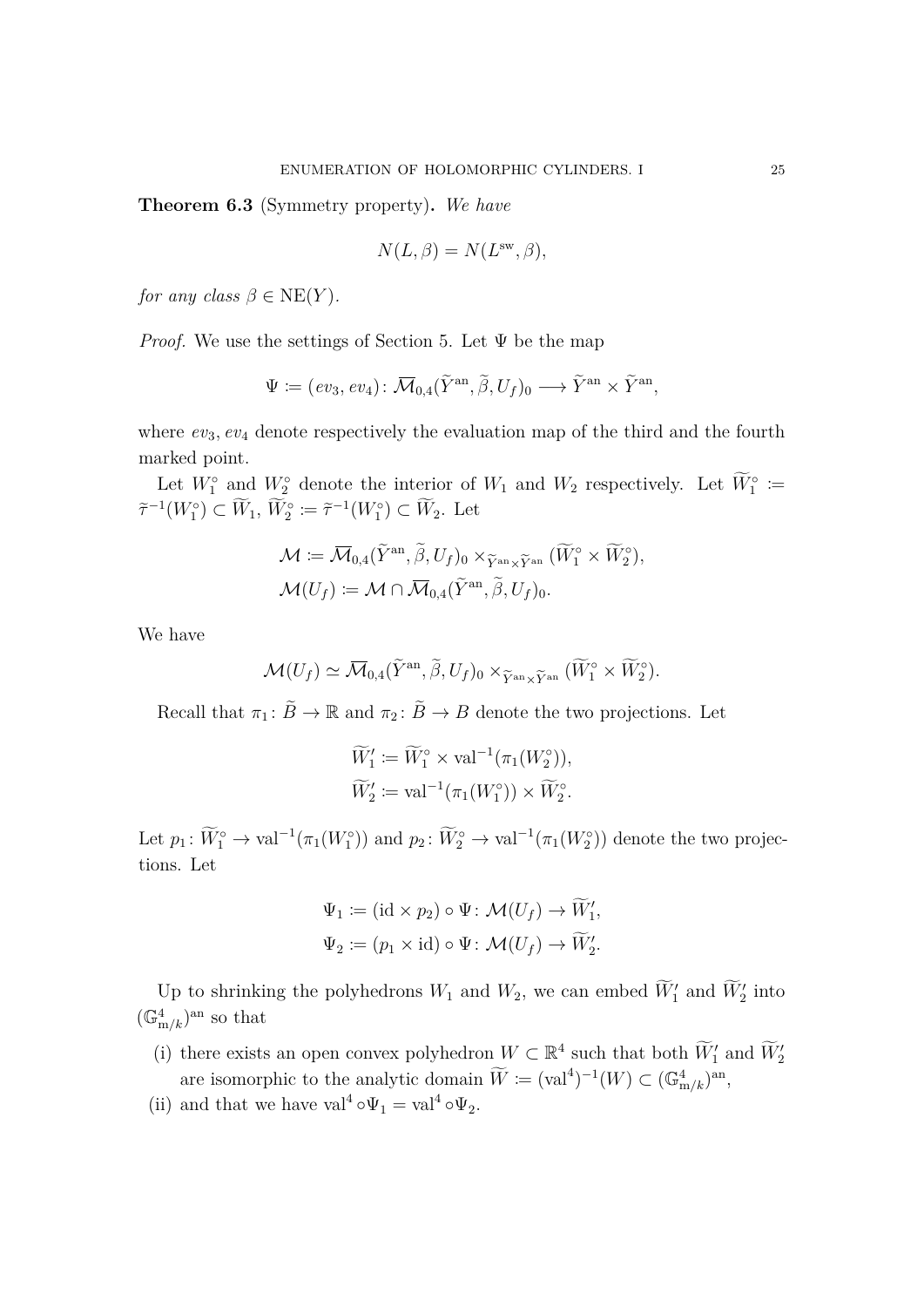**Theorem 6.3** (Symmetry property)**.** *We have*

$$N(L, \beta) = N(L^{\mathrm{sw}}, \beta),$$

*for any class* $\beta \in \mathrm{NE}(Y)$.

*Proof.* We use the settings of Section 5. Let $\Psi$ be the map

$$\Psi \coloneqq (ev_3, ev_4) \colon \overline{\mathcal{M}}_{0,4}(\widetilde{Y}^{\mathrm{an}}, \widetilde{\beta}, U_f)_0 \longrightarrow \widetilde{Y}^{\mathrm{an}} \times \widetilde{Y}^{\mathrm{an}},$$

where $ev_3, ev_4$ denote respectively the evaluation map of the third and the fourth marked point.

Let $W_1^\circ$ and $W_2^\circ$ denote the interior of $W_1$ and $W_2$ respectively. Let $\widetilde{W}_1^\circ \coloneqq \widetilde{\tau}^{-1}(W_1^\circ) \subset \widetilde{W}_1$, $\widetilde{W}_2^\circ \coloneqq \widetilde{\tau}^{-1}(W_1^\circ) \subset \widetilde{W}_2$. Let

$$\begin{aligned}
&\mathcal{M} \coloneqq \overline{\mathcal{M}}_{0,4}(\widetilde{Y}^{\mathrm{an}}, \widetilde{\beta}, U_f)_0 \times_{\widetilde{Y}^{\mathrm{an}} \times \widetilde{Y}^{\mathrm{an}}} (\widetilde{W}_1^\circ \times \widetilde{W}_2^\circ),\\
&\mathcal{M}(U_f) \coloneqq \mathcal{M} \cap \overline{\mathcal{M}}_{0,4}(\widetilde{Y}^{\mathrm{an}}, \widetilde{\beta}, U_f)_0.
\end{aligned}$$

We have

$$\mathcal{M}(U_f) \simeq \overline{\mathcal{M}}_{0,4}(\widetilde{Y}^{\mathrm{an}}, \widetilde{\beta}, U_f)_0 \times_{\widetilde{Y}^{\mathrm{an}} \times \widetilde{Y}^{\mathrm{an}}} (\widetilde{W}_1^\circ \times \widetilde{W}_2^\circ).$$

Recall that $\pi_1 \colon \widetilde{B} \to \mathbb{R}$ and $\pi_2 \colon \widetilde{B} \to B$ denote the two projections. Let

$$\begin{aligned}
&\widetilde{W}_1' \coloneqq \widetilde{W}_1^\circ \times \mathrm{val}^{-1}(\pi_1(W_2^\circ)),\\
&\widetilde{W}_2' \coloneqq \mathrm{val}^{-1}(\pi_1(W_1^\circ)) \times \widetilde{W}_2^\circ.
\end{aligned}$$

Let $p_1 \colon \widetilde{W}_1^\circ \to \mathrm{val}^{-1}(\pi_1(W_1^\circ))$ and $p_2 \colon \widetilde{W}_2^\circ \to \mathrm{val}^{-1}(\pi_1(W_2^\circ))$ denote the two projections. Let

$$\begin{aligned}
&\Psi_1 \coloneqq (\mathrm{id} \times p_2) \circ \Psi \colon \mathcal{M}(U_f) \to \widetilde{W}_1',\\
&\Psi_2 \coloneqq (p_1 \times \mathrm{id}) \circ \Psi \colon \mathcal{M}(U_f) \to \widetilde{W}_2'.
\end{aligned}$$

Up to shrinking the polyhedrons $W_1$ and $W_2$, we can embed $\widetilde{W}_1'$ and $\widetilde{W}_2'$ into $(\mathbb{G}_{\mathrm{m}/k}^4)^{\mathrm{an}}$ so that

(i) there exists an open convex polyhedron $W \subset \mathbb{R}^4$ such that both $\widetilde{W}_1'$ and $\widetilde{W}_2'$ are isomorphic to the analytic domain $\widetilde{W} \coloneqq (\mathrm{val}^4)^{-1}(W) \subset (\mathbb{G}_{\mathrm{m}/k}^4)^{\mathrm{an}}$,

(ii) and that we have $\mathrm{val}^4 \circ \Psi_1 = \mathrm{val}^4 \circ \Psi_2$.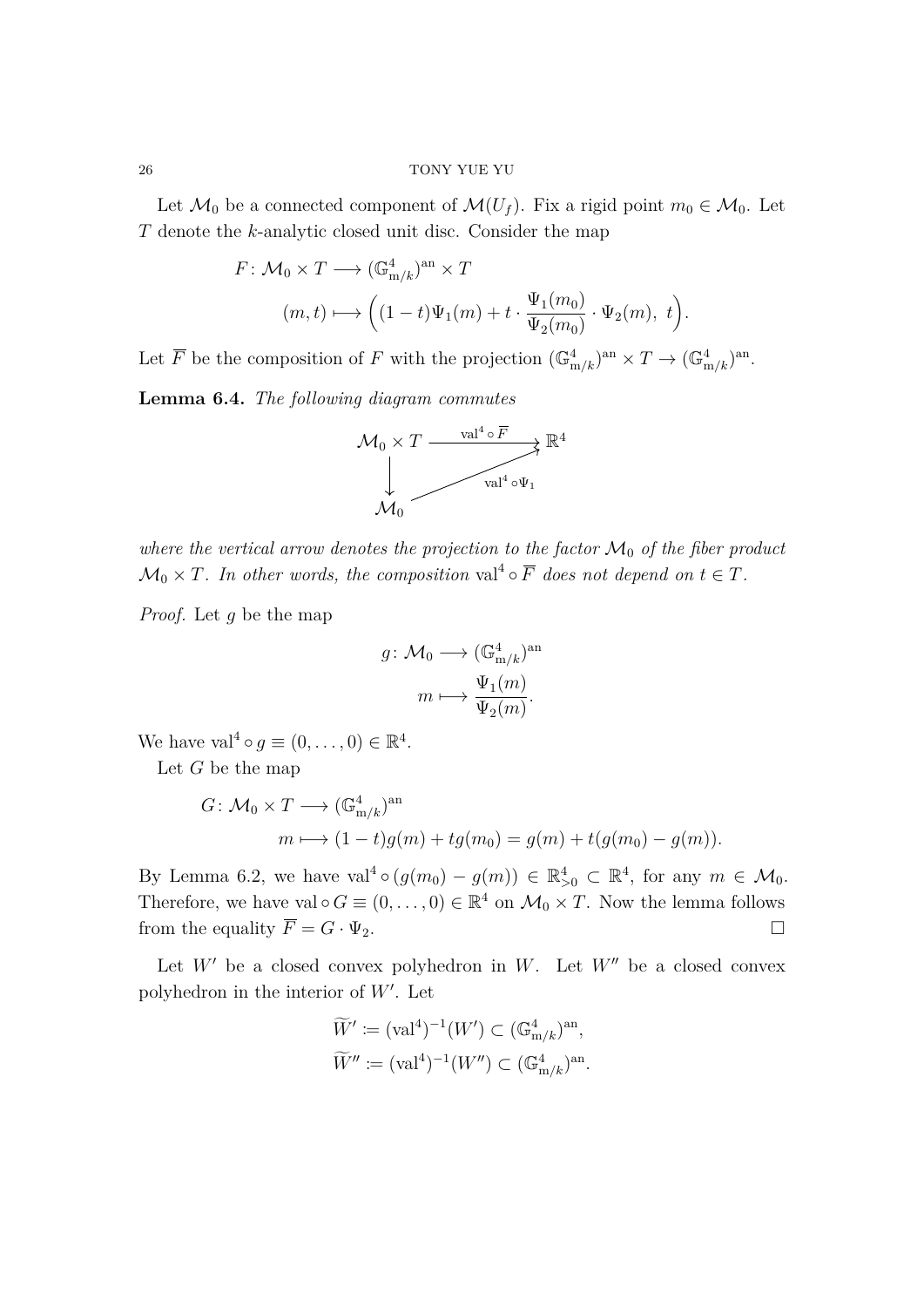Let $\mathcal{M}_0$ be a connected component of $\mathcal{M}(U_f)$. Fix a rigid point $m_0 \in \mathcal{M}_0$. Let $T$ denote the $k$-analytic closed unit disc. Consider the map

$$
\begin{aligned}
F \colon \mathcal{M}_0 \times T &\longrightarrow (\mathbb{G}^4_{\mathrm{m}/k})^{\mathrm{an}} \times T \\
(m,t) &\longmapsto \Big( (1-t)\Psi_1(m) + t \cdot \frac{\Psi_1(m_0)}{\Psi_2(m_0)} \cdot \Psi_2(m),\ t \Big).
\end{aligned}
$$

Let $\overline{F}$ be the composition of $F$ with the projection $(\mathbb{G}^4_{\mathrm{m}/k})^{\mathrm{an}} \times T \to (\mathbb{G}^4_{\mathrm{m}/k})^{\mathrm{an}}$.

**Lemma 6.4.** *The following diagram commutes*

$$
\begin{array}{ccc}
\mathcal{M}_0 \times T & \xrightarrow{\ \mathrm{val}^4 \circ \overline{F}\ } & \mathbb{R}^4 \\
\big\downarrow & \nearrow_{\ \mathrm{val}^4 \circ \Psi_1} & \\
\mathcal{M}_0 & &
\end{array}
$$

*where the vertical arrow denotes the projection to the factor $\mathcal{M}_0$ of the fiber product $\mathcal{M}_0 \times T$. In other words, the composition $\mathrm{val}^4 \circ \overline{F}$ does not depend on $t \in T$.*

*Proof.* Let $g$ be the map

$$
\begin{aligned}
g \colon \mathcal{M}_0 &\longrightarrow (\mathbb{G}^4_{\mathrm{m}/k})^{\mathrm{an}} \\
m &\longmapsto \frac{\Psi_1(m)}{\Psi_2(m)}.
\end{aligned}
$$

We have $\mathrm{val}^4 \circ g \equiv (0, \dots, 0) \in \mathbb{R}^4$.

Let $G$ be the map

$$
\begin{aligned}
G \colon \mathcal{M}_0 \times T &\longrightarrow (\mathbb{G}^4_{\mathrm{m}/k})^{\mathrm{an}} \\
m &\longmapsto (1-t)g(m) + tg(m_0) = g(m) + t(g(m_0) - g(m)).
\end{aligned}
$$

By Lemma 6.2, we have $\mathrm{val}^4 \circ (g(m_0) - g(m)) \in \mathbb{R}^4_{>0} \subset \mathbb{R}^4$, for any $m \in \mathcal{M}_0$. Therefore, we have $\mathrm{val} \circ G \equiv (0, \dots, 0) \in \mathbb{R}^4$ on $\mathcal{M}_0 \times T$. Now the lemma follows from the equality $\overline{F} = G \cdot \Psi_2$. $\square$

Let $W'$ be a closed convex polyhedron in $W$. Let $W''$ be a closed convex polyhedron in the interior of $W'$. Let

$$
\begin{aligned}
\widetilde{W}' &\coloneqq (\mathrm{val}^4)^{-1}(W') \subset (\mathbb{G}^4_{\mathrm{m}/k})^{\mathrm{an}}, \\
\widetilde{W}'' &\coloneqq (\mathrm{val}^4)^{-1}(W'') \subset (\mathbb{G}^4_{\mathrm{m}/k})^{\mathrm{an}}.
\end{aligned}
$$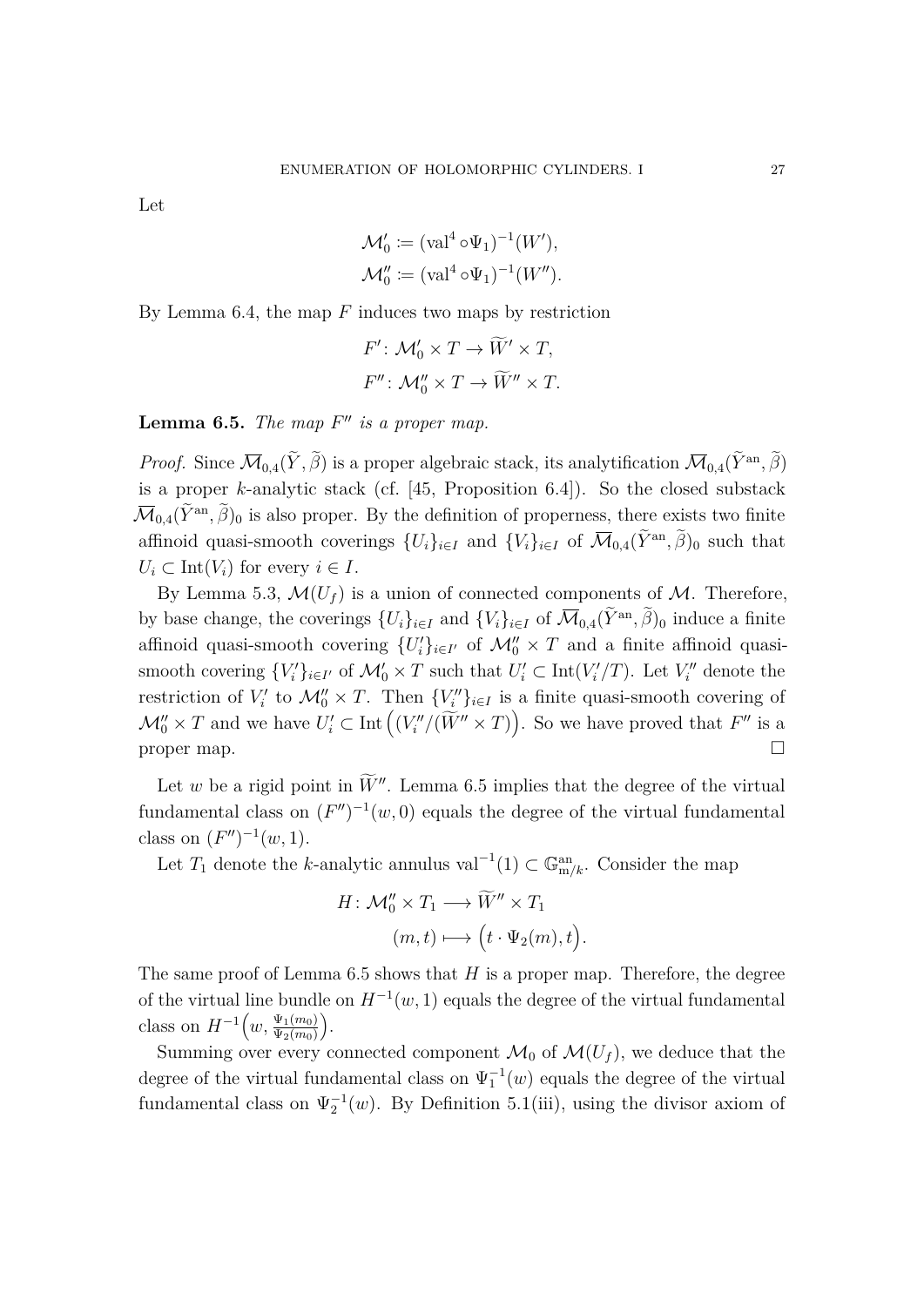Let

$$\mathcal{M}_0' \coloneqq (\mathrm{val}^4 \circ \Psi_1)^{-1}(W'),$$
$$\mathcal{M}_0'' \coloneqq (\mathrm{val}^4 \circ \Psi_1)^{-1}(W'').$$

By Lemma 6.4, the map $F$ induces two maps by restriction

$$F' \colon \mathcal{M}_0' \times T \to \widetilde{W}' \times T,$$
$$F'' \colon \mathcal{M}_0'' \times T \to \widetilde{W}'' \times T.$$

**Lemma 6.5.** *The map $F''$ is a proper map.*

*Proof.* Since $\overline{\mathcal{M}}_{0,4}(\widetilde{Y}, \widetilde{\beta})$ is a proper algebraic stack, its analytification $\overline{\mathcal{M}}_{0,4}(\widetilde{Y}^{\mathrm{an}}, \widetilde{\beta})$ is a proper $k$-analytic stack (cf. [45, Proposition 6.4]). So the closed substack $\overline{\mathcal{M}}_{0,4}(\widetilde{Y}^{\mathrm{an}}, \widetilde{\beta})_0$ is also proper. By the definition of properness, there exists two finite affinoid quasi-smooth coverings $\{U_i\}_{i\in I}$ and $\{V_i\}_{i\in I}$ of $\overline{\mathcal{M}}_{0,4}(\widetilde{Y}^{\mathrm{an}}, \widetilde{\beta})_0$ such that $U_i \subset \mathrm{Int}(V_i)$ for every $i \in I$.

By Lemma 5.3, $\mathcal{M}(U_f)$ is a union of connected components of $\mathcal{M}$. Therefore, by base change, the coverings $\{U_i\}_{i\in I}$ and $\{V_i\}_{i\in I}$ of $\overline{\mathcal{M}}_{0,4}(\widetilde{Y}^{\mathrm{an}}, \widetilde{\beta})_0$ induce a finite affinoid quasi-smooth covering $\{U_i'\}_{i\in I'}$ of $\mathcal{M}_0'' \times T$ and a finite affinoid quasi-smooth covering $\{V_i'\}_{i\in I'}$ of $\mathcal{M}_0' \times T$ such that $U_i' \subset \mathrm{Int}(V_i'/T)$. Let $V_i''$ denote the restriction of $V_i'$ to $\mathcal{M}_0'' \times T$. Then $\{V_i''\}_{i\in I}$ is a finite quasi-smooth covering of $\mathcal{M}_0'' \times T$ and we have $U_i' \subset \mathrm{Int}\Big((V_i''/(\widetilde{W}'' \times T)\Big)$. So we have proved that $F''$ is a proper map. $\square$

Let $w$ be a rigid point in $\widetilde{W}''$. Lemma 6.5 implies that the degree of the virtual fundamental class on $(F'')^{-1}(w, 0)$ equals the degree of the virtual fundamental class on $(F'')^{-1}(w, 1)$.

Let $T_1$ denote the $k$-analytic annulus $\mathrm{val}^{-1}(1) \subset \mathbb{G}_{\mathrm{m}/k}^{\mathrm{an}}$. Consider the map

$$H \colon \mathcal{M}_0'' \times T_1 \longrightarrow \widetilde{W}'' \times T_1$$
$$(m, t) \longmapsto \Big(t \cdot \Psi_2(m), t\Big).$$

The same proof of Lemma 6.5 shows that $H$ is a proper map. Therefore, the degree of the virtual line bundle on $H^{-1}(w, 1)$ equals the degree of the virtual fundamental class on $H^{-1}\Big(w, \frac{\Psi_1(m_0)}{\Psi_2(m_0)}\Big)$.

Summing over every connected component $\mathcal{M}_0$ of $\mathcal{M}(U_f)$, we deduce that the degree of the virtual fundamental class on $\Psi_1^{-1}(w)$ equals the degree of the virtual fundamental class on $\Psi_2^{-1}(w)$. By Definition 5.1(iii), using the divisor axiom of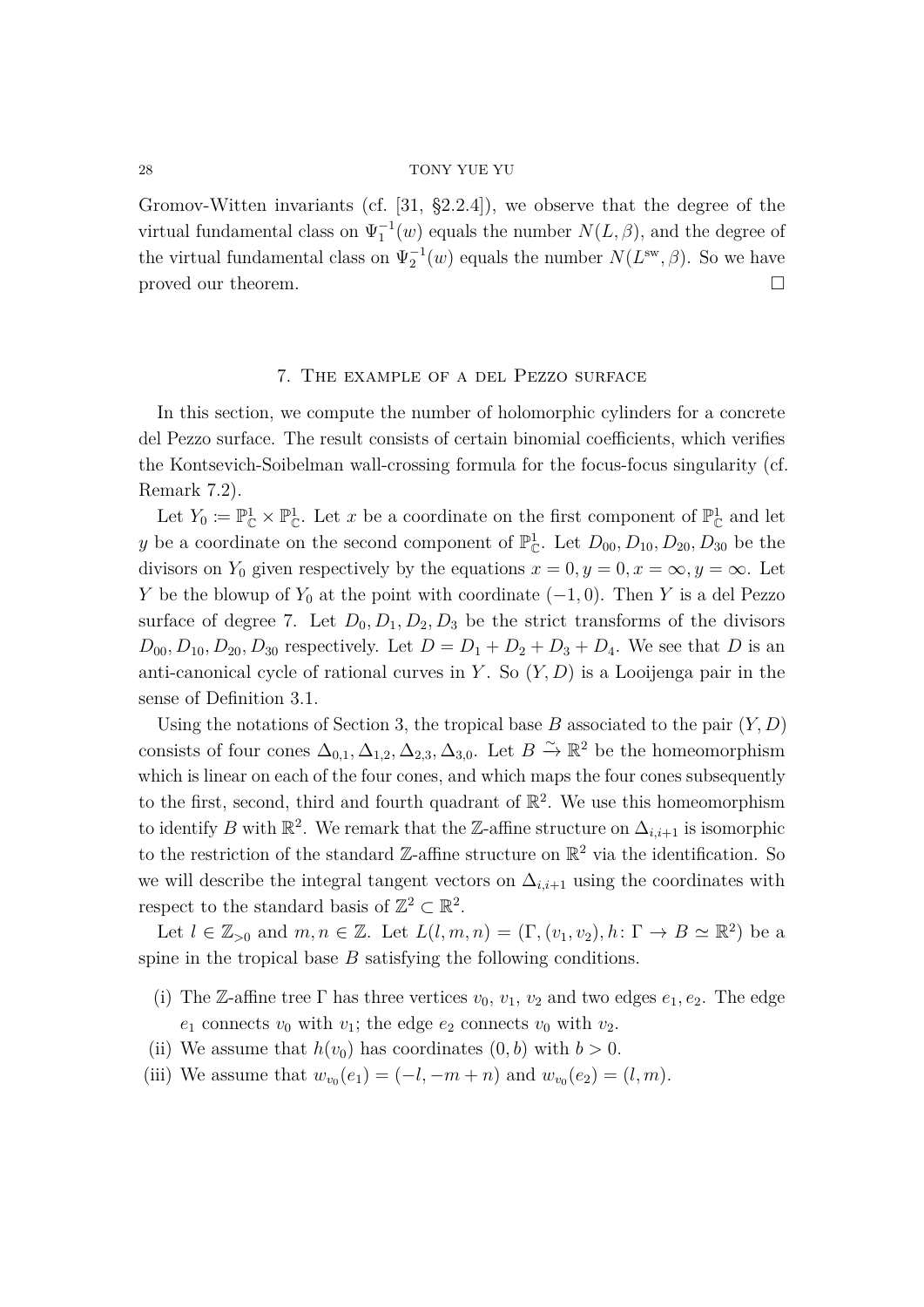Gromov-Witten invariants (cf. [31, §2.2.4]), we observe that the degree of the virtual fundamental class on $\Psi_1^{-1}(w)$ equals the number $N(L, \beta)$, and the degree of the virtual fundamental class on $\Psi_2^{-1}(w)$ equals the number $N(L^{\mathrm{sw}}, \beta)$. So we have proved our theorem. $\square$

## 7. The example of a del Pezzo surface

In this section, we compute the number of holomorphic cylinders for a concrete del Pezzo surface. The result consists of certain binomial coefficients, which verifies the Kontsevich-Soibelman wall-crossing formula for the focus-focus singularity (cf. Remark 7.2).

Let $Y_0 \coloneqq \mathbb{P}^1_{\mathbb{C}} \times \mathbb{P}^1_{\mathbb{C}}$. Let $x$ be a coordinate on the first component of $\mathbb{P}^1_{\mathbb{C}}$ and let $y$ be a coordinate on the second component of $\mathbb{P}^1_{\mathbb{C}}$. Let $D_{00}, D_{10}, D_{20}, D_{30}$ be the divisors on $Y_0$ given respectively by the equations $x = 0, y = 0, x = \infty, y = \infty$. Let $Y$ be the blowup of $Y_0$ at the point with coordinate $(-1, 0)$. Then $Y$ is a del Pezzo surface of degree 7. Let $D_0, D_1, D_2, D_3$ be the strict transforms of the divisors $D_{00}, D_{10}, D_{20}, D_{30}$ respectively. Let $D = D_1 + D_2 + D_3 + D_4$. We see that $D$ is an anti-canonical cycle of rational curves in $Y$. So $(Y, D)$ is a Looijenga pair in the sense of Definition 3.1.

Using the notations of Section 3, the tropical base $B$ associated to the pair $(Y, D)$ consists of four cones $\Delta_{0,1}, \Delta_{1,2}, \Delta_{2,3}, \Delta_{3,0}$. Let $B \xrightarrow{\sim} \mathbb{R}^2$ be the homeomorphism which is linear on each of the four cones, and which maps the four cones subsequently to the first, second, third and fourth quadrant of $\mathbb{R}^2$. We use this homeomorphism to identify $B$ with $\mathbb{R}^2$. We remark that the $\mathbb{Z}$-affine structure on $\Delta_{i,i+1}$ is isomorphic to the restriction of the standard $\mathbb{Z}$-affine structure on $\mathbb{R}^2$ via the identification. So we will describe the integral tangent vectors on $\Delta_{i,i+1}$ using the coordinates with respect to the standard basis of $\mathbb{Z}^2 \subset \mathbb{R}^2$.

Let $l \in \mathbb{Z}_{>0}$ and $m, n \in \mathbb{Z}$. Let $L(l, m, n) = (\Gamma, (v_1, v_2), h\colon \Gamma \to B \simeq \mathbb{R}^2)$ be a spine in the tropical base $B$ satisfying the following conditions.

(i) The $\mathbb{Z}$-affine tree $\Gamma$ has three vertices $v_0$, $v_1$, $v_2$ and two edges $e_1, e_2$. The edge $e_1$ connects $v_0$ with $v_1$; the edge $e_2$ connects $v_0$ with $v_2$.

(ii) We assume that $h(v_0)$ has coordinates $(0, b)$ with $b > 0$.

(iii) We assume that $w_{v_0}(e_1) = (-l, -m + n)$ and $w_{v_0}(e_2) = (l, m)$.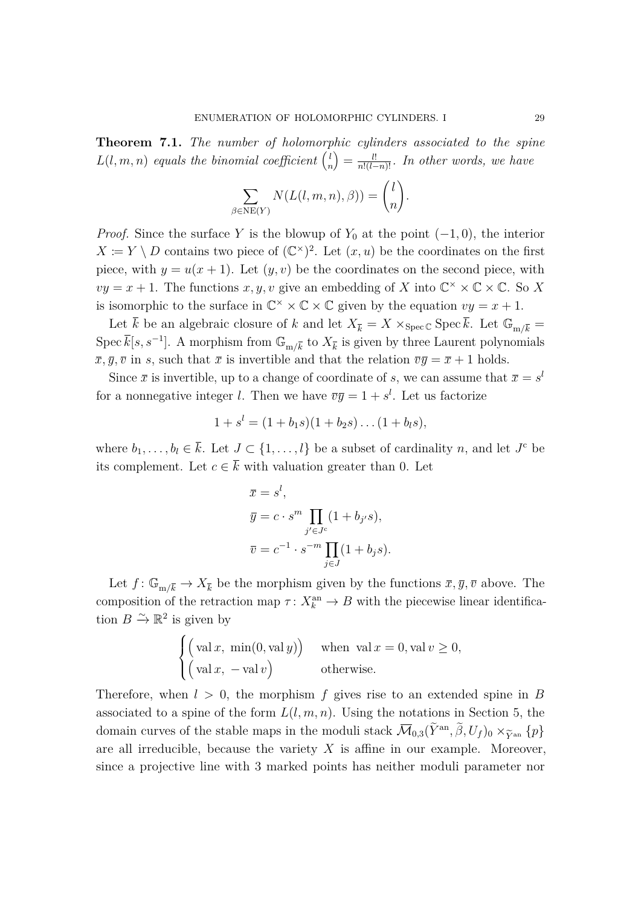**Theorem 7.1.** *The number of holomorphic cylinders associated to the spine $L(l,m,n)$ equals the binomial coefficient $\binom{l}{n} = \frac{l!}{n!(l-n)!}$. In other words, we have*

$$\sum_{\beta \in \mathrm{NE}(Y)} N(L(l,m,n),\beta)) = \binom{l}{n}.$$

*Proof.* Since the surface $Y$ is the blowup of $Y_0$ at the point $(-1,0)$, the interior $X \coloneqq Y \setminus D$ contains two piece of $(\mathbb{C}^\times)^2$. Let $(x,u)$ be the coordinates on the first piece, with $y = u(x+1)$. Let $(y,v)$ be the coordinates on the second piece, with $vy = x+1$. The functions $x, y, v$ give an embedding of $X$ into $\mathbb{C}^\times \times \mathbb{C} \times \mathbb{C}$. So $X$ is isomorphic to the surface in $\mathbb{C}^\times \times \mathbb{C} \times \mathbb{C}$ given by the equation $vy = x+1$.

Let $\overline{k}$ be an algebraic closure of $k$ and let $X_{\overline{k}} = X \times_{\operatorname{Spec}\mathbb{C}} \operatorname{Spec}\overline{k}$. Let $\mathbb{G}_{\mathrm{m}/\overline{k}} = \operatorname{Spec}\overline{k}[s,s^{-1}]$. A morphism from $\mathbb{G}_{\mathrm{m}/\overline{k}}$ to $X_{\overline{k}}$ is given by three Laurent polynomials $\overline{x}, \overline{y}, \overline{v}$ in $s$, such that $\overline{x}$ is invertible and that the relation $\overline{v}\overline{y} = \overline{x}+1$ holds.

Since $\overline{x}$ is invertible, up to a change of coordinate of $s$, we can assume that $\overline{x} = s^l$ for a nonnegative integer $l$. Then we have $\overline{v}\overline{y} = 1 + s^l$. Let us factorize

$$1 + s^l = (1+b_1 s)(1+b_2 s)\dots(1+b_l s),$$

where $b_1, \dots, b_l \in \overline{k}$. Let $J \subset \{1,\dots,l\}$ be a subset of cardinality $n$, and let $J^{\mathrm{c}}$ be its complement. Let $c \in \overline{k}$ with valuation greater than 0. Let

$$\begin{aligned}
\overline{x} &= s^l,\\
\overline{y} &= c \cdot s^m \prod_{j' \in J^{\mathrm{c}}} (1 + b_{j'} s),\\
\overline{v} &= c^{-1} \cdot s^{-m} \prod_{j \in J} (1 + b_j s).
\end{aligned}$$

Let $f\colon \mathbb{G}_{\mathrm{m}/\overline{k}} \to X_{\overline{k}}$ be the morphism given by the functions $\overline{x}, \overline{y}, \overline{v}$ above. The composition of the retraction map $\tau\colon X_k^{\mathrm{an}} \to B$ with the piecewise linear identification $B \xrightarrow{\sim} \mathbb{R}^2$ is given by

$$\begin{cases}
\Big(\operatorname{val} x,\ \min(0, \operatorname{val} y)\Big) & \text{when } \operatorname{val} x = 0, \operatorname{val} v \geq 0,\\
\Big(\operatorname{val} x,\ -\operatorname{val} v\Big) & \text{otherwise.}
\end{cases}$$

Therefore, when $l > 0$, the morphism $f$ gives rise to an extended spine in $B$ associated to a spine of the form $L(l,m,n)$. Using the notations in Section 5, the domain curves of the stable maps in the moduli stack $\overline{\mathcal{M}}_{0,3}(\widetilde{Y}^{\mathrm{an}}, \widetilde{\beta}, U_f)_0 \times_{\widetilde{Y}^{\mathrm{an}}} \{p\}$ are all irreducible, because the variety $X$ is affine in our example. Moreover, since a projective line with 3 marked points has neither moduli parameter nor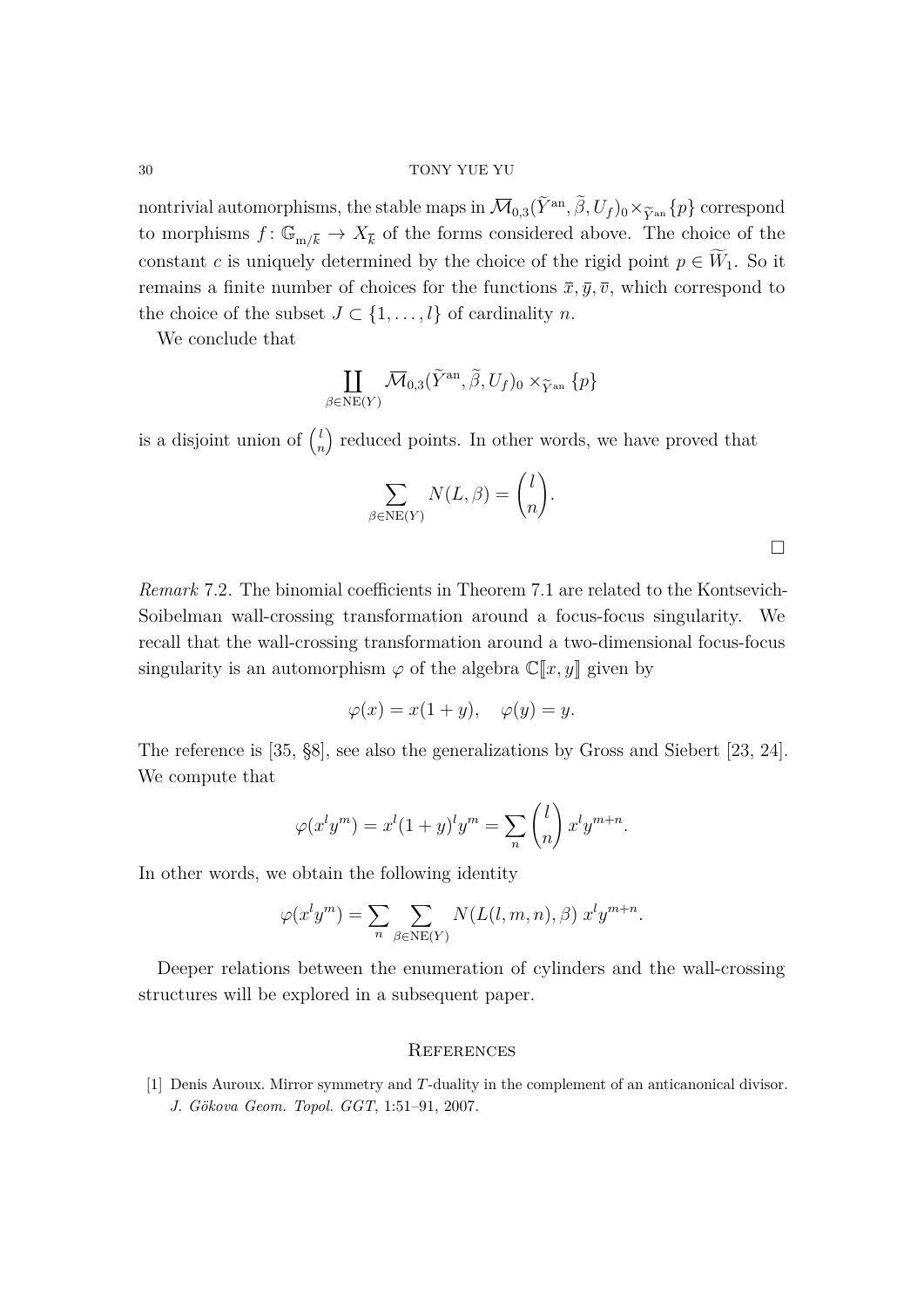nontrivial automorphisms, the stable maps in $\overline{\mathcal{M}}_{0,3}(\widetilde{Y}^{\mathrm{an}}, \widetilde{\beta}, U_f)_0 \times_{\widetilde{Y}^{\mathrm{an}}} \{p\}$ correspond to morphisms $f \colon \mathbb{G}_{\mathrm{m}/\overline{k}} \to X_{\overline{k}}$ of the forms considered above. The choice of the constant $c$ is uniquely determined by the choice of the rigid point $p \in \widetilde{W}_1$. So it remains a finite number of choices for the functions $\overline{x}, \overline{y}, \overline{v}$, which correspond to the choice of the subset $J \subset \{1, \dots, l\}$ of cardinality $n$.

We conclude that

$$\coprod_{\beta \in \mathrm{NE}(Y)} \overline{\mathcal{M}}_{0,3}(\widetilde{Y}^{\mathrm{an}}, \widetilde{\beta}, U_f)_0 \times_{\widetilde{Y}^{\mathrm{an}}} \{p\}$$

is a disjoint union of $\binom{l}{n}$ reduced points. In other words, we have proved that

$$\sum_{\beta \in \mathrm{NE}(Y)} N(L, \beta) = \binom{l}{n}.$$

□

*Remark* 7.2. The binomial coefficients in Theorem 7.1 are related to the Kontsevich-Soibelman wall-crossing transformation around a focus-focus singularity. We recall that the wall-crossing transformation around a two-dimensional focus-focus singularity is an automorphism $\varphi$ of the algebra $\mathbb{C}[\![x, y]\!]$ given by

$$\varphi(x) = x(1 + y), \quad \varphi(y) = y.$$

The reference is [35, §8], see also the generalizations by Gross and Siebert [23, 24]. We compute that

$$\varphi(x^l y^m) = x^l (1 + y)^l y^m = \sum_n \binom{l}{n} x^l y^{m+n}.$$

In other words, we obtain the following identity

$$\varphi(x^l y^m) = \sum_n \sum_{\beta \in \mathrm{NE}(Y)} N(L(l, m, n), \beta) \, x^l y^{m+n}.$$

Deeper relations between the enumeration of cylinders and the wall-crossing structures will be explored in a subsequent paper.

## References

[1] Denis Auroux. Mirror symmetry and $T$-duality in the complement of an anticanonical divisor. *J. Gökova Geom. Topol. GGT*, 1:51–91, 2007.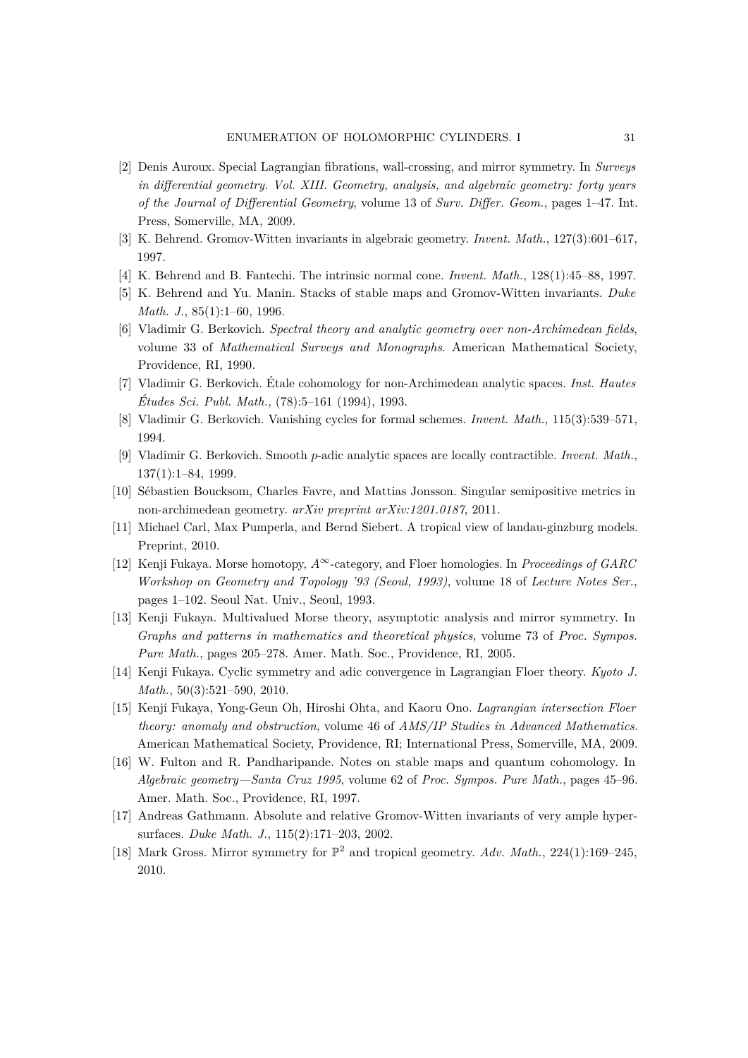[2] Denis Auroux. Special Lagrangian fibrations, wall-crossing, and mirror symmetry. In *Surveys in differential geometry. Vol. XIII. Geometry, analysis, and algebraic geometry: forty years of the Journal of Differential Geometry*, volume 13 of *Surv. Differ. Geom.*, pages 1–47. Int. Press, Somerville, MA, 2009.

[3] K. Behrend. Gromov-Witten invariants in algebraic geometry. *Invent. Math.*, 127(3):601–617, 1997.

[4] K. Behrend and B. Fantechi. The intrinsic normal cone. *Invent. Math.*, 128(1):45–88, 1997.

[5] K. Behrend and Yu. Manin. Stacks of stable maps and Gromov-Witten invariants. *Duke Math. J.*, 85(1):1–60, 1996.

[6] Vladimir G. Berkovich. *Spectral theory and analytic geometry over non-Archimedean fields*, volume 33 of *Mathematical Surveys and Monographs*. American Mathematical Society, Providence, RI, 1990.

[7] Vladimir G. Berkovich. Étale cohomology for non-Archimedean analytic spaces. *Inst. Hautes Études Sci. Publ. Math.*, (78):5–161 (1994), 1993.

[8] Vladimir G. Berkovich. Vanishing cycles for formal schemes. *Invent. Math.*, 115(3):539–571, 1994.

[9] Vladimir G. Berkovich. Smooth $p$-adic analytic spaces are locally contractible. *Invent. Math.*, 137(1):1–84, 1999.

[10] Sébastien Boucksom, Charles Favre, and Mattias Jonsson. Singular semipositive metrics in non-archimedean geometry. *arXiv preprint arXiv:1201.0187*, 2011.

[11] Michael Carl, Max Pumperla, and Bernd Siebert. A tropical view of landau-ginzburg models. Preprint, 2010.

[12] Kenji Fukaya. Morse homotopy, $A^\infty$-category, and Floer homologies. In *Proceedings of GARC Workshop on Geometry and Topology '93 (Seoul, 1993)*, volume 18 of *Lecture Notes Ser.*, pages 1–102. Seoul Nat. Univ., Seoul, 1993.

[13] Kenji Fukaya. Multivalued Morse theory, asymptotic analysis and mirror symmetry. In *Graphs and patterns in mathematics and theoretical physics*, volume 73 of *Proc. Sympos. Pure Math.*, pages 205–278. Amer. Math. Soc., Providence, RI, 2005.

[14] Kenji Fukaya. Cyclic symmetry and adic convergence in Lagrangian Floer theory. *Kyoto J. Math.*, 50(3):521–590, 2010.

[15] Kenji Fukaya, Yong-Geun Oh, Hiroshi Ohta, and Kaoru Ono. *Lagrangian intersection Floer theory: anomaly and obstruction*, volume 46 of *AMS/IP Studies in Advanced Mathematics*. American Mathematical Society, Providence, RI; International Press, Somerville, MA, 2009.

[16] W. Fulton and R. Pandharipande. Notes on stable maps and quantum cohomology. In *Algebraic geometry—Santa Cruz 1995*, volume 62 of *Proc. Sympos. Pure Math.*, pages 45–96. Amer. Math. Soc., Providence, RI, 1997.

[17] Andreas Gathmann. Absolute and relative Gromov-Witten invariants of very ample hypersurfaces. *Duke Math. J.*, 115(2):171–203, 2002.

[18] Mark Gross. Mirror symmetry for $\mathbb{P}^2$ and tropical geometry. *Adv. Math.*, 224(1):169–245, 2010.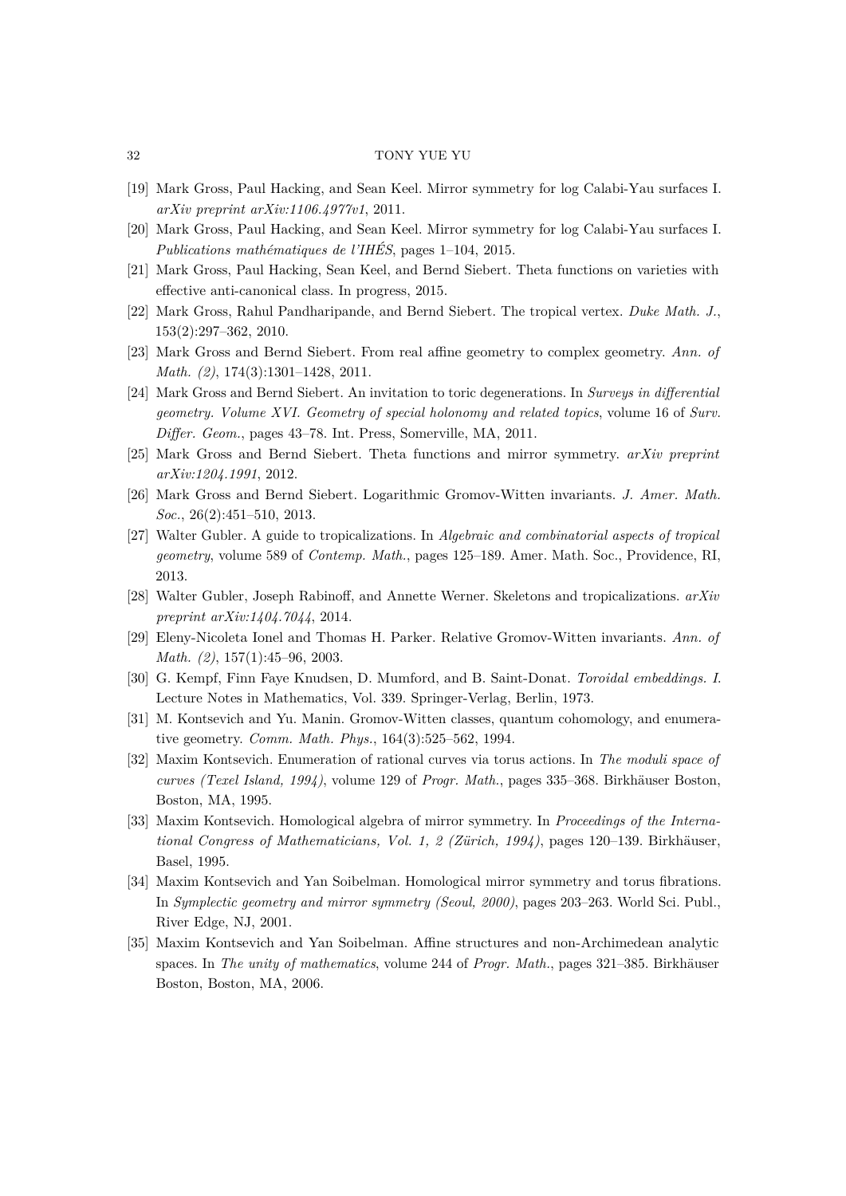[19] Mark Gross, Paul Hacking, and Sean Keel. Mirror symmetry for log Calabi-Yau surfaces I. *arXiv preprint arXiv:1106.4977v1*, 2011.

[20] Mark Gross, Paul Hacking, and Sean Keel. Mirror symmetry for log Calabi-Yau surfaces I. *Publications mathématiques de l'IHÉS*, pages 1–104, 2015.

[21] Mark Gross, Paul Hacking, Sean Keel, and Bernd Siebert. Theta functions on varieties with effective anti-canonical class. In progress, 2015.

[22] Mark Gross, Rahul Pandharipande, and Bernd Siebert. The tropical vertex. *Duke Math. J.*, 153(2):297–362, 2010.

[23] Mark Gross and Bernd Siebert. From real affine geometry to complex geometry. *Ann. of Math. (2)*, 174(3):1301–1428, 2011.

[24] Mark Gross and Bernd Siebert. An invitation to toric degenerations. In *Surveys in differential geometry. Volume XVI. Geometry of special holonomy and related topics*, volume 16 of *Surv. Differ. Geom.*, pages 43–78. Int. Press, Somerville, MA, 2011.

[25] Mark Gross and Bernd Siebert. Theta functions and mirror symmetry. *arXiv preprint arXiv:1204.1991*, 2012.

[26] Mark Gross and Bernd Siebert. Logarithmic Gromov-Witten invariants. *J. Amer. Math. Soc.*, 26(2):451–510, 2013.

[27] Walter Gubler. A guide to tropicalizations. In *Algebraic and combinatorial aspects of tropical geometry*, volume 589 of *Contemp. Math.*, pages 125–189. Amer. Math. Soc., Providence, RI, 2013.

[28] Walter Gubler, Joseph Rabinoff, and Annette Werner. Skeletons and tropicalizations. *arXiv preprint arXiv:1404.7044*, 2014.

[29] Eleny-Nicoleta Ionel and Thomas H. Parker. Relative Gromov-Witten invariants. *Ann. of Math. (2)*, 157(1):45–96, 2003.

[30] G. Kempf, Finn Faye Knudsen, D. Mumford, and B. Saint-Donat. *Toroidal embeddings. I.* Lecture Notes in Mathematics, Vol. 339. Springer-Verlag, Berlin, 1973.

[31] M. Kontsevich and Yu. Manin. Gromov-Witten classes, quantum cohomology, and enumerative geometry. *Comm. Math. Phys.*, 164(3):525–562, 1994.

[32] Maxim Kontsevich. Enumeration of rational curves via torus actions. In *The moduli space of curves (Texel Island, 1994)*, volume 129 of *Progr. Math.*, pages 335–368. Birkhäuser Boston, Boston, MA, 1995.

[33] Maxim Kontsevich. Homological algebra of mirror symmetry. In *Proceedings of the International Congress of Mathematicians, Vol. 1, 2 (Zürich, 1994)*, pages 120–139. Birkhäuser, Basel, 1995.

[34] Maxim Kontsevich and Yan Soibelman. Homological mirror symmetry and torus fibrations. In *Symplectic geometry and mirror symmetry (Seoul, 2000)*, pages 203–263. World Sci. Publ., River Edge, NJ, 2001.

[35] Maxim Kontsevich and Yan Soibelman. Affine structures and non-Archimedean analytic spaces. In *The unity of mathematics*, volume 244 of *Progr. Math.*, pages 321–385. Birkhäuser Boston, Boston, MA, 2006.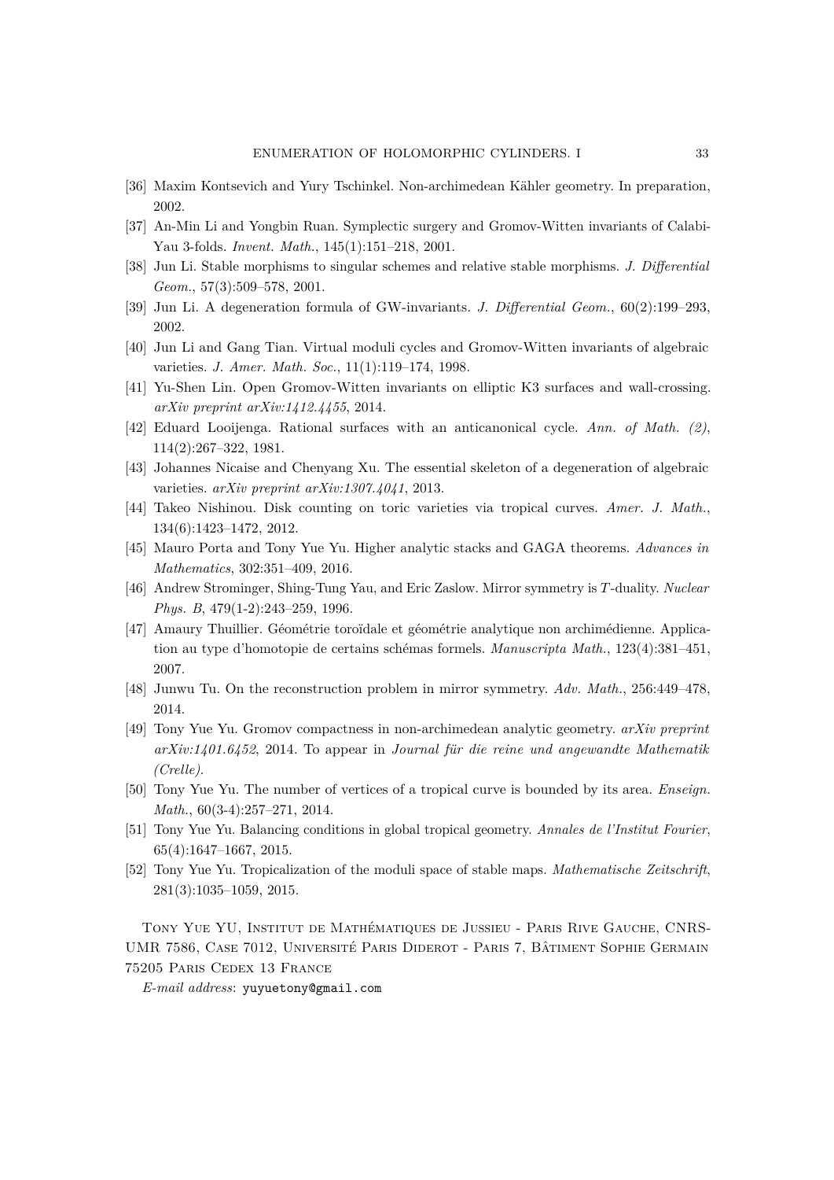[36] Maxim Kontsevich and Yury Tschinkel. Non-archimedean Kähler geometry. In preparation, 2002.

[37] An-Min Li and Yongbin Ruan. Symplectic surgery and Gromov-Witten invariants of Calabi-Yau 3-folds. *Invent. Math.*, 145(1):151–218, 2001.

[38] Jun Li. Stable morphisms to singular schemes and relative stable morphisms. *J. Differential Geom.*, 57(3):509–578, 2001.

[39] Jun Li. A degeneration formula of GW-invariants. *J. Differential Geom.*, 60(2):199–293, 2002.

[40] Jun Li and Gang Tian. Virtual moduli cycles and Gromov-Witten invariants of algebraic varieties. *J. Amer. Math. Soc.*, 11(1):119–174, 1998.

[41] Yu-Shen Lin. Open Gromov-Witten invariants on elliptic K3 surfaces and wall-crossing. *arXiv preprint arXiv:1412.4455*, 2014.

[42] Eduard Looijenga. Rational surfaces with an anticanonical cycle. *Ann. of Math. (2)*, 114(2):267–322, 1981.

[43] Johannes Nicaise and Chenyang Xu. The essential skeleton of a degeneration of algebraic varieties. *arXiv preprint arXiv:1307.4041*, 2013.

[44] Takeo Nishinou. Disk counting on toric varieties via tropical curves. *Amer. J. Math.*, 134(6):1423–1472, 2012.

[45] Mauro Porta and Tony Yue Yu. Higher analytic stacks and GAGA theorems. *Advances in Mathematics*, 302:351–409, 2016.

[46] Andrew Strominger, Shing-Tung Yau, and Eric Zaslow. Mirror symmetry is $T$-duality. *Nuclear Phys. B*, 479(1-2):243–259, 1996.

[47] Amaury Thuillier. Géométrie toroïdale et géométrie analytique non archimédienne. Application au type d'homotopie de certains schémas formels. *Manuscripta Math.*, 123(4):381–451, 2007.

[48] Junwu Tu. On the reconstruction problem in mirror symmetry. *Adv. Math.*, 256:449–478, 2014.

[49] Tony Yue Yu. Gromov compactness in non-archimedean analytic geometry. *arXiv preprint arXiv:1401.6452*, 2014. To appear in *Journal für die reine und angewandte Mathematik (Crelle)*.

[50] Tony Yue Yu. The number of vertices of a tropical curve is bounded by its area. *Enseign. Math.*, 60(3-4):257–271, 2014.

[51] Tony Yue Yu. Balancing conditions in global tropical geometry. *Annales de l'Institut Fourier*, 65(4):1647–1667, 2015.

[52] Tony Yue Yu. Tropicalization of the moduli space of stable maps. *Mathematische Zeitschrift*, 281(3):1035–1059, 2015.

Tony Yue YU, Institut de Mathématiques de Jussieu - Paris Rive Gauche, CNRS-UMR 7586, Case 7012, Université Paris Diderot - Paris 7, Bâtiment Sophie Germain 75205 Paris Cedex 13 France

*E-mail address*: yuyuetony@gmail.com